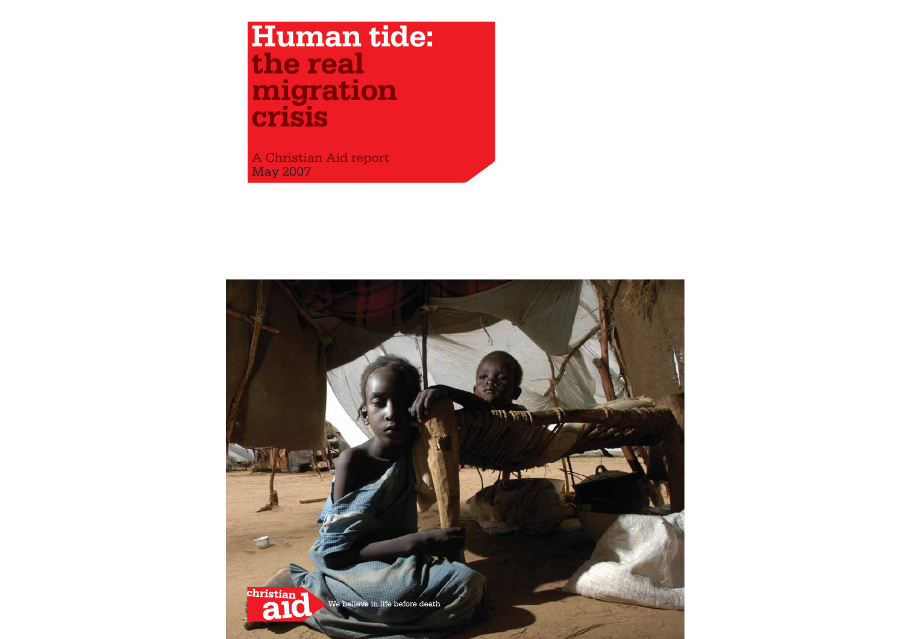# Human tide: the real migration crisis

A Christian Aid report
May 2007

christian aid

We believe in life before death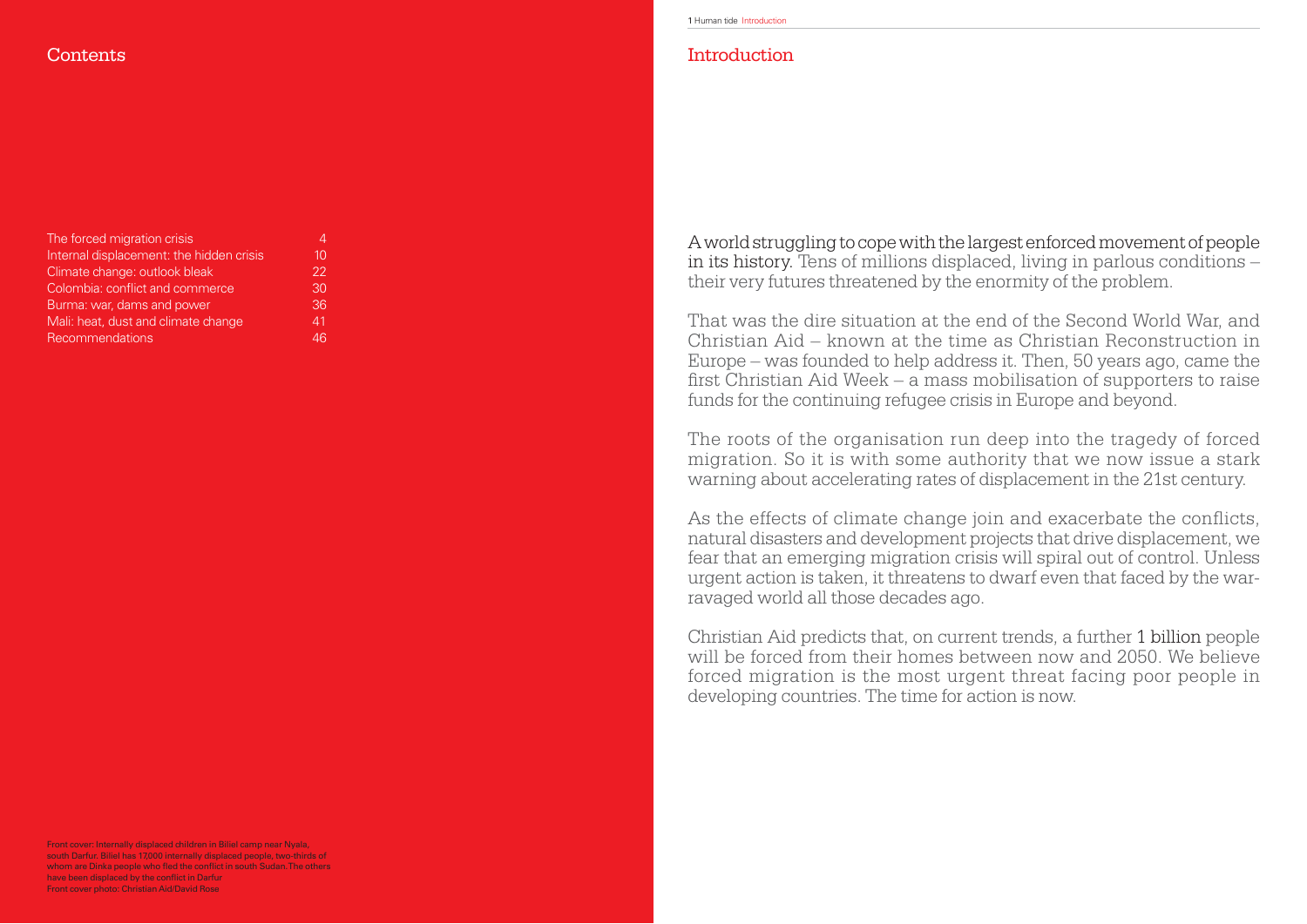## Contents

| | |
|---|---|
| The forced migration crisis | 4 |
| Internal displacement: the hidden crisis | 10 |
| Climate change: outlook bleak | 22 |
| Colombia: conflict and commerce | 30 |
| Burma: war, dams and power | 36 |
| Mali: heat, dust and climate change | 41 |
| Recommendations | 46 |

Front cover: Internally displaced children in Biliel camp near Nyala, south Darfur. Biliel has 17,000 internally displaced people, two-thirds of whom are Dinka people who fled the conflict in south Sudan. The others have been displaced by the conflict in Darfur

Front cover photo: Christian Aid/David Rose

## Introduction

A world struggling to cope with the largest enforced movement of people in its history. Tens of millions displaced, living in parlous conditions – their very futures threatened by the enormity of the problem.

That was the dire situation at the end of the Second World War, and Christian Aid – known at the time as Christian Reconstruction in Europe – was founded to help address it. Then, 50 years ago, came the first Christian Aid Week – a mass mobilisation of supporters to raise funds for the continuing refugee crisis in Europe and beyond.

The roots of the organisation run deep into the tragedy of forced migration. So it is with some authority that we now issue a stark warning about accelerating rates of displacement in the 21st century.

As the effects of climate change join and exacerbate the conflicts, natural disasters and development projects that drive displacement, we fear that an emerging migration crisis will spiral out of control. Unless urgent action is taken, it threatens to dwarf even that faced by the war-ravaged world all those decades ago.

Christian Aid predicts that, on current trends, a further 1 billion people will be forced from their homes between now and 2050. We believe forced migration is the most urgent threat facing poor people in developing countries. The time for action is now.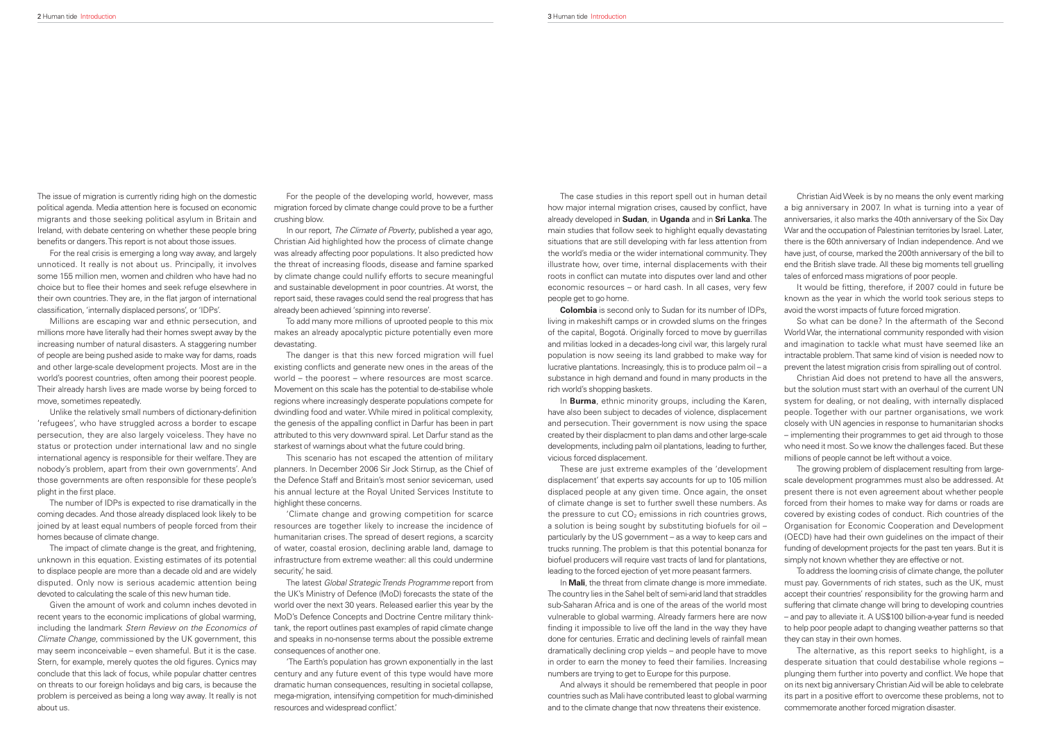The issue of migration is currently riding high on the domestic political agenda. Media attention here is focused on economic migrants and those seeking political asylum in Britain and Ireland, with debate centering on whether these people bring benefits or dangers. This report is not about those issues.

For the real crisis is emerging a long way away, and largely unnoticed. It really is not about us. Principally, it involves some 155 million men, women and children who have had no choice but to flee their homes and seek refuge elsewhere in their own countries. They are, in the flat jargon of international classification, 'internally displaced persons', or 'IDPs'.

Millions are escaping war and ethnic persecution, and millions more have literally had their homes swept away by the increasing number of natural disasters. A staggering number of people are being pushed aside to make way for dams, roads and other large-scale development projects. Most are in the world's poorest countries, often among their poorest people. Their already harsh lives are made worse by being forced to move, sometimes repeatedly.

Unlike the relatively small numbers of dictionary-definition 'refugees', who have struggled across a border to escape persecution, they are also largely voiceless. They have no status or protection under international law and no single international agency is responsible for their welfare. They are nobody's problem, apart from their own governments'. And those governments are often responsible for these people's plight in the first place.

The number of IDPs is expected to rise dramatically in the coming decades. And those already displaced look likely to be joined by at least equal numbers of people forced from their homes because of climate change.

The impact of climate change is the great, and frightening, unknown in this equation. Existing estimates of its potential to displace people are more than a decade old and are widely disputed. Only now is serious academic attention being devoted to calculating the scale of this new human tide.

Given the amount of work and column inches devoted in recent years to the economic implications of global warming, including the landmark *Stern Review on the Economics of Climate Change*, commissioned by the UK government, this may seem inconceivable – even shameful. But it is the case. Stern, for example, merely quotes the old figures. Cynics may conclude that this lack of focus, while popular chatter centres on threats to our foreign holidays and big cars, is because the problem is perceived as being a long way away. It really is not about us.

For the people of the developing world, however, mass migration forced by climate change could prove to be a further crushing blow.

In our report, *The Climate of Poverty*, published a year ago, Christian Aid highlighted how the process of climate change was already affecting poor populations. It also predicted how the threat of increasing floods, disease and famine sparked by climate change could nullify efforts to secure meaningful and sustainable development in poor countries. At worst, the report said, these ravages could send the real progress that has already been achieved 'spinning into reverse'.

To add many more millions of uprooted people to this mix makes an already apocalyptic picture potentially even more devastating.

The danger is that this new forced migration will fuel existing conflicts and generate new ones in the areas of the world – the poorest – where resources are most scarce. Movement on this scale has the potential to de-stabilise whole regions where increasingly desperate populations compete for dwindling food and water. While mired in political complexity, the genesis of the appalling conflict in Darfur has been in part attributed to this very downward spiral. Let Darfur stand as the starkest of warnings about what the future could bring.

This scenario has not escaped the attention of military planners. In December 2006 Sir Jock Stirrup, as the Chief of the Defence Staff and Britain's most senior serviceman, used his annual lecture at the Royal United Services Institute to highlight these concerns.

'Climate change and growing competition for scarce resources are together likely to increase the incidence of humanitarian crises. The spread of desert regions, a scarcity of water, coastal erosion, declining arable land, damage to infrastructure from extreme weather: all this could undermine security,' he said.

The latest *Global Strategic Trends Programme* report from the UK's Ministry of Defence (MoD) forecasts the state of the world over the next 30 years. Released earlier this year by the MoD's Defence Concepts and Doctrine Centre military think-tank, the report outlines past examples of rapid climate change and speaks in no-nonsense terms about the possible extreme consequences of another one.

'The Earth's population has grown exponentially in the last century and any future event of this type would have more dramatic human consequences, resulting in societal collapse, mega-migration, intensifying competition for much-diminished resources and widespread conflict.'

The case studies in this report spell out in human detail how major internal migration crises, caused by conflict, have already developed in **Sudan**, in **Uganda** and in **Sri Lanka**. The main studies that follow seek to highlight equally devastating situations that are still developing with far less attention from the world's media or the wider international community. They illustrate how, over time, internal displacements with their roots in conflict can mutate into disputes over land and other economic resources – or hard cash. In all cases, very few people get to go home.

**Colombia** is second only to Sudan for its number of IDPs, living in makeshift camps or in crowded slums on the fringes of the capital, Bogotá. Originally forced to move by guerrillas and militias locked in a decades-long civil war, this largely rural population is now seeing its land grabbed to make way for lucrative plantations. Increasingly, this is to produce palm oil – a substance in high demand and found in many products in the rich world's shopping baskets.

In **Burma**, ethnic minority groups, including the Karen, have also been subject to decades of violence, displacement and persecution. Their government is now using the space created by their displacment to plan dams and other large-scale developments, including palm oil plantations, leading to further, vicious forced displacement.

These are just extreme examples of the 'development displacement' that experts say accounts for up to 105 million displaced people at any given time. Once again, the onset of climate change is set to further swell these numbers. As the pressure to cut $CO_2$ emissions in rich countries grows, a solution is being sought by substituting biofuels for oil – particularly by the US government – as a way to keep cars and trucks running. The problem is that this potential bonanza for biofuel producers will require vast tracts of land for plantations, leading to the forced ejection of yet more peasant farmers.

In **Mali**, the threat from climate change is more immediate. The country lies in the Sahel belt of semi-arid land that straddles sub-Saharan Africa and is one of the areas of the world most vulnerable to global warming. Already farmers here are now finding it impossible to live off the land in the way they have done for centuries. Erratic and declining levels of rainfall mean dramatically declining crop yields – and people have to move in order to earn the money to feed their families. Increasing numbers are trying to get to Europe for this purpose.

And always it should be remembered that people in poor countries such as Mali have contributed least to global warming and to the climate change that now threatens their existence.

Christian Aid Week is by no means the only event marking a big anniversary in 2007. In what is turning into a year of anniversaries, it also marks the 40th anniversary of the Six Day War and the occupation of Palestinian territories by Israel. Later, there is the 60th anniversary of Indian independence. And we have just, of course, marked the 200th anniversary of the bill to end the British slave trade. All these big moments tell gruelling tales of enforced mass migrations of poor people.

It would be fitting, therefore, if 2007 could in future be known as the year in which the world took serious steps to avoid the worst impacts of future forced migration.

So what can be done? In the aftermath of the Second World War, the international community responded with vision and imagination to tackle what must have seemed like an intractable problem. That same kind of vision is needed now to prevent the latest migration crisis from spiralling out of control.

Christian Aid does not pretend to have all the answers, but the solution must start with an overhaul of the current UN system for dealing, or not dealing, with internally displaced people. Together with our partner organisations, we work closely with UN agencies in response to humanitarian shocks – implementing their programmes to get aid through to those who need it most. So we know the challenges faced. But these millions of people cannot be left without a voice.

The growing problem of displacement resulting from large-scale development programmes must also be addressed. At present there is not even agreement about whether people forced from their homes to make way for dams or roads are covered by existing codes of conduct. Rich countries of the Organisation for Economic Cooperation and Development (OECD) have had their own guidelines on the impact of their funding of development projects for the past ten years. But it is simply not known whether they are effective or not.

To address the looming crisis of climate change, the polluter must pay. Governments of rich states, such as the UK, must accept their countries' responsibility for the growing harm and suffering that climate change will bring to developing countries – and pay to alleviate it. A US$100 billion-a-year fund is needed to help poor people adapt to changing weather patterns so that they can stay in their own homes.

The alternative, as this report seeks to highlight, is a desperate situation that could destabilise whole regions – plunging them further into poverty and conflict. We hope that on its next big anniversary Christian Aid will be able to celebrate its part in a positive effort to overcome these problems, not to commemorate another forced migration disaster.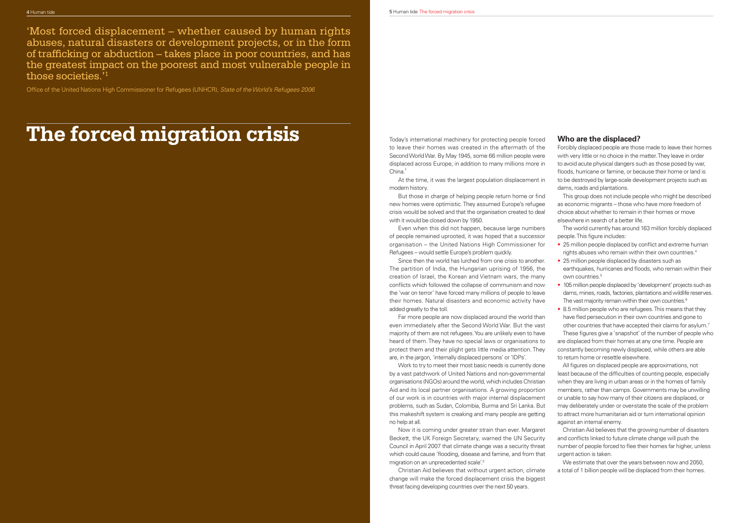'Most forced displacement – whether caused by human rights abuses, natural disasters or development projects, or in the form of trafficking or abduction – takes place in poor countries, and has the greatest impact on the poorest and most vulnerable people in those societies.'[1]

Office of the United Nations High Commissioner for Refugees (UNHCR), *State of the World's Refugees 2006*

# The forced migration crisis

Today's international machinery for protecting people forced to leave their homes was created in the aftermath of the Second World War. By May 1945, some 66 million people were displaced across Europe, in addition to many millions more in China.[2]

At the time, it was the largest population displacement in modern history.

But those in charge of helping people return home or find new homes were optimistic. They assumed Europe's refugee crisis would be solved and that the organisation created to deal with it would be closed down by 1950.

Even when this did not happen, because large numbers of people remained uprooted, it was hoped that a successor organisation – the United Nations High Commissioner for Refugees – would settle Europe's problem quickly.

Since then the world has lurched from one crisis to another. The partition of India, the Hungarian uprising of 1956, the creation of Israel, the Korean and Vietnam wars, the many conflicts which followed the collapse of communism and now the 'war on terror' have forced many millions of people to leave their homes. Natural disasters and economic activity have added greatly to the toll.

Far more people are now displaced around the world than even immediately after the Second World War. But the vast majority of them are not refugees. You are unlikely even to have heard of them. They have no special laws or organisations to protect them and their plight gets little media attention. They are, in the jargon, 'internally displaced persons' or 'IDPs'.

Work to try to meet their most basic needs is currently done by a vast patchwork of United Nations and non-governmental organisations (NGOs) around the world, which includes Christian Aid and its local partner organisations. A growing proportion of our work is in countries with major internal displacement problems, such as Sudan, Colombia, Burma and Sri Lanka. But this makeshift system is creaking and many people are getting no help at all.

Now it is coming under greater strain than ever. Margaret Beckett, the UK Foreign Secretary, warned the UN Security Council in April 2007 that climate change was a security threat which could cause 'flooding, disease and famine, and from that migration on an unprecedented scale'.[3]

Christian Aid believes that without urgent action, climate change will make the forced displacement crisis the biggest threat facing developing countries over the next 50 years.

## Who are the displaced?

Forcibly displaced people are those made to leave their homes with very little or no choice in the matter. They leave in order to avoid acute physical dangers such as those posed by war, floods, hurricane or famine, or because their home or land is to be destroyed by large-scale development projects such as dams, roads and plantations.

This group does not include people who might be described as economic migrants – those who have more freedom of choice about whether to remain in their homes or move elsewhere in search of a better life.

The world currently has around 163 million forcibly displaced people. This figure includes:

- 25 million people displaced by conflict and extreme human rights abuses who remain within their own countries.[4]
- 25 million people displaced by disasters such as earthquakes, hurricanes and floods, who remain within their own countries.[5]
- 105 million people displaced by 'development' projects such as dams, mines, roads, factories, plantations and wildlife reserves. The vast majority remain within their own countries.[6]
- 8.5 million people who are refugees. This means that they have fled persecution in their own countries and gone to other countries that have accepted their claims for asylum.[7]

These figures give a 'snapshot' of the number of people who are displaced from their homes at any one time. People are constantly becoming newly displaced, while others are able to return home or resettle elsewhere.

All figures on displaced people are approximations, not least because of the difficulties of counting people, especially when they are living in urban areas or in the homes of family members, rather than camps. Governments may be unwilling or unable to say how many of their citizens are displaced, or may deliberately under- or over-state the scale of the problem to attract more humanitarian aid or turn international opinion against an internal enemy.

Christian Aid believes that the growing number of disasters and conflicts linked to future climate change will push the number of people forced to flee their homes far higher, unless urgent action is taken.

We estimate that over the years between now and 2050, a total of 1 billion people will be displaced from their homes.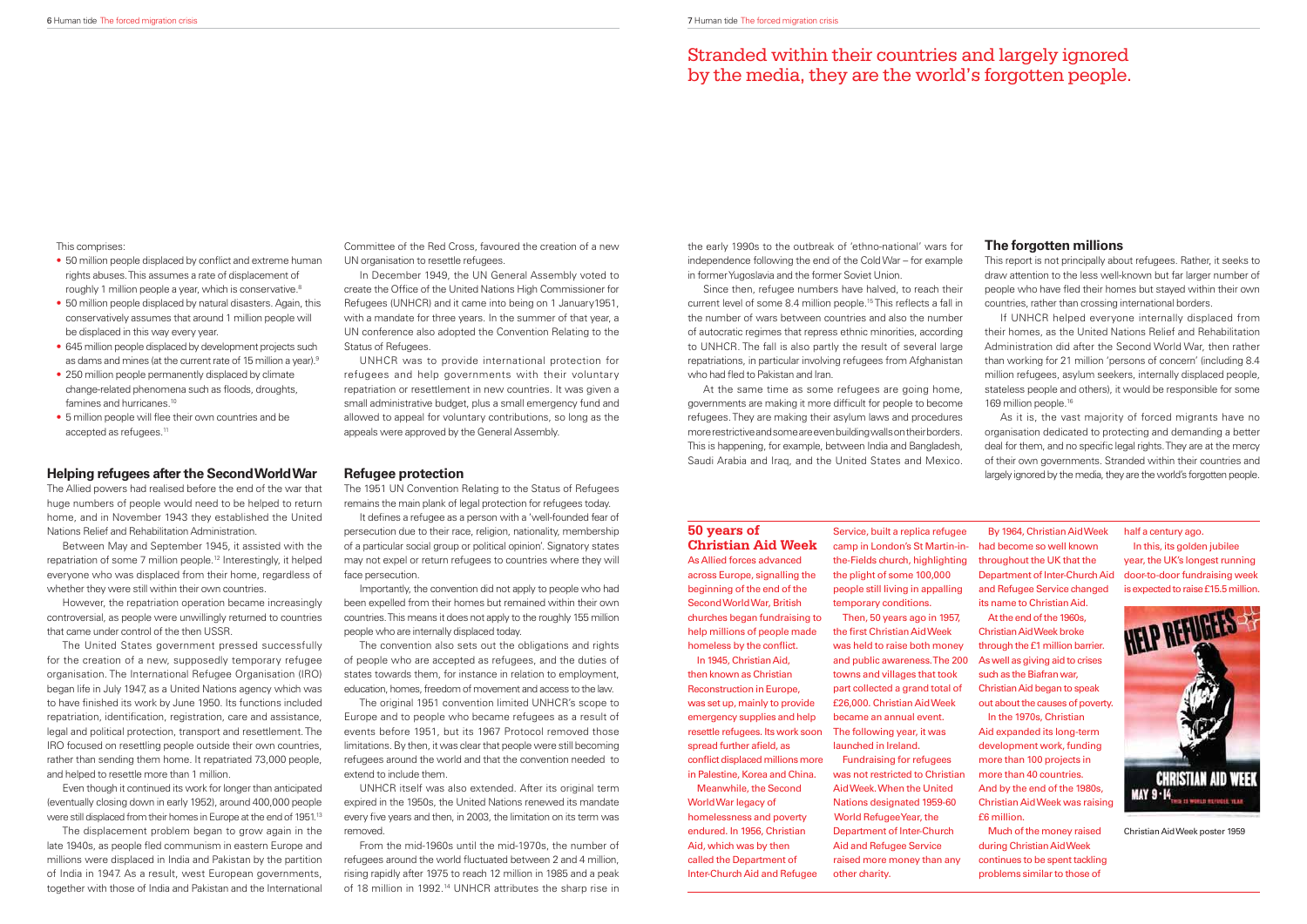Stranded within their countries and largely ignored by the media, they are the world's forgotten people.

This comprises:

- 50 million people displaced by conflict and extreme human rights abuses. This assumes a rate of displacement of roughly 1 million people a year, which is conservative.[8]
- 50 million people displaced by natural disasters. Again, this conservatively assumes that around 1 million people will be displaced in this way every year.
- 645 million people displaced by development projects such as dams and mines (at the current rate of 15 million a year).[9]
- 250 million people permanently displaced by climate change-related phenomena such as floods, droughts, famines and hurricanes.[10]
- 5 million people will flee their own countries and be accepted as refugees.[11]

## Helping refugees after the Second World War

The Allied powers had realised before the end of the war that huge numbers of people would need to be helped to return home, and in November 1943 they established the United Nations Relief and Rehabilitation Administration.

Between May and September 1945, it assisted with the repatriation of some 7 million people.[12] Interestingly, it helped everyone who was displaced from their home, regardless of whether they were still within their own countries.

However, the repatriation operation became increasingly controversial, as people were unwillingly returned to countries that came under control of the then USSR.

The United States government pressed successfully for the creation of a new, supposedly temporary refugee organisation. The International Refugee Organisation (IRO) began life in July 1947, as a United Nations agency which was to have finished its work by June 1950. Its functions included repatriation, identification, registration, care and assistance, legal and political protection, transport and resettlement. The IRO focused on resettling people outside their own countries, rather than sending them home. It repatriated 73,000 people, and helped to resettle more than 1 million.

Even though it continued its work for longer than anticipated (eventually closing down in early 1952), around 400,000 people were still displaced from their homes in Europe at the end of 1951.[13]

The displacement problem began to grow again in the late 1940s, as people fled communism in eastern Europe and millions were displaced in India and Pakistan by the partition of India in 1947. As a result, west European governments, together with those of India and Pakistan and the International Committee of the Red Cross, favoured the creation of a new UN organisation to resettle refugees.

In December 1949, the UN General Assembly voted to create the Office of the United Nations High Commissioner for Refugees (UNHCR) and it came into being on 1 January1951, with a mandate for three years. In the summer of that year, a UN conference also adopted the Convention Relating to the Status of Refugees.

UNHCR was to provide international protection for refugees and help governments with their voluntary repatriation or resettlement in new countries. It was given a small administrative budget, plus a small emergency fund and allowed to appeal for voluntary contributions, so long as the appeals were approved by the General Assembly.

## Refugee protection

The 1951 UN Convention Relating to the Status of Refugees remains the main plank of legal protection for refugees today.

It defines a refugee as a person with a 'well-founded fear of persecution due to their race, religion, nationality, membership of a particular social group or political opinion'. Signatory states may not expel or return refugees to countries where they will face persecution.

Importantly, the convention did not apply to people who had been expelled from their homes but remained within their own countries. This means it does not apply to the roughly 155 million people who are internally displaced today.

The convention also sets out the obligations and rights of people who are accepted as refugees, and the duties of states towards them, for instance in relation to employment, education, homes, freedom of movement and access to the law.

The original 1951 convention limited UNHCR's scope to Europe and to people who became refugees as a result of events before 1951, but its 1967 Protocol removed those limitations. By then, it was clear that people were still becoming refugees around the world and that the convention needed to extend to include them.

UNHCR itself was also extended. After its original term expired in the 1950s, the United Nations renewed its mandate every five years and then, in 2003, the limitation on its term was removed.

From the mid-1960s until the mid-1970s, the number of refugees around the world fluctuated between 2 and 4 million, rising rapidly after 1975 to reach 12 million in 1985 and a peak of 18 million in 1992.[14] UNHCR attributes the sharp rise in the early 1990s to the outbreak of 'ethno-national' wars for independence following the end of the Cold War – for example in former Yugoslavia and the former Soviet Union.

Since then, refugee numbers have halved, to reach their current level of some 8.4 million people.[15] This reflects a fall in the number of wars between countries and also the number of autocratic regimes that repress ethnic minorities, according to UNHCR. The fall is also partly the result of several large repatriations, in particular involving refugees from Afghanistan who had fled to Pakistan and Iran.

At the same time as some refugees are going home, governments are making it more difficult for people to become refugees. They are making their asylum laws and procedures more restrictive and some are even building walls on their borders. This is happening, for example, between India and Bangladesh, Saudi Arabia and Iraq, and the United States and Mexico.

## The forgotten millions

This report is not principally about refugees. Rather, it seeks to draw attention to the less well-known but far larger number of people who have fled their homes but stayed within their own countries, rather than crossing international borders.

If UNHCR helped everyone internally displaced from their homes, as the United Nations Relief and Rehabilitation Administration did after the Second World War, then rather than working for 21 million 'persons of concern' (including 8.4 million refugees, asylum seekers, internally displaced people, stateless people and others), it would be responsible for some 169 million people.[16]

As it is, the vast majority of forced migrants have no organisation dedicated to protecting and demanding a better deal for them, and no specific legal rights. They are at the mercy of their own governments. Stranded within their countries and largely ignored by the media, they are the world's forgotten people.

## 50 years of Christian Aid Week

As Allied forces advanced across Europe, signalling the beginning of the end of the Second World War, British churches began fundraising to help millions of people made homeless by the conflict.

In 1945, Christian Aid, then known as Christian Reconstruction in Europe, was set up, mainly to provide emergency supplies and help resettle refugees. Its work soon spread further afield, as conflict displaced millions more in Palestine, Korea and China.

Meanwhile, the Second World War legacy of homelessness and poverty endured. In 1956, Christian Aid, which was by then called the Department of Inter-Church Aid and Refugee Service, built a replica refugee camp in London's St Martin-in-the-Fields church, highlighting the plight of some 100,000 people still living in appalling temporary conditions.

Then, 50 years ago in 1957, the first Christian Aid Week was held to raise both money and public awareness. The 200 towns and villages that took part collected a grand total of £26,000. Christian Aid Week became an annual event. The following year, it was launched in Ireland.

Fundraising for refugees was not restricted to Christian Aid Week. When the United Nations designated 1959-60 World Refugee Year, the Department of Inter-Church Aid and Refugee Service raised more money than any other charity.

By 1964, Christian Aid Week had become so well known throughout the UK that the Department of Inter-Church Aid and Refugee Service changed its name to Christian Aid.

At the end of the 1960s, Christian Aid Week broke through the £1 million barrier. As well as giving aid to crises such as the Biafran war, Christian Aid began to speak out about the causes of poverty.

In the 1970s, Christian Aid expanded its long-term development work, funding more than 100 projects in more than 40 countries. And by the end of the 1980s, Christian Aid Week was raising £6 million.

Much of the money raised during Christian Aid Week continues to be spent tackling problems similar to those of half a century ago.

In this, its golden jubilee year, the UK's longest running door-to-door fundraising week is expected to raise £15.5 million.

Christian Aid Week poster 1959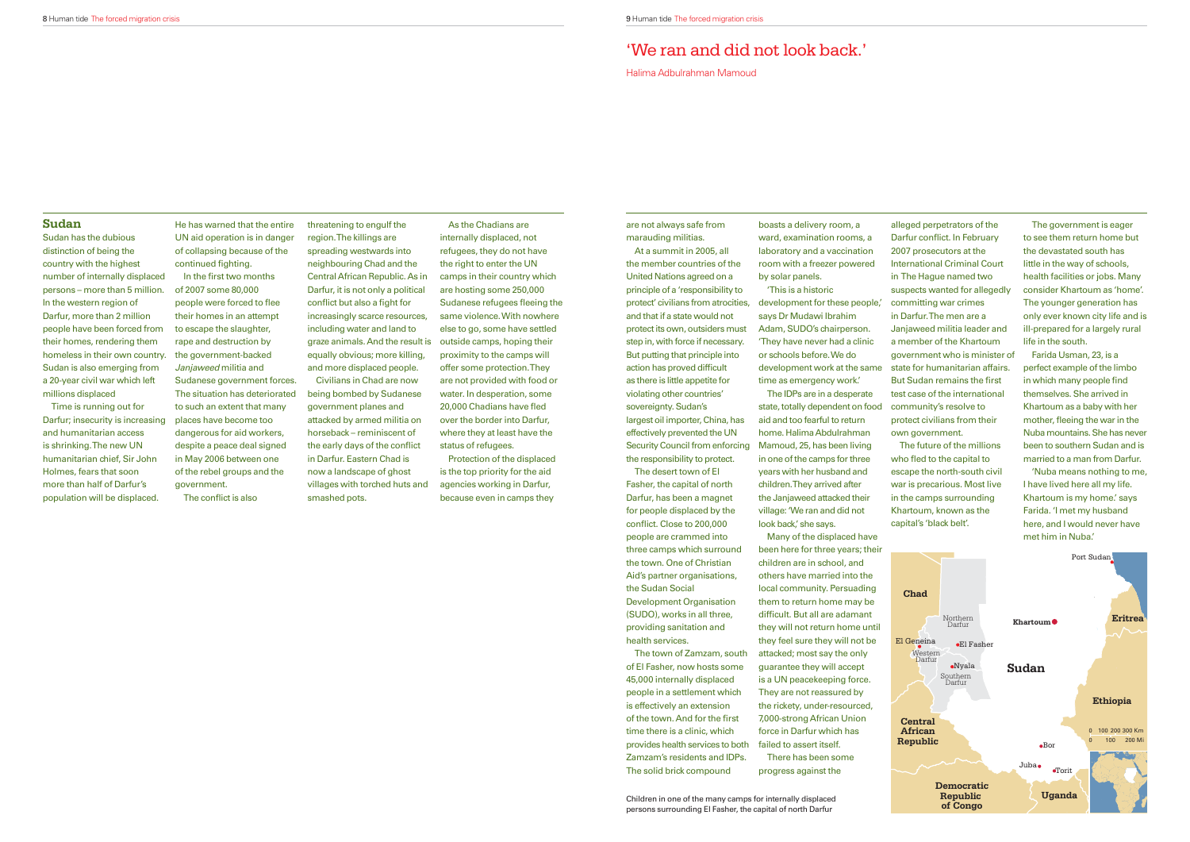## Sudan

Sudan has the dubious distinction of being the country with the highest number of internally displaced persons – more than 5 million. In the western region of Darfur, more than 2 million people have been forced from their homes, rendering them homeless in their own country. Sudan is also emerging from a 20-year civil war which left millions displaced

Time is running out for Darfur; insecurity is increasing and humanitarian access is shrinking. The new UN humanitarian chief, Sir John Holmes, fears that soon more than half of Darfur's population will be displaced. He has warned that the entire UN aid operation is in danger of collapsing because of the continued fighting.

In the first two months of 2007 some 80,000 people were forced to flee their homes in an attempt to escape the slaughter, rape and destruction by the government-backed *Janjaweed* militia and Sudanese government forces. The situation has deteriorated to such an extent that many places have become too dangerous for aid workers, despite a peace deal signed in May 2006 between one of the rebel groups and the government.

The conflict is also threatening to engulf the region. The killings are spreading westwards into neighbouring Chad and the Central African Republic. As in Darfur, it is not only a political conflict but also a fight for increasingly scarce resources, including water and land to graze animals. And the result is equally obvious; more killing, and more displaced people.

Civilians in Chad are now being bombed by Sudanese government planes and attacked by armed militia on horseback – reminiscent of the early days of the conflict in Darfur. Eastern Chad is now a landscape of ghost villages with torched huts and smashed pots.

As the Chadians are internally displaced, not refugees, they do not have the right to enter the UN camps in their country which are hosting some 250,000 Sudanese refugees fleeing the same violence. With nowhere else to go, some have settled outside camps, hoping their proximity to the camps will offer some protection. They are not provided with food or water. In desperation, some 20,000 Chadians have fled over the border into Darfur, where they at least have the status of refugees.

Protection of the displaced is the top priority for the aid agencies working in Darfur, because even in camps they are not always safe from marauding militias.

At a summit in 2005, all the member countries of the United Nations agreed on a principle of a 'responsibility to protect' civilians from atrocities, and that if a state would not protect its own, outsiders must step in, with force if necessary. But putting that principle into action has proved difficult as there is little appetite for violating other countries' sovereignty. Sudan's largest oil importer, China, has effectively prevented the UN Security Council from enforcing the responsibility to protect.

The desert town of El Fasher, the capital of north Darfur, has been a magnet for people displaced by the conflict. Close to 200,000 people are crammed into three camps which surround the town. One of Christian Aid's partner organisations, the Sudan Social Development Organisation (SUDO), works in all three, providing sanitation and health services.

The town of Zamzam, south of El Fasher, now hosts some 45,000 internally displaced people in a settlement which is effectively an extension of the town. And for the first time there is a clinic, which provides health services to both Zamzam's residents and IDPs. The solid brick compound boasts a delivery room, a ward, examination rooms, a laboratory and a vaccination room with a freezer powered by solar panels.

'This is a historic development for these people,' says Dr Mudawi Ibrahim Adam, SUDO's chairperson. 'They have never had a clinic or schools before. We do development work at the same time as emergency work.'

The IDPs are in a desperate state, totally dependent on food aid and too fearful to return home. Halima Abdulrahman Mamoud, 25, has been living in one of the camps for three years with her husband and children. They arrived after the Janjaweed attacked their village: 'We ran and did not look back,' she says.

Many of the displaced have been here for three years; their children are in school, and others have married into the local community. Persuading them to return home may be difficult. But all are adamant they will not return home until they feel sure they will not be attacked; most say the only guarantee they will accept is a UN peacekeeping force. They are not reassured by the rickety, under-resourced, 7,000-strong African Union force in Darfur which has failed to assert itself.

There has been some progress against the alleged perpetrators of the Darfur conflict. In February 2007 prosecutors at the International Criminal Court in The Hague named two suspects wanted for allegedly committing war crimes in Darfur. The men are a Janjaweed militia leader and a member of the Khartoum government who is minister of state for humanitarian affairs. But Sudan remains the first test case of the international community's resolve to protect civilians from their own government.

The future of the millions who fled to the capital to escape the north-south civil war is precarious. Most live in the camps surrounding Khartoum, known as the capital's 'black belt'.

The government is eager to see them return home but the devastated south has little in the way of schools, health facilities or jobs. Many consider Khartoum as 'home'. The younger generation has only ever known city life and is ill-prepared for a largely rural life in the south.

Farida Usman, 23, is a perfect example of the limbo in which many people find themselves. She arrived in Khartoum as a baby with her mother, fleeing the war in the Nuba mountains. She has never been to southern Sudan and is married to a man from Darfur.

'Nuba means nothing to me, I have lived here all my life. Khartoum is my home,' says Farida. 'I met my husband here, and I would never have met him in Nuba.'

## 'We ran and did not look back.'

Halima Adbulrahman Mamoud

Children in one of the many camps for internally displaced persons surrounding El Fasher, the capital of north Darfur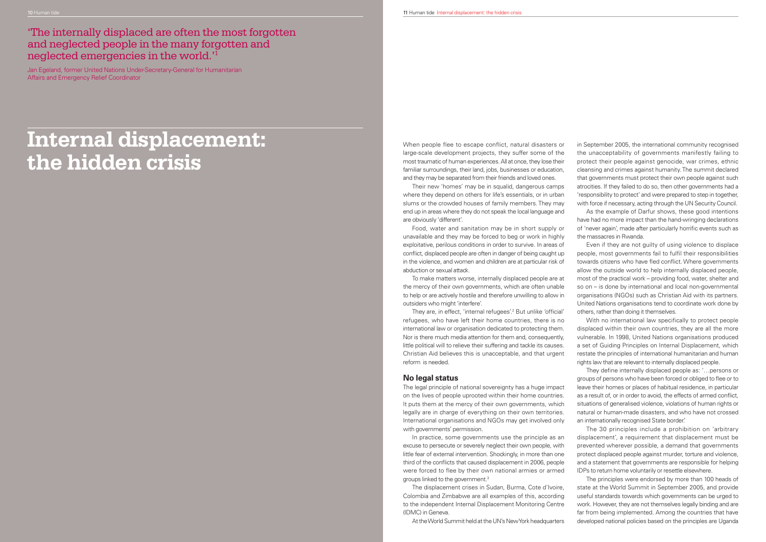'The internally displaced are often the most forgotten and neglected people in the many forgotten and neglected emergencies in the world.'[1]

Jan Egeland, former United Nations Under-Secretary-General for Humanitarian Affairs and Emergency Relief Coordinator

# Internal displacement: the hidden crisis

When people flee to escape conflict, natural disasters or large-scale development projects, they suffer some of the most traumatic of human experiences. All at once, they lose their familiar surroundings, their land, jobs, businesses or education, and they may be separated from their friends and loved ones.

Their new 'homes' may be in squalid, dangerous camps where they depend on others for life's essentials, or in urban slums or the crowded houses of family members. They may end up in areas where they do not speak the local language and are obviously 'different'.

Food, water and sanitation may be in short supply or unavailable and they may be forced to beg or work in highly exploitative, perilous conditions in order to survive. In areas of conflict, displaced people are often in danger of being caught up in the violence, and women and children are at particular risk of abduction or sexual attack.

To make matters worse, internally displaced people are at the mercy of their own governments, which are often unable to help or are actively hostile and therefore unwilling to allow in outsiders who might 'interfere'.

They are, in effect, 'internal refugees'.[2] But unlike 'official' refugees, who have left their home countries, there is no international law or organisation dedicated to protecting them. Nor is there much media attention for them and, consequently, little political will to relieve their suffering and tackle its causes. Christian Aid believes this is unacceptable, and that urgent reform is needed.

## No legal status

The legal principle of national sovereignty has a huge impact on the lives of people uprooted within their home countries. It puts them at the mercy of their own governments, which legally are in charge of everything on their own territories. International organisations and NGOs may get involved only with governments' permission.

In practice, some governments use the principle as an excuse to persecute or severely neglect their own people, with little fear of external intervention. Shockingly, in more than one third of the conflicts that caused displacement in 2006, people were forced to flee by their own national armies or armed groups linked to the government.[3]

The displacement crises in Sudan, Burma, Cote d'Ivoire, Colombia and Zimbabwe are all examples of this, according to the independent Internal Displacement Monitoring Centre (IDMC) in Geneva.

At the World Summit held at the UN's New York headquarters in September 2005, the international community recognised the unacceptability of governments manifestly failing to protect their people against genocide, war crimes, ethnic cleansing and crimes against humanity. The summit declared that governments must protect their own people against such atrocities. If they failed to do so, then other governments had a 'responsibility to protect' and were prepared to step in together, with force if necessary, acting through the UN Security Council.

As the example of Darfur shows, these good intentions have had no more impact than the hand-wringing declarations of 'never again', made after particularly horrific events such as the massacres in Rwanda.

Even if they are not guilty of using violence to displace people, most governments fail to fulfil their responsibilities towards citizens who have fled conflict. Where governments allow the outside world to help internally displaced people, most of the practical work – providing food, water, shelter and so on – is done by international and local non-governmental organisations (NGOs) such as Christian Aid with its partners. United Nations organisations tend to coordinate work done by others, rather than doing it themselves.

With no international law specifically to protect people displaced within their own countries, they are all the more vulnerable. In 1998, United Nations organisations produced a set of Guiding Principles on Internal Displacement, which restate the principles of international humanitarian and human rights law that are relevant to internally displaced people.

They define internally displaced people as: '…persons or groups of persons who have been forced or obliged to flee or to leave their homes or places of habitual residence, in particular as a result of, or in order to avoid, the effects of armed conflict, situations of generalised violence, violations of human rights or natural or human-made disasters, and who have not crossed an internationally recognised State border.'

The 30 principles include a prohibition on 'arbitrary displacement', a requirement that displacement must be prevented wherever possible, a demand that governments protect displaced people against murder, torture and violence, and a statement that governments are responsible for helping IDPs to return home voluntarily or resettle elsewhere.

The principles were endorsed by more than 100 heads of state at the World Summit in September 2005, and provide useful standards towards which governments can be urged to work. However, they are not themselves legally binding and are far from being implemented. Among the countries that have developed national policies based on the principles are Uganda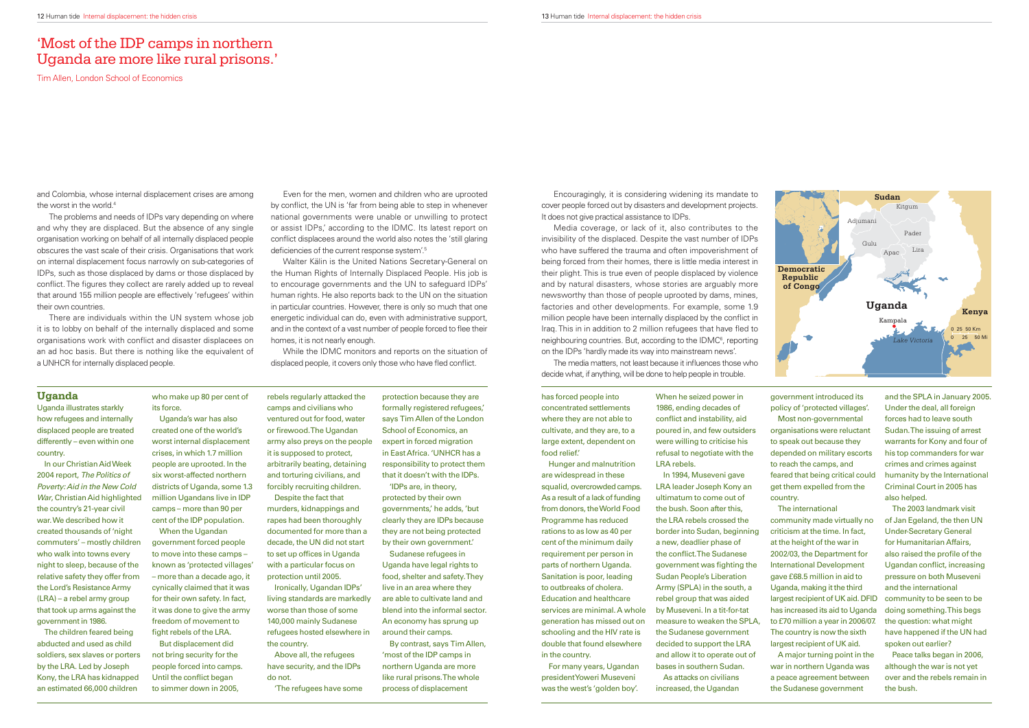# 'Most of the IDP camps in northern Uganda are more like rural prisons.'

Tim Allen, London School of Economics

and Colombia, whose internal displacement crises are among the worst in the world.[4]

The problems and needs of IDPs vary depending on where and why they are displaced. But the absence of any single organisation working on behalf of all internally displaced people obscures the vast scale of their crisis. Organisations that work on internal displacement focus narrowly on sub-categories of IDPs, such as those displaced by dams or those displaced by conflict. The figures they collect are rarely added up to reveal that around 155 million people are effectively 'refugees' within their own countries.

There are individuals within the UN system whose job it is to lobby on behalf of the internally displaced and some organisations work with conflict and disaster displacees on an ad hoc basis. But there is nothing like the equivalent of a UNHCR for internally displaced people.

Even for the men, women and children who are uprooted by conflict, the UN is 'far from being able to step in whenever national governments were unable or unwilling to protect or assist IDPs,' according to the IDMC. Its latest report on conflict displacees around the world also notes the 'still glaring deficiencies of the current response system'.[5]

Walter Kälin is the United Nations Secretary-General on the Human Rights of Internally Displaced People. His job is to encourage governments and the UN to safeguard IDPs' human rights. He also reports back to the UN on the situation in particular countries. However, there is only so much that one energetic individual can do, even with administrative support, and in the context of a vast number of people forced to flee their homes, it is not nearly enough.

While the IDMC monitors and reports on the situation of displaced people, it covers only those who have fled conflict.

Encouragingly, it is considering widening its mandate to cover people forced out by disasters and development projects. It does not give practical assistance to IDPs.

Media coverage, or lack of it, also contributes to the invisibility of the displaced. Despite the vast number of IDPs who have suffered the trauma and often impoverishment of being forced from their homes, there is little media interest in their plight. This is true even of people displaced by violence and by natural disasters, whose stories are arguably more newsworthy than those of people uprooted by dams, mines, factories and other developments. For example, some 1.9 million people have been internally displaced by the conflict in Iraq. This in in addition to 2 million refugees that have fled to neighbouring countries. But, according to the IDMC[6], reporting on the IDPs 'hardly made its way into mainstream news'.

The media matters, not least because it influences those who decide what, if anything, will be done to help people in trouble.

Sudan, Kitgum, Adjumani, Pader, Gulu, Apac, Lira, Democratic Republic of Congo, Uganda, Kenya, Kampala, Lake Victoria

0 25 50 Km
0 25 50 Mi

## Uganda

Uganda illustrates starkly how refugees and internally displaced people are treated differently – even within one country.

In our Christian Aid Week 2004 report, *The Politics of Poverty: Aid in the New Cold War*, Christian Aid highlighted the country's 21-year civil war. We described how it created thousands of 'night commuters' – mostly children who walk into towns every night to sleep, because of the relative safety they offer from the Lord's Resistance Army (LRA) – a rebel army group that took up arms against the government in 1986.

The children feared being abducted and used as child soldiers, sex slaves or porters by the LRA. Led by Joseph Kony, the LRA has kidnapped an estimated 66,000 children who make up 80 per cent of its force.

Uganda's war has also created one of the world's worst internal displacement crises, in which 1.7 million people are uprooted. In the six worst-affected northern districts of Uganda, some 1.3 million Ugandans live in IDP camps – more than 90 per cent of the IDP population.

When the Ugandan government forced people to move into these camps – known as 'protected villages' – more than a decade ago, it cynically claimed that it was for their own safety. In fact, it was done to give the army freedom of movement to fight rebels of the LRA.

But displacement did not bring security for the people forced into camps. Until the conflict began to simmer down in 2005, rebels regularly attacked the camps and civilians who ventured out for food, water or firewood. The Ugandan army also preys on the people it is supposed to protect, arbitrarily beating, detaining and torturing civilians, and forcibly recruiting children.

Despite the fact that murders, kidnappings and rapes had been thoroughly documented for more than a decade, the UN did not start to set up offices in Uganda with a particular focus on protection until 2005.

Ironically, Ugandan IDPs' living standards are markedly worse than those of some 140,000 mainly Sudanese refugees hosted elsewhere in the country.

Above all, the refugees have security, and the IDPs do not.

'The refugees have some protection because they are formally registered refugees,' says Tim Allen of the London School of Economics, an expert in forced migration in East Africa. 'UNHCR has a responsibility to protect them that it doesn't with the IDPs.

'IDPs are, in theory, protected by their own governments,' he adds, 'but clearly they are IDPs because they are not being protected by their own government.'

Sudanese refugees in Uganda have legal rights to food, shelter and safety. They live in an area where they are able to cultivate land and blend into the informal sector. An economy has sprung up around their camps.

By contrast, says Tim Allen, 'most of the IDP camps in northern Uganda are more like rural prisons. The whole process of displacement has forced people into concentrated settlements where they are not able to cultivate, and they are, to a large extent, dependent on food relief.'

Hunger and malnutrition are widespread in these squalid, overcrowded camps. As a result of a lack of funding from donors, the World Food Programme has reduced rations to as low as 40 per cent of the minimum daily requirement per person in parts of northern Uganda. Sanitation is poor, leading to outbreaks of cholera. Education and healthcare services are minimal. A whole generation has missed out on schooling and the HIV rate is double that found elsewhere in the country.

For many years, Ugandan president Yoweri Museveni was the west's 'golden boy'. When he seized power in 1986, ending decades of conflict and instability, aid poured in, and few outsiders were willing to criticise his refusal to negotiate with the LRA rebels.

In 1994, Museveni gave LRA leader Joseph Kony an ultimatum to come out of the bush. Soon after this, the LRA rebels crossed the border into Sudan, beginning a new, deadlier phase of the conflict. The Sudanese government was fighting the Sudan People's Liberation Army (SPLA) in the south, a rebel group that was aided by Museveni. In a tit-for-tat measure to weaken the SPLA, the Sudanese government decided to support the LRA and allow it to operate out of bases in southern Sudan.

As attacks on civilians increased, the Ugandan government introduced its policy of 'protected villages'.

Most non-governmental organisations were reluctant to speak out because they depended on military escorts to reach the camps, and feared that being critical could get them expelled from the country.

The international community made virtually no criticism at the time. In fact, at the height of the war in 2002/03, the Department for International Development gave £68.5 million in aid to Uganda, making it the third largest recipient of UK aid. DFID has increased its aid to Uganda to £70 million a year in 2006/07. The country is now the sixth largest recipient of UK aid.

A major turning point in the war in northern Uganda was a peace agreement between the Sudanese government and the SPLA in January 2005. Under the deal, all foreign forces had to leave south Sudan. The issuing of arrest warrants for Kony and four of his top commanders for war crimes and crimes against humanity by the International Criminal Court in 2005 has also helped.

The 2003 landmark visit of Jan Egeland, the then UN Under-Secretary General for Humanitarian Affairs, also raised the profile of the Ugandan conflict, increasing pressure on both Museveni and the international community to be seen to be doing something. This begs the question: what might have happened if the UN had spoken out earlier?

Peace talks began in 2006, although the war is not yet over and the rebels remain in the bush.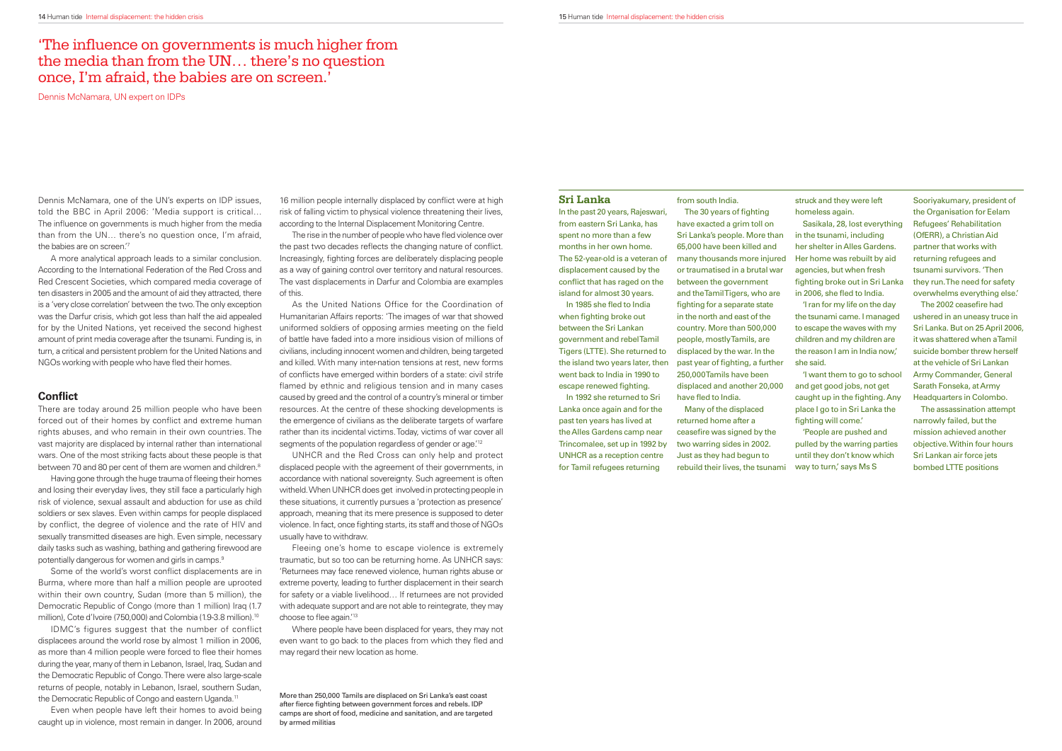'The influence on governments is much higher from the media than from the UN… there's no question once, I'm afraid, the babies are on screen.'

Dennis McNamara, UN expert on IDPs

Dennis McNamara, one of the UN's experts on IDP issues, told the BBC in April 2006: 'Media support is critical… The influence on governments is much higher from the media than from the UN… there's no question once, I'm afraid, the babies are on screen.'[7]

A more analytical approach leads to a similar conclusion. According to the International Federation of the Red Cross and Red Crescent Societies, which compared media coverage of ten disasters in 2005 and the amount of aid they attracted, there is a 'very close correlation' between the two. The only exception was the Darfur crisis, which got less than half the aid appealed for by the United Nations, yet received the second highest amount of print media coverage after the tsunami. Funding is, in turn, a critical and persistent problem for the United Nations and NGOs working with people who have fled their homes.

## Conflict

There are today around 25 million people who have been forced out of their homes by conflict and extreme human rights abuses, and who remain in their own countries. The vast majority are displaced by internal rather than international wars. One of the most striking facts about these people is that between 70 and 80 per cent of them are women and children.[8]

Having gone through the huge trauma of fleeing their homes and losing their everyday lives, they still face a particularly high risk of violence, sexual assault and abduction for use as child soldiers or sex slaves. Even within camps for people displaced by conflict, the degree of violence and the rate of HIV and sexually transmitted diseases are high. Even simple, necessary daily tasks such as washing, bathing and gathering firewood are potentially dangerous for women and girls in camps.[9]

Some of the world's worst conflict displacements are in Burma, where more than half a million people are uprooted within their own country, Sudan (more than 5 million), the Democratic Republic of Congo (more than 1 million) Iraq (1.7 million), Cote d'Ivoire (750,000) and Colombia (1.9-3.8 million).[10]

IDMC's figures suggest that the number of conflict displacees around the world rose by almost 1 million in 2006, as more than 4 million people were forced to flee their homes during the year, many of them in Lebanon, Israel, Iraq, Sudan and the Democratic Republic of Congo. There were also large-scale returns of people, notably in Lebanon, Israel, southern Sudan, the Democratic Republic of Congo and eastern Uganda.[11]

Even when people have left their homes to avoid being caught up in violence, most remain in danger. In 2006, around 16 million people internally displaced by conflict were at high risk of falling victim to physical violence threatening their lives, according to the Internal Displacement Monitoring Centre.

The rise in the number of people who have fled violence over the past two decades reflects the changing nature of conflict. Increasingly, fighting forces are deliberately displacing people as a way of gaining control over territory and natural resources. The vast displacements in Darfur and Colombia are examples of this.

As the United Nations Office for the Coordination of Humanitarian Affairs reports: 'The images of war that showed uniformed soldiers of opposing armies meeting on the field of battle have faded into a more insidious vision of millions of civilians, including innocent women and children, being targeted and killed. With many inter-nation tensions at rest, new forms of conflicts have emerged within borders of a state: civil strife flamed by ethnic and religious tension and in many cases caused by greed and the control of a country's mineral or timber resources. At the centre of these shocking developments is the emergence of civilians as the deliberate targets of warfare rather than its incidental victims. Today, victims of war cover all segments of the population regardless of gender or age.'[12]

UNHCR and the Red Cross can only help and protect displaced people with the agreement of their governments, in accordance with national sovereignty. Such agreement is often witheld. When UNHCR does get involved in protecting people in these situations, it currently pursues a 'protection as presence' approach, meaning that its mere presence is supposed to deter violence. In fact, once fighting starts, its staff and those of NGOs usually have to withdraw.

Fleeing one's home to escape violence is extremely traumatic, but so too can be returning home. As UNHCR says: 'Returnees may face renewed violence, human rights abuse or extreme poverty, leading to further displacement in their search for safety or a viable livelihood… If returnees are not provided with adequate support and are not able to reintegrate, they may choose to flee again.'[13]

Where people have been displaced for years, they may not even want to go back to the places from which they fled and may regard their new location as home.

More than 250,000 Tamils are displaced on Sri Lanka's east coast after fierce fighting between government forces and rebels. IDP camps are short of food, medicine and sanitation, and are targeted by armed militias

### Sri Lanka

In the past 20 years, Rajeswari, from eastern Sri Lanka, has spent no more than a few months in her own home. The 52-year-old is a veteran of displacement caused by the conflict that has raged on the island for almost 30 years.

In 1985 she fled to India when fighting broke out between the Sri Lankan government and rebel Tamil Tigers (LTTE). She returned to the island two years later, then went back to India in 1990 to escape renewed fighting.

In 1992 she returned to Sri Lanka once again and for the past ten years has lived at the Alles Gardens camp near Trincomalee, set up in 1992 by UNHCR as a reception centre for Tamil refugees returning from south India.

The 30 years of fighting have exacted a grim toll on Sri Lanka's people. More than 65,000 have been killed and many thousands more injured or traumatised in a brutal war between the government and the Tamil Tigers, who are fighting for a separate state in the north and east of the country. More than 500,000 people, mostly Tamils, are displaced by the war. In the past year of fighting, a further 250,000 Tamils have been displaced and another 20,000 have fled to India.

Many of the displaced returned home after a ceasefire was signed by the two warring sides in 2002. Just as they had begun to rebuild their lives, the tsunami struck and they were left homeless again.

Sasikala, 28, lost everything in the tsunami, including her shelter in Alles Gardens. Her home was rebuilt by aid agencies, but when fresh fighting broke out in Sri Lanka in 2006, she fled to India.

'I ran for my life on the day the tsunami came. I managed to escape the waves with my children and my children are the reason I am in India now,' she said.

'I want them to go to school and get good jobs, not get caught up in the fighting. Any place I go to in Sri Lanka the fighting will come.'

'People are pushed and pulled by the warring parties until they don't know which way to turn,' says Ms S Sooriyakumary, president of the Organisation for Eelam Refugees' Rehabilitation (OfERR), a Christian Aid partner that works with returning refugees and tsunami survivors. 'Then they run. The need for safety overwhelms everything else.'

The 2002 ceasefire had ushered in an uneasy truce in Sri Lanka. But on 25 April 2006, it was shattered when a Tamil suicide bomber threw herself at the vehicle of Sri Lankan Army Commander, General Sarath Fonseka, at Army Headquarters in Colombo.

The assassination attempt narrowly failed, but the mission achieved another objective. Within four hours Sri Lankan air force jets bombed LTTE positions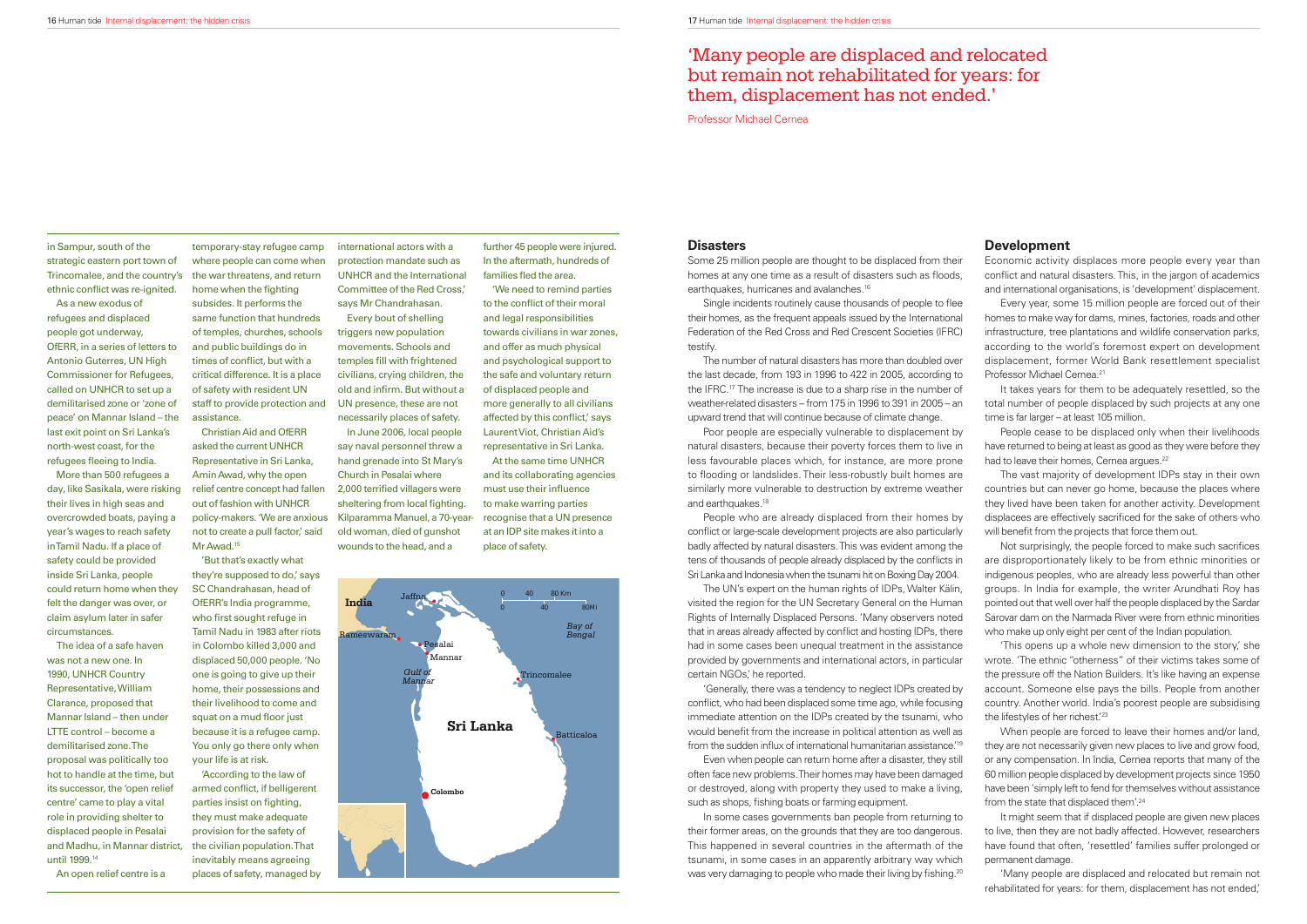in Sampur, south of the strategic eastern port town of Trincomalee, and the country's ethnic conflict was re-ignited.

As a new exodus of refugees and displaced people got underway, OfERR, in a series of letters to Antonio Guterres, UN High Commissioner for Refugees, called on UNHCR to set up a demilitarised zone or 'zone of peace' on Mannar Island – the last exit point on Sri Lanka's north-west coast, for the refugees fleeing to India.

More than 500 refugees a day, like Sasikala, were risking their lives in high seas and overcrowded boats, paying a year's wages to reach safety in Tamil Nadu. If a place of safety could be provided inside Sri Lanka, people could return home when they felt the danger was over, or claim asylum later in safer circumstances.

The idea of a safe haven was not a new one. In 1990, UNHCR Country Representative, William Clarance, proposed that Mannar Island – then under LTTE control – become a demilitarised zone. The proposal was politically too hot to handle at the time, but its successor, the 'open relief centre' came to play a vital role in providing shelter to displaced people in Pesalai and Madhu, in Mannar district, until 1999.[14]

An open relief centre is a temporary-stay refugee camp where people can come when the war threatens, and return home when the fighting subsides. It performs the same function that hundreds of temples, churches, schools and public buildings do in times of conflict, but with a critical difference. It is a place of safety with resident UN staff to provide protection and assistance.

Christian Aid and OfERR asked the current UNHCR Representative in Sri Lanka, Amin Awad, why the open relief centre concept had fallen out of fashion with UNHCR policy-makers. 'We are anxious not to create a pull factor,' said Mr Awad.[15]

'But that's exactly what they're supposed to do,' says SC Chandrahasan, head of OfERR's India programme, who first sought refuge in Tamil Nadu in 1983 after riots in Colombo killed 3,000 and displaced 50,000 people. 'No one is going to give up their home, their possessions and their livelihood to come and squat on a mud floor just because it is a refugee camp. You only go there only when your life is at risk.

'According to the law of armed conflict, if belligerent parties insist on fighting, they must make adequate provision for the safety of the civilian population. That inevitably means agreeing places of safety, managed by international actors with a protection mandate such as UNHCR and the International Committee of the Red Cross,' says Mr Chandrahasan.

Every bout of shelling triggers new population movements. Schools and temples fill with frightened civilians, crying children, the old and infirm. But without a UN presence, these are not necessarily places of safety.

In June 2006, local people say naval personnel threw a hand grenade into St Mary's Church in Pesalai where 2,000 terrified villagers were sheltering from local fighting. Kilparamma Manuel, a 70-year-old woman, died of gunshot wounds to the head, and a further 45 people were injured. In the aftermath, hundreds of families fled the area.

'We need to remind parties to the conflict of their moral and legal responsibilities towards civilians in war zones, and offer as much physical and psychological support to the safe and voluntary return of displaced people and more generally to all civilians affected by this conflict,' says Laurent Viot, Christian Aid's representative in Sri Lanka.

At the same time UNHCR and its collaborating agencies must use their influence to make warring parties recognise that a UN presence at an IDP site makes it into a place of safety.

# 'Many people are displaced and relocated but remain not rehabilitated for years: for them, displacement has not ended.'

Professor Michael Cernea

## Disasters

Some 25 million people are thought to be displaced from their homes at any one time as a result of disasters such as floods, earthquakes, hurricanes and avalanches.[16]

Single incidents routinely cause thousands of people to flee their homes, as the frequent appeals issued by the International Federation of the Red Cross and Red Crescent Societies (IFRC) testify.

The number of natural disasters has more than doubled over the last decade, from 193 in 1996 to 422 in 2005, according to the IFRC.[17] The increase is due to a sharp rise in the number of weather-related disasters – from 175 in 1996 to 391 in 2005 – an upward trend that will continue because of climate change.

Poor people are especially vulnerable to displacement by natural disasters, because their poverty forces them to live in less favourable places which, for instance, are more prone to flooding or landslides. Their less-robustly built homes are similarly more vulnerable to destruction by extreme weather and earthquakes.[18]

People who are already displaced from their homes by conflict or large-scale development projects are also particularly badly affected by natural disasters. This was evident among the tens of thousands of people already displaced by the conflicts in Sri Lanka and Indonesia when the tsunami hit on Boxing Day 2004.

The UN's expert on the human rights of IDPs, Walter Kälin, visited the region for the UN Secretary General on the Human Rights of Internally Displaced Persons. 'Many observers noted that in areas already affected by conflict and hosting IDPs, there had in some cases been unequal treatment in the assistance provided by governments and international actors, in particular certain NGOs,' he reported.

'Generally, there was a tendency to neglect IDPs created by conflict, who had been displaced some time ago, while focusing immediate attention on the IDPs created by the tsunami, who would benefit from the increase in political attention as well as from the sudden influx of international humanitarian assistance.'[19]

Even when people can return home after a disaster, they still often face new problems. Their homes may have been damaged or destroyed, along with property they used to make a living, such as shops, fishing boats or farming equipment.

In some cases governments ban people from returning to their former areas, on the grounds that they are too dangerous. This happened in several countries in the aftermath of the tsunami, in some cases in an apparently arbitrary way which was very damaging to people who made their living by fishing.[20]

## Development

Economic activity displaces more people every year than conflict and natural disasters. This, in the jargon of academics and international organisations, is 'development' displacement.

Every year, some 15 million people are forced out of their homes to make way for dams, mines, factories, roads and other infrastructure, tree plantations and wildlife conservation parks, according to the world's foremost expert on development displacement, former World Bank resettlement specialist Professor Michael Cernea.[21]

It takes years for them to be adequately resettled, so the total number of people displaced by such projects at any one time is far larger – at least 105 million.

People cease to be displaced only when their livelihoods have returned to being at least as good as they were before they had to leave their homes, Cernea argues.[22]

The vast majority of development IDPs stay in their own countries but can never go home, because the places where they lived have been taken for another activity. Development displacees are effectively sacrificed for the sake of others who will benefit from the projects that force them out.

Not surprisingly, the people forced to make such sacrifices are disproportionately likely to be from ethnic minorities or indigenous peoples, who are already less powerful than other groups. In India for example, the writer Arundhati Roy has pointed out that well over half the people displaced by the Sardar Sarovar dam on the Narmada River were from ethnic minorities who make up only eight per cent of the Indian population.

'This opens up a whole new dimension to the story,' she wrote. 'The ethnic "otherness" of their victims takes some of the pressure off the Nation Builders. It's like having an expense account. Someone else pays the bills. People from another country. Another world. India's poorest people are subsidising the lifestyles of her richest.'[23]

When people are forced to leave their homes and/or land, they are not necessarily given new places to live and grow food, or any compensation. In India, Cernea reports that many of the 60 million people displaced by development projects since 1950 have been 'simply left to fend for themselves without assistance from the state that displaced them'.[24]

It might seem that if displaced people are given new places to live, then they are not badly affected. However, researchers have found that often, 'resettled' families suffer prolonged or permanent damage.

'Many people are displaced and relocated but remain not rehabilitated for years: for them, displacement has not ended,'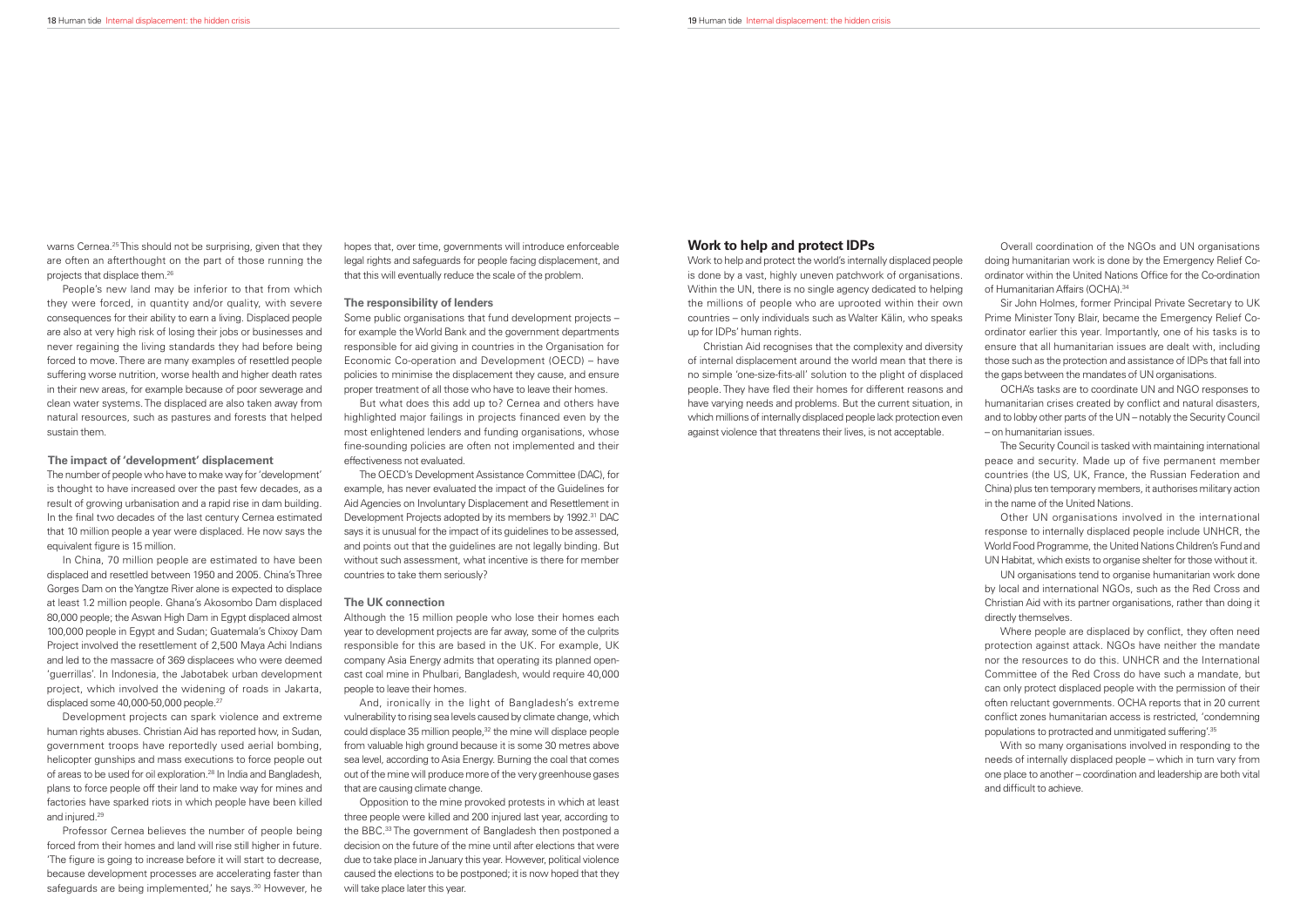warns Cernea.[25] This should not be surprising, given that they are often an afterthought on the part of those running the projects that displace them.[26]

People's new land may be inferior to that from which they were forced, in quantity and/or quality, with severe consequences for their ability to earn a living. Displaced people are also at very high risk of losing their jobs or businesses and never regaining the living standards they had before being forced to move. There are many examples of resettled people suffering worse nutrition, worse health and higher death rates in their new areas, for example because of poor sewerage and clean water systems. The displaced are also taken away from natural resources, such as pastures and forests that helped sustain them.

### The impact of 'development' displacement

The number of people who have to make way for 'development' is thought to have increased over the past few decades, as a result of growing urbanisation and a rapid rise in dam building. In the final two decades of the last century Cernea estimated that 10 million people a year were displaced. He now says the equivalent figure is 15 million.

In China, 70 million people are estimated to have been displaced and resettled between 1950 and 2005. China's Three Gorges Dam on the Yangtze River alone is expected to displace at least 1.2 million people. Ghana's Akosombo Dam displaced 80,000 people; the Aswan High Dam in Egypt displaced almost 100,000 people in Egypt and Sudan; Guatemala's Chixoy Dam Project involved the resettlement of 2,500 Maya Achi Indians and led to the massacre of 369 displacees who were deemed 'guerrillas'. In Indonesia, the Jabotabek urban development project, which involved the widening of roads in Jakarta, displaced some 40,000-50,000 people.[27]

Development projects can spark violence and extreme human rights abuses. Christian Aid has reported how, in Sudan, government troops have reportedly used aerial bombing, helicopter gunships and mass executions to force people out of areas to be used for oil exploration.[28] In India and Bangladesh, plans to force people off their land to make way for mines and factories have sparked riots in which people have been killed and injured.[29]

Professor Cernea believes the number of people being forced from their homes and land will rise still higher in future. 'The figure is going to increase before it will start to decrease, because development processes are accelerating faster than safeguards are being implemented,' he says.[30] However, he hopes that, over time, governments will introduce enforceable legal rights and safeguards for people facing displacement, and that this will eventually reduce the scale of the problem.

### The responsibility of lenders

Some public organisations that fund development projects – for example the World Bank and the government departments responsible for aid giving in countries in the Organisation for Economic Co-operation and Development (OECD) – have policies to minimise the displacement they cause, and ensure proper treatment of all those who have to leave their homes.

But what does this add up to? Cernea and others have highlighted major failings in projects financed even by the most enlightened lenders and funding organisations, whose fine-sounding policies are often not implemented and their effectiveness not evaluated.

The OECD's Development Assistance Committee (DAC), for example, has never evaluated the impact of the Guidelines for Aid Agencies on Involuntary Displacement and Resettlement in Development Projects adopted by its members by 1992.[31] DAC says it is unusual for the impact of its guidelines to be assessed, and points out that the guidelines are not legally binding. But without such assessment, what incentive is there for member countries to take them seriously?

### The UK connection

Although the 15 million people who lose their homes each year to development projects are far away, some of the culprits responsible for this are based in the UK. For example, UK company Asia Energy admits that operating its planned open-cast coal mine in Phulbari, Bangladesh, would require 40,000 people to leave their homes.

And, ironically in the light of Bangladesh's extreme vulnerability to rising sea levels caused by climate change, which could displace 35 million people,[32] the mine will displace people from valuable high ground because it is some 30 metres above sea level, according to Asia Energy. Burning the coal that comes out of the mine will produce more of the very greenhouse gases that are causing climate change.

Opposition to the mine provoked protests in which at least three people were killed and 200 injured last year, according to the BBC.[33] The government of Bangladesh then postponed a decision on the future of the mine until after elections that were due to take place in January this year. However, political violence caused the elections to be postponed; it is now hoped that they will take place later this year.

## Work to help and protect IDPs

Work to help and protect the world's internally displaced people is done by a vast, highly uneven patchwork of organisations. Within the UN, there is no single agency dedicated to helping the millions of people who are uprooted within their own countries – only individuals such as Walter Kälin, who speaks up for IDPs' human rights.

Christian Aid recognises that the complexity and diversity of internal displacement around the world mean that there is no simple 'one-size-fits-all' solution to the plight of displaced people. They have fled their homes for different reasons and have varying needs and problems. But the current situation, in which millions of internally displaced people lack protection even against violence that threatens their lives, is not acceptable.

Overall coordination of the NGOs and UN organisations doing humanitarian work is done by the Emergency Relief Co-ordinator within the United Nations Office for the Co-ordination of Humanitarian Affairs (OCHA).[34]

Sir John Holmes, former Principal Private Secretary to UK Prime Minister Tony Blair, became the Emergency Relief Co-ordinator earlier this year. Importantly, one of his tasks is to ensure that all humanitarian issues are dealt with, including those such as the protection and assistance of IDPs that fall into the gaps between the mandates of UN organisations.

OCHA's tasks are to coordinate UN and NGO responses to humanitarian crises created by conflict and natural disasters, and to lobby other parts of the UN – notably the Security Council – on humanitarian issues.

The Security Council is tasked with maintaining international peace and security. Made up of five permanent member countries (the US, UK, France, the Russian Federation and China) plus ten temporary members, it authorises military action in the name of the United Nations.

Other UN organisations involved in the international response to internally displaced people include UNHCR, the World Food Programme, the United Nations Children's Fund and UN Habitat, which exists to organise shelter for those without it.

UN organisations tend to organise humanitarian work done by local and international NGOs, such as the Red Cross and Christian Aid with its partner organisations, rather than doing it directly themselves.

Where people are displaced by conflict, they often need protection against attack. NGOs have neither the mandate nor the resources to do this. UNHCR and the International Committee of the Red Cross do have such a mandate, but can only protect displaced people with the permission of their often reluctant governments. OCHA reports that in 20 current conflict zones humanitarian access is restricted, 'condemning populations to protracted and unmitigated suffering'.[35]

With so many organisations involved in responding to the needs of internally displaced people – which in turn vary from one place to another – coordination and leadership are both vital and difficult to achieve.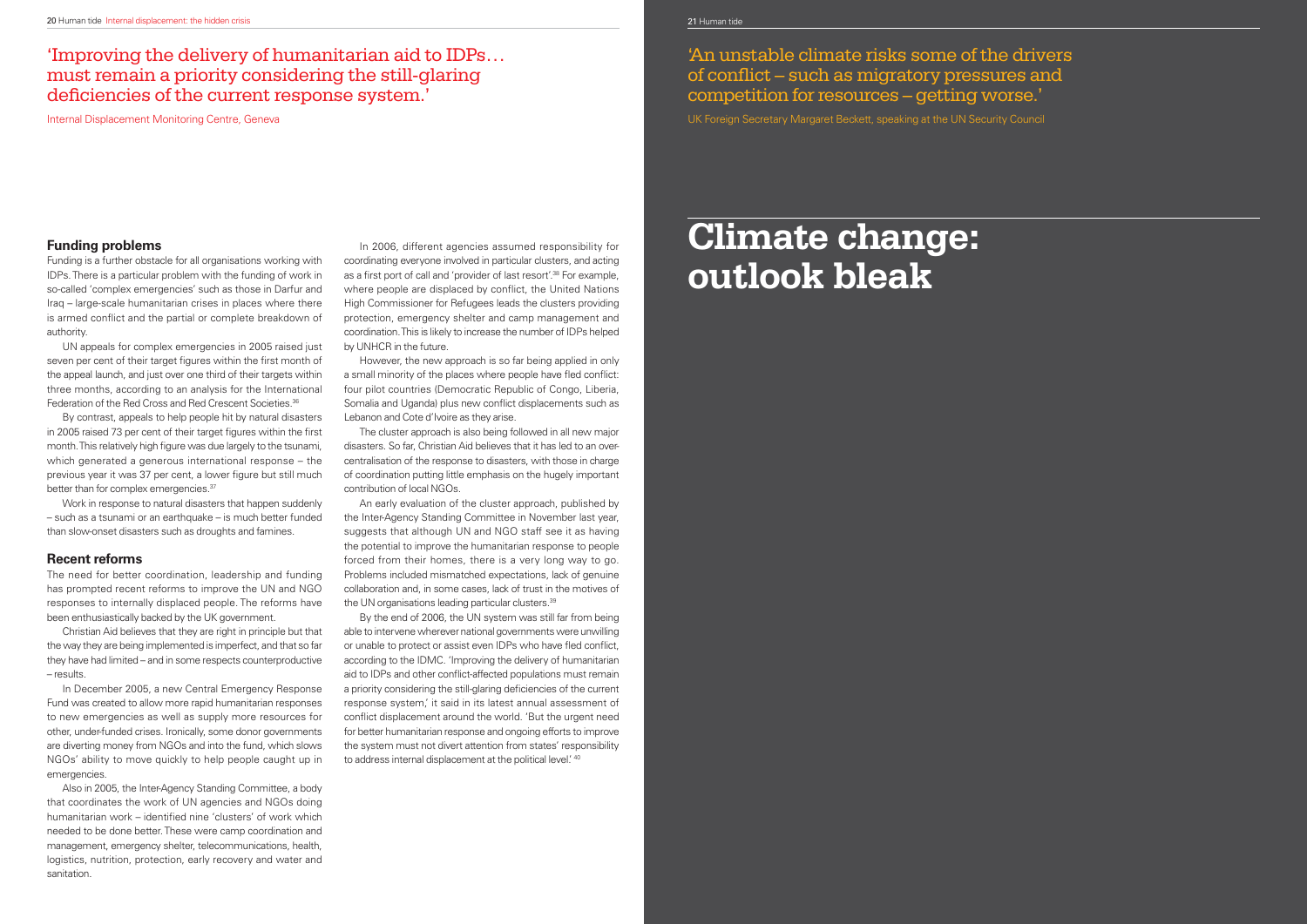'Improving the delivery of humanitarian aid to IDPs… must remain a priority considering the still-glaring deficiencies of the current response system.'

Internal Displacement Monitoring Centre, Geneva

### Funding problems

Funding is a further obstacle for all organisations working with IDPs. There is a particular problem with the funding of work in so-called 'complex emergencies' such as those in Darfur and Iraq – large-scale humanitarian crises in places where there is armed conflict and the partial or complete breakdown of authority.

UN appeals for complex emergencies in 2005 raised just seven per cent of their target figures within the first month of the appeal launch, and just over one third of their targets within three months, according to an analysis for the International Federation of the Red Cross and Red Crescent Societies.[36]

By contrast, appeals to help people hit by natural disasters in 2005 raised 73 per cent of their target figures within the first month. This relatively high figure was due largely to the tsunami, which generated a generous international response – the previous year it was 37 per cent, a lower figure but still much better than for complex emergencies.[37]

Work in response to natural disasters that happen suddenly – such as a tsunami or an earthquake – is much better funded than slow-onset disasters such as droughts and famines.

### Recent reforms

The need for better coordination, leadership and funding has prompted recent reforms to improve the UN and NGO responses to internally displaced people. The reforms have been enthusiastically backed by the UK government.

Christian Aid believes that they are right in principle but that the way they are being implemented is imperfect, and that so far they have had limited – and in some respects counterproductive – results.

In December 2005, a new Central Emergency Response Fund was created to allow more rapid humanitarian responses to new emergencies as well as supply more resources for other, under-funded crises. Ironically, some donor governments are diverting money from NGOs and into the fund, which slows NGOs' ability to move quickly to help people caught up in emergencies.

Also in 2005, the Inter-Agency Standing Committee, a body that coordinates the work of UN agencies and NGOs doing humanitarian work – identified nine 'clusters' of work which needed to be done better. These were camp coordination and management, emergency shelter, telecommunications, health, logistics, nutrition, protection, early recovery and water and sanitation.

In 2006, different agencies assumed responsibility for coordinating everyone involved in particular clusters, and acting as a first port of call and 'provider of last resort'.[38] For example, where people are displaced by conflict, the United Nations High Commissioner for Refugees leads the clusters providing protection, emergency shelter and camp management and coordination. This is likely to increase the number of IDPs helped by UNHCR in the future.

However, the new approach is so far being applied in only a small minority of the places where people have fled conflict: four pilot countries (Democratic Republic of Congo, Liberia, Somalia and Uganda) plus new conflict displacements such as Lebanon and Cote d'Ivoire as they arise.

The cluster approach is also being followed in all new major disasters. So far, Christian Aid believes that it has led to an over-centralisation of the response to disasters, with those in charge of coordination putting little emphasis on the hugely important contribution of local NGOs.

An early evaluation of the cluster approach, published by the Inter-Agency Standing Committee in November last year, suggests that although UN and NGO staff see it as having the potential to improve the humanitarian response to people forced from their homes, there is a very long way to go. Problems included mismatched expectations, lack of genuine collaboration and, in some cases, lack of trust in the motives of the UN organisations leading particular clusters.[39]

By the end of 2006, the UN system was still far from being able to intervene wherever national governments were unwilling or unable to protect or assist even IDPs who have fled conflict, according to the IDMC. 'Improving the delivery of humanitarian aid to IDPs and other conflict-affected populations must remain a priority considering the still-glaring deficiencies of the current response system,' it said in its latest annual assessment of conflict displacement around the world. 'But the urgent need for better humanitarian response and ongoing efforts to improve the system must not divert attention from states' responsibility to address internal displacement at the political level.'[40]

'An unstable climate risks some of the drivers of conflict – such as migratory pressures and competition for resources – getting worse.'

UK Foreign Secretary Margaret Beckett, speaking at the UN Security Council

# Climate change: outlook bleak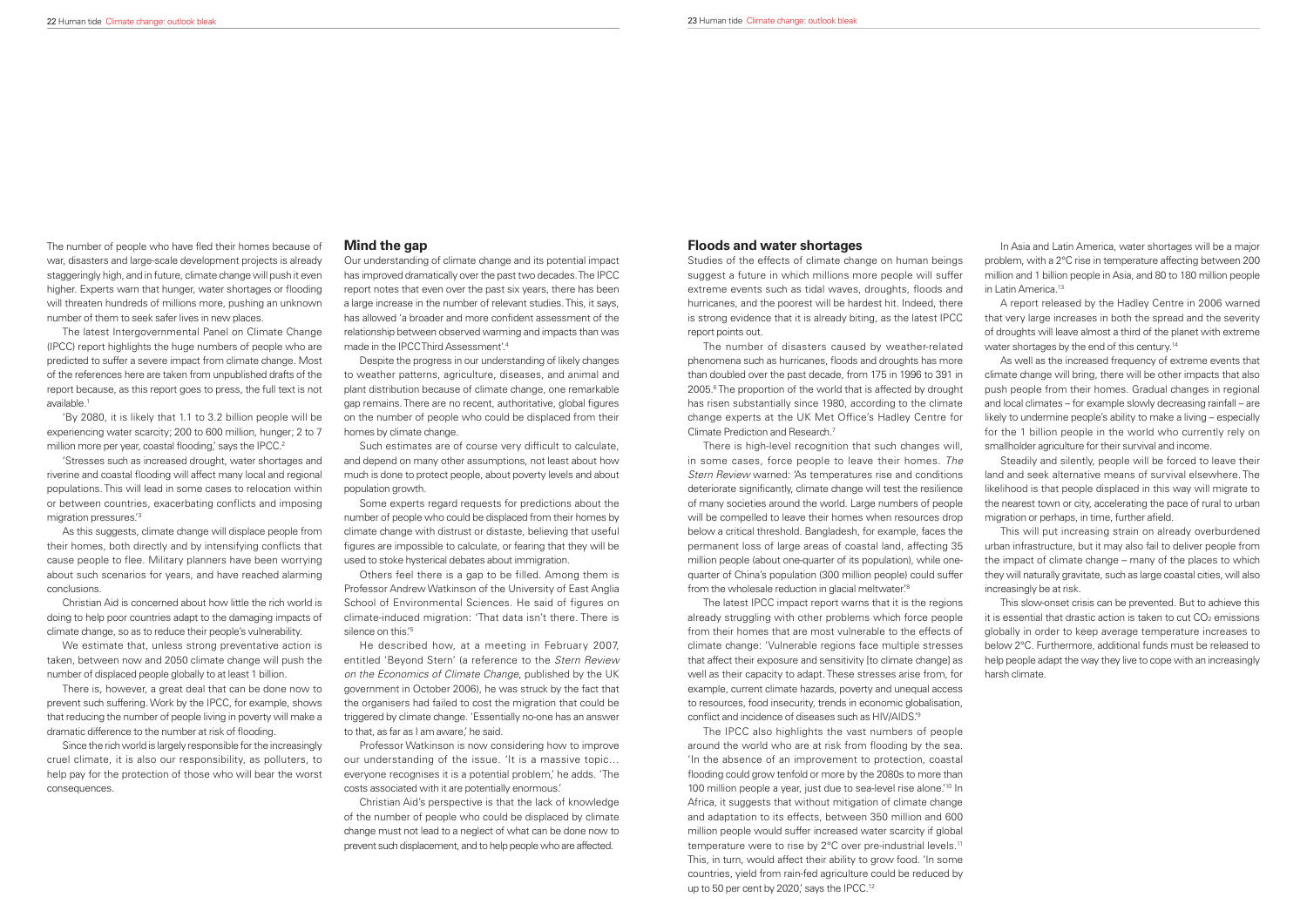The number of people who have fled their homes because of war, disasters and large-scale development projects is already staggeringly high, and in future, climate change will push it even higher. Experts warn that hunger, water shortages or flooding will threaten hundreds of millions more, pushing an unknown number of them to seek safer lives in new places.

The latest Intergovernmental Panel on Climate Change (IPCC) report highlights the huge numbers of people who are predicted to suffer a severe impact from climate change. Most of the references here are taken from unpublished drafts of the report because, as this report goes to press, the full text is not available.[1]

'By 2080, it is likely that 1.1 to 3.2 billion people will be experiencing water scarcity; 200 to 600 million, hunger; 2 to 7 million more per year, coastal flooding,' says the IPCC.[2]

'Stresses such as increased drought, water shortages and riverine and coastal flooding will affect many local and regional populations. This will lead in some cases to relocation within or between countries, exacerbating conflicts and imposing migration pressures.'[3]

As this suggests, climate change will displace people from their homes, both directly and by intensifying conflicts that cause people to flee. Military planners have been worrying about such scenarios for years, and have reached alarming conclusions.

Christian Aid is concerned about how little the rich world is doing to help poor countries adapt to the damaging impacts of climate change, so as to reduce their people's vulnerability.

We estimate that, unless strong preventative action is taken, between now and 2050 climate change will push the number of displaced people globally to at least 1 billion.

There is, however, a great deal that can be done now to prevent such suffering. Work by the IPCC, for example, shows that reducing the number of people living in poverty will make a dramatic difference to the number at risk of flooding.

Since the rich world is largely responsible for the increasingly cruel climate, it is also our responsibility, as polluters, to help pay for the protection of those who will bear the worst consequences.

## Mind the gap

Our understanding of climate change and its potential impact has improved dramatically over the past two decades. The IPCC report notes that even over the past six years, there has been a large increase in the number of relevant studies. This, it says, has allowed 'a broader and more confident assessment of the relationship between observed warming and impacts than was made in the IPCC Third Assessment'.[4]

Despite the progress in our understanding of likely changes to weather patterns, agriculture, diseases, and animal and plant distribution because of climate change, one remarkable gap remains. There are no recent, authoritative, global figures on the number of people who could be displaced from their homes by climate change.

Such estimates are of course very difficult to calculate, and depend on many other assumptions, not least about how much is done to protect people, about poverty levels and about population growth.

Some experts regard requests for predictions about the number of people who could be displaced from their homes by climate change with distrust or distaste, believing that useful figures are impossible to calculate, or fearing that they will be used to stoke hysterical debates about immigration.

Others feel there is a gap to be filled. Among them is Professor Andrew Watkinson of the University of East Anglia School of Environmental Sciences. He said of figures on climate-induced migration: 'That data isn't there. There is silence on this.'[5]

He described how, at a meeting in February 2007, entitled 'Beyond Stern' (a reference to the *Stern Review on the Economics of Climate Change*, published by the UK government in October 2006), he was struck by the fact that the organisers had failed to cost the migration that could be triggered by climate change. 'Essentially no-one has an answer to that, as far as I am aware,' he said.

Professor Watkinson is now considering how to improve our understanding of the issue. 'It is a massive topic… everyone recognises it is a potential problem,' he adds. 'The costs associated with it are potentially enormous.'

Christian Aid's perspective is that the lack of knowledge of the number of people who could be displaced by climate change must not lead to a neglect of what can be done now to prevent such displacement, and to help people who are affected.

## Floods and water shortages

Studies of the effects of climate change on human beings suggest a future in which millions more people will suffer extreme events such as tidal waves, droughts, floods and hurricanes, and the poorest will be hardest hit. Indeed, there is strong evidence that it is already biting, as the latest IPCC report points out.

The number of disasters caused by weather-related phenomena such as hurricanes, floods and droughts has more than doubled over the past decade, from 175 in 1996 to 391 in 2005.[6] The proportion of the world that is affected by drought has risen substantially since 1980, according to the climate change experts at the UK Met Office's Hadley Centre for Climate Prediction and Research.[7]

There is high-level recognition that such changes will, in some cases, force people to leave their homes. *The Stern Review* warned: 'As temperatures rise and conditions deteriorate significantly, climate change will test the resilience of many societies around the world. Large numbers of people will be compelled to leave their homes when resources drop below a critical threshold. Bangladesh, for example, faces the permanent loss of large areas of coastal land, affecting 35 million people (about one-quarter of its population), while one-quarter of China's population (300 million people) could suffer from the wholesale reduction in glacial meltwater.'[8]

The latest IPCC impact report warns that it is the regions already struggling with other problems which force people from their homes that are most vulnerable to the effects of climate change: 'Vulnerable regions face multiple stresses that affect their exposure and sensitivity [to climate change] as well as their capacity to adapt. These stresses arise from, for example, current climate hazards, poverty and unequal access to resources, food insecurity, trends in economic globalisation, conflict and incidence of diseases such as HIV/AIDS.'[9]

The IPCC also highlights the vast numbers of people around the world who are at risk from flooding by the sea. 'In the absence of an improvement to protection, coastal flooding could grow tenfold or more by the 2080s to more than 100 million people a year, just due to sea-level rise alone.'[10] In Africa, it suggests that without mitigation of climate change and adaptation to its effects, between 350 million and 600 million people would suffer increased water scarcity if global temperature were to rise by 2°C over pre-industrial levels.[11] This, in turn, would affect their ability to grow food. 'In some countries, yield from rain-fed agriculture could be reduced by up to 50 per cent by 2020,' says the IPCC.[12]

In Asia and Latin America, water shortages will be a major problem, with a 2°C rise in temperature affecting between 200 million and 1 billion people in Asia, and 80 to 180 million people in Latin America.[13]

A report released by the Hadley Centre in 2006 warned that very large increases in both the spread and the severity of droughts will leave almost a third of the planet with extreme water shortages by the end of this century.[14]

As well as the increased frequency of extreme events that climate change will bring, there will be other impacts that also push people from their homes. Gradual changes in regional and local climates – for example slowly decreasing rainfall – are likely to undermine people's ability to make a living – especially for the 1 billion people in the world who currently rely on smallholder agriculture for their survival and income.

Steadily and silently, people will be forced to leave their land and seek alternative means of survival elsewhere. The likelihood is that people displaced in this way will migrate to the nearest town or city, accelerating the pace of rural to urban migration or perhaps, in time, further afield.

This will put increasing strain on already overburdened urban infrastructure, but it may also fail to deliver people from the impact of climate change – many of the places to which they will naturally gravitate, such as large coastal cities, will also increasingly be at risk.

This slow-onset crisis can be prevented. But to achieve this it is essential that drastic action is taken to cut $CO_2$ emissions globally in order to keep average temperature increases to below 2°C. Furthermore, additional funds must be released to help people adapt the way they live to cope with an increasingly harsh climate.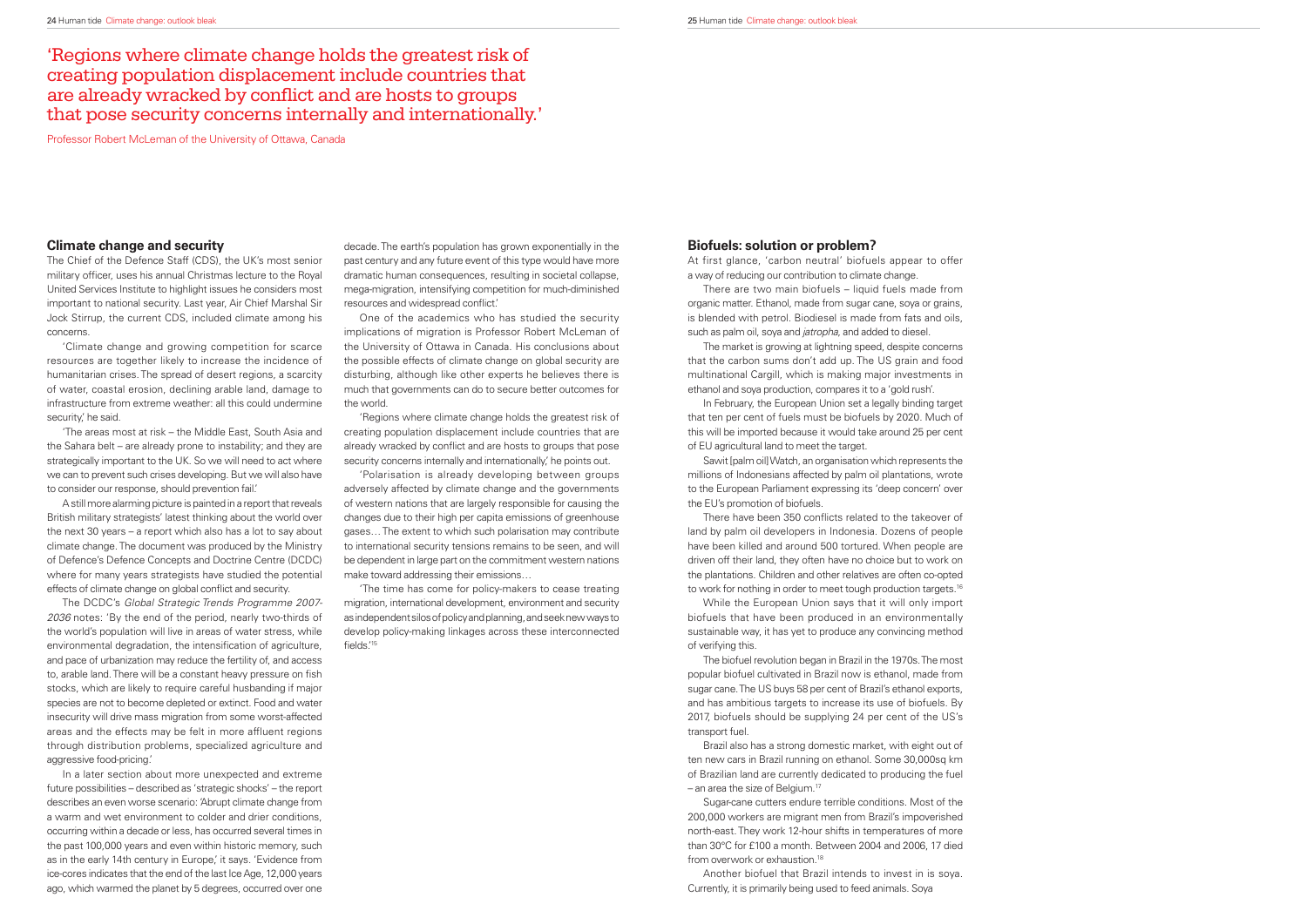'Regions where climate change holds the greatest risk of creating population displacement include countries that are already wracked by conflict and are hosts to groups that pose security concerns internally and internationally.'

Professor Robert McLeman of the University of Ottawa, Canada

## Climate change and security

The Chief of the Defence Staff (CDS), the UK's most senior military officer, uses his annual Christmas lecture to the Royal United Services Institute to highlight issues he considers most important to national security. Last year, Air Chief Marshal Sir Jock Stirrup, the current CDS, included climate among his concerns.

'Climate change and growing competition for scarce resources are together likely to increase the incidence of humanitarian crises. The spread of desert regions, a scarcity of water, coastal erosion, declining arable land, damage to infrastructure from extreme weather: all this could undermine security,' he said.

'The areas most at risk – the Middle East, South Asia and the Sahara belt – are already prone to instability; and they are strategically important to the UK. So we will need to act where we can to prevent such crises developing. But we will also have to consider our response, should prevention fail.'

A still more alarming picture is painted in a report that reveals British military strategists' latest thinking about the world over the next 30 years – a report which also has a lot to say about climate change. The document was produced by the Ministry of Defence's Defence Concepts and Doctrine Centre (DCDC) where for many years strategists have studied the potential effects of climate change on global conflict and security.

The DCDC's *Global Strategic Trends Programme 2007-2036* notes: 'By the end of the period, nearly two-thirds of the world's population will live in areas of water stress, while environmental degradation, the intensification of agriculture, and pace of urbanization may reduce the fertility of, and access to, arable land. There will be a constant heavy pressure on fish stocks, which are likely to require careful husbanding if major species are not to become depleted or extinct. Food and water insecurity will drive mass migration from some worst-affected areas and the effects may be felt in more affluent regions through distribution problems, specialized agriculture and aggressive food-pricing.'

In a later section about more unexpected and extreme future possibilities – described as 'strategic shocks' – the report describes an even worse scenario: 'Abrupt climate change from a warm and wet environment to colder and drier conditions, occurring within a decade or less, has occurred several times in the past 100,000 years and even within historic memory, such as in the early 14th century in Europe,' it says. 'Evidence from ice-cores indicates that the end of the last Ice Age, 12,000 years ago, which warmed the planet by 5 degrees, occurred over one decade. The earth's population has grown exponentially in the past century and any future event of this type would have more dramatic human consequences, resulting in societal collapse, mega-migration, intensifying competition for much-diminished resources and widespread conflict.'

One of the academics who has studied the security implications of migration is Professor Robert McLeman of the University of Ottawa in Canada. His conclusions about the possible effects of climate change on global security are disturbing, although like other experts he believes there is much that governments can do to secure better outcomes for the world.

'Regions where climate change holds the greatest risk of creating population displacement include countries that are already wracked by conflict and are hosts to groups that pose security concerns internally and internationally,' he points out.

'Polarisation is already developing between groups adversely affected by climate change and the governments of western nations that are largely responsible for causing the changes due to their high per capita emissions of greenhouse gases… The extent to which such polarisation may contribute to international security tensions remains to be seen, and will be dependent in large part on the commitment western nations make toward addressing their emissions…

'The time has come for policy-makers to cease treating migration, international development, environment and security as independent silos of policy and planning, and seek new ways to develop policy-making linkages across these interconnected fields.'[15]

## Biofuels: solution or problem?

At first glance, 'carbon neutral' biofuels appear to offer a way of reducing our contribution to climate change.

There are two main biofuels – liquid fuels made from organic matter. Ethanol, made from sugar cane, soya or grains, is blended with petrol. Biodiesel is made from fats and oils, such as palm oil, soya and *jatropha*, and added to diesel.

The market is growing at lightning speed, despite concerns that the carbon sums don't add up. The US grain and food multinational Cargill, which is making major investments in ethanol and soya production, compares it to a 'gold rush'.

In February, the European Union set a legally binding target that ten per cent of fuels must be biofuels by 2020. Much of this will be imported because it would take around 25 per cent of EU agricultural land to meet the target.

Sawit [palm oil] Watch, an organisation which represents the millions of Indonesians affected by palm oil plantations, wrote to the European Parliament expressing its 'deep concern' over the EU's promotion of biofuels.

There have been 350 conflicts related to the takeover of land by palm oil developers in Indonesia. Dozens of people have been killed and around 500 tortured. When people are driven off their land, they often have no choice but to work on the plantations. Children and other relatives are often co-opted to work for nothing in order to meet tough production targets.[16]

While the European Union says that it will only import biofuels that have been produced in an environmentally sustainable way, it has yet to produce any convincing method of verifying this.

The biofuel revolution began in Brazil in the 1970s. The most popular biofuel cultivated in Brazil now is ethanol, made from sugar cane. The US buys 58 per cent of Brazil's ethanol exports, and has ambitious targets to increase its use of biofuels. By 2017, biofuels should be supplying 24 per cent of the US's transport fuel.

Brazil also has a strong domestic market, with eight out of ten new cars in Brazil running on ethanol. Some 30,000sq km of Brazilian land are currently dedicated to producing the fuel – an area the size of Belgium.[17]

Sugar-cane cutters endure terrible conditions. Most of the 200,000 workers are migrant men from Brazil's impoverished north-east. They work 12-hour shifts in temperatures of more than 30°C for £100 a month. Between 2004 and 2006, 17 died from overwork or exhaustion.[18]

Another biofuel that Brazil intends to invest in is soya. Currently, it is primarily being used to feed animals. Soya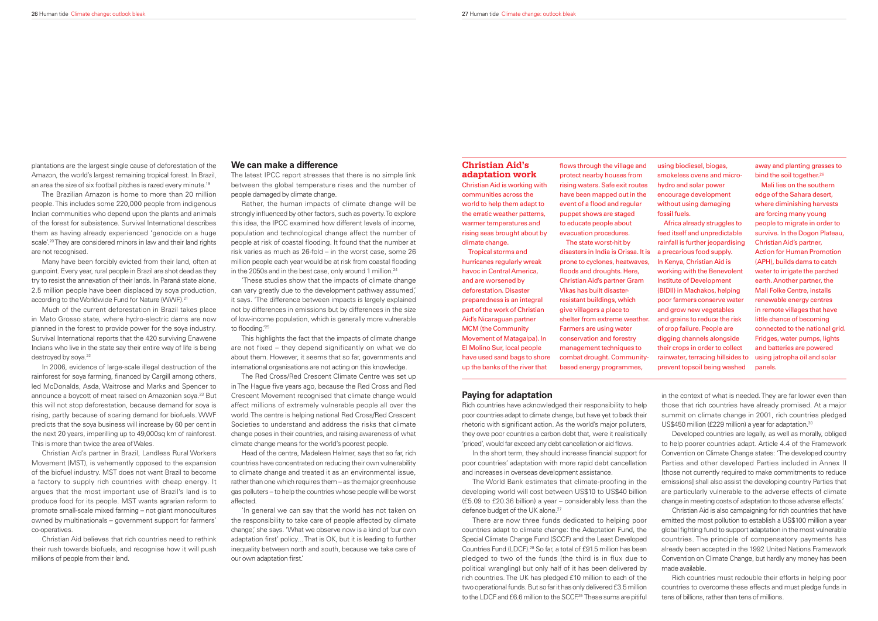plantations are the largest single cause of deforestation of the Amazon, the world's largest remaining tropical forest. In Brazil, an area the size of six football pitches is razed every minute.[19]

The Brazilian Amazon is home to more than 20 million people. This includes some 220,000 people from indigenous Indian communities who depend upon the plants and animals of the forest for subsistence. Survival International describes them as having already experienced 'genocide on a huge scale'.[20] They are considered minors in law and their land rights are not recognised.

Many have been forcibly evicted from their land, often at gunpoint. Every year, rural people in Brazil are shot dead as they try to resist the annexation of their lands. In Paraná state alone, 2.5 million people have been displaced by soya production, according to the Worldwide Fund for Nature (WWF).[21]

Much of the current deforestation in Brazil takes place in Mato Grosso state, where hydro-electric dams are now planned in the forest to provide power for the soya industry. Survival International reports that the 420 surviving Enawene Indians who live in the state say their entire way of life is being destroyed by soya.[22]

In 2006, evidence of large-scale illegal destruction of the rainforest for soya farming, financed by Cargill among others, led McDonalds, Asda, Waitrose and Marks and Spencer to announce a boycott of meat raised on Amazonian soya.[23] But this will not stop deforestation, because demand for soya is rising, partly because of soaring demand for biofuels. WWF predicts that the soya business will increase by 60 per cent in the next 20 years, imperilling up to 49,000sq km of rainforest. This is more than twice the area of Wales.

Christian Aid's partner in Brazil, Landless Rural Workers Movement (MST), is vehemently opposed to the expansion of the biofuel industry. MST does not want Brazil to become a factory to supply rich countries with cheap energy. It argues that the most important use of Brazil's land is to produce food for its people. MST wants agrarian reform to promote small-scale mixed farming – not giant monocultures owned by multinationals – government support for farmers' co-operatives.

Christian Aid believes that rich countries need to rethink their rush towards biofuels, and recognise how it will push millions of people from their land.

## We can make a difference

The latest IPCC report stresses that there is no simple link between the global temperature rises and the number of people damaged by climate change.

Rather, the human impacts of climate change will be strongly influenced by other factors, such as poverty. To explore this idea, the IPCC examined how different levels of income, population and technological change affect the number of people at risk of coastal flooding. It found that the number at risk varies as much as 26-fold – in the worst case, some 26 million people each year would be at risk from coastal flooding in the 2050s and in the best case, only around 1 million.[24]

'These studies show that the impacts of climate change can vary greatly due to the development pathway assumed,' it says. 'The difference between impacts is largely explained not by differences in emissions but by differences in the size of low-income population, which is generally more vulnerable to flooding.'[25]

This highlights the fact that the impacts of climate change are not fixed – they depend significantly on what we do about them. However, it seems that so far, governments and international organisations are not acting on this knowledge.

The Red Cross/Red Crescent Climate Centre was set up in The Hague five years ago, because the Red Cross and Red Crescent Movement recognised that climate change would affect millions of extremely vulnerable people all over the world. The centre is helping national Red Cross/Red Crescent Societies to understand and address the risks that climate change poses in their countries, and raising awareness of what climate change means for the world's poorest people.

Head of the centre, Madeleen Helmer, says that so far, rich countries have concentrated on reducing their own vulnerability to climate change and treated it as an environmental issue, rather than one which requires them – as the major greenhouse gas polluters – to help the countries whose people will be worst affected.

'In general we can say that the world has not taken on the responsibility to take care of people affected by climate change,' she says. 'What we observe now is a kind of 'our own adaptation first' policy... That is OK, but it is leading to further inequality between north and south, because we take care of our own adaptation first.'

## Christian Aid's adaptation work

Christian Aid is working with communities across the world to help them adapt to the erratic weather patterns, warmer temperatures and rising seas brought about by climate change.

Tropical storms and hurricanes regularly wreak havoc in Central America, and are worsened by deforestation. Disaster preparedness is an integral part of the work of Christian Aid's Nicaraguan partner MCM (the Community Movement of Matagalpa). In El Molino Sur, local people have used sand bags to shore up the banks of the river that flows through the village and protect nearby houses from rising waters. Safe exit routes have been mapped out in the event of a flood and regular puppet shows are staged to educate people about evacuation procedures.

The state worst-hit by disasters in India is Orissa. It is prone to cyclones, heatwaves, floods and droughts. Here, Christian Aid's partner Gram Vikas has built disaster-resistant buildings, which give villagers a place to shelter from extreme weather. Farmers are using water conservation and forestry management techniques to combat drought. Community-based energy programmes, using biodiesel, biogas, smokeless ovens and micro-hydro and solar power encourage development without using damaging fossil fuels.

Africa already struggles to feed itself and unpredictable rainfall is further jeopardising a precarious food supply. In Kenya, Christian Aid is working with the Benevolent Institute of Development (BIDII) in Machakos, helping poor farmers conserve water and grow new vegetables and grains to reduce the risk of crop failure. People are digging channels alongside their crops in order to collect rainwater, terracing hillsides to prevent topsoil being washed away and planting grasses to bind the soil together.[26]

Mali lies on the southern edge of the Sahara desert, where diminishing harvests are forcing many young people to migrate in order to survive. In the Dogon Plateau, Christian Aid's partner, Action for Human Promotion (APH), builds dams to catch water to irrigate the parched earth. Another partner, the Mali Folke Centre, installs renewable energy centres in remote villages that have little chance of becoming connected to the national grid. Fridges, water pumps, lights and batteries are powered using jatropha oil and solar panels.

## Paying for adaptation

Rich countries have acknowledged their responsibility to help poor countries adapt to climate change, but have yet to back their rhetoric with significant action. As the world's major polluters, they owe poor countries a carbon debt that, were it realistically 'priced', would far exceed any debt cancellation or aid flows.

In the short term, they should increase financial support for poor countries' adaptation with more rapid debt cancellation and increases in overseas development assistance.

The World Bank estimates that climate-proofing in the developing world will cost between US$10 to US$40 billion (£5.09 to £20.36 billion) a year – considerably less than the defence budget of the UK alone.[27]

There are now three funds dedicated to helping poor countries adapt to climate change: the Adaptation Fund, the Special Climate Change Fund (SCCF) and the Least Developed Countries Fund (LDCF).[28] So far, a total of £91.5 million has been pledged to two of the funds (the third is in flux due to political wrangling) but only half of it has been delivered by rich countries. The UK has pledged £10 million to each of the two operational funds. But so far it has only delivered £3.5 million to the LDCF and £6.6 million to the SCCF.[29] These sums are pitiful in the context of what is needed. They are far lower even than those that rich countries have already promised. At a major summit on climate change in 2001, rich countries pledged US$450 million (£229 million) a year for adaptation.[30]

Developed countries are legally, as well as morally, obliged to help poorer countries adapt. Article 4.4 of the Framework Convention on Climate Change states: 'The developed country Parties and other developed Parties included in Annex II [those not currently required to make commitments to reduce emissions] shall also assist the developing country Parties that are particularly vulnerable to the adverse effects of climate change in meeting costs of adaptation to those adverse effects.'

Christian Aid is also campaigning for rich countries that have emitted the most pollution to establish a US$100 million a year global fighting fund to support adaptation in the most vulnerable countries. The principle of compensatory payments has already been accepted in the 1992 United Nations Framework Convention on Climate Change, but hardly any money has been made available.

Rich countries must redouble their efforts in helping poor countries to overcome these effects and must pledge funds in tens of billions, rather than tens of millions.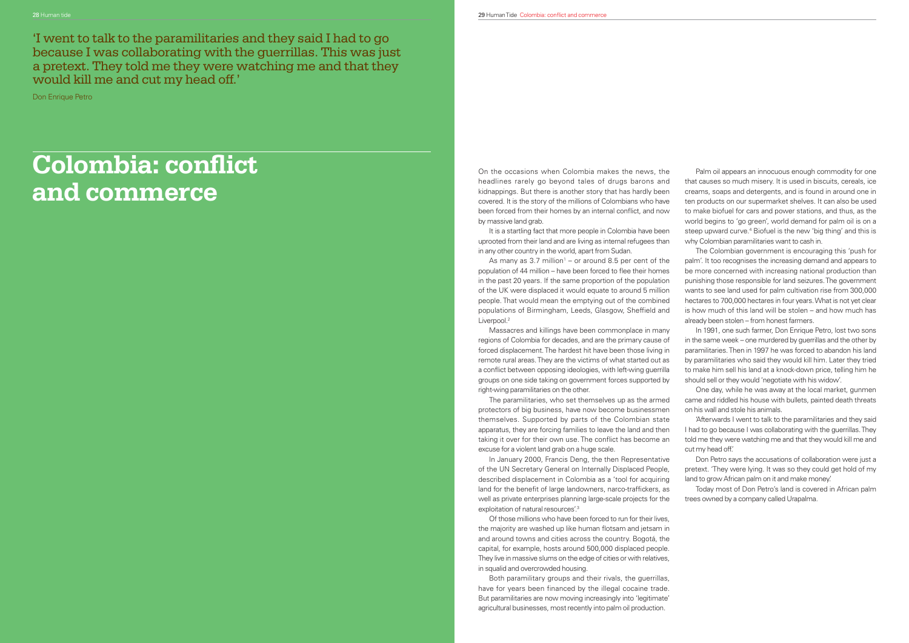'I went to talk to the paramilitaries and they said I had to go because I was collaborating with the guerrillas. This was just a pretext. They told me they were watching me and that they would kill me and cut my head off.'

Don Enrique Petro

# Colombia: conflict and commerce

On the occasions when Colombia makes the news, the headlines rarely go beyond tales of drugs barons and kidnappings. But there is another story that has hardly been covered. It is the story of the millions of Colombians who have been forced from their homes by an internal conflict, and now by massive land grab.

It is a startling fact that more people in Colombia have been uprooted from their land and are living as internal refugees than in any other country in the world, apart from Sudan.

As many as 3.7 million[1] – or around 8.5 per cent of the population of 44 million – have been forced to flee their homes in the past 20 years. If the same proportion of the population of the UK were displaced it would equate to around 5 million people. That would mean the emptying out of the combined populations of Birmingham, Leeds, Glasgow, Sheffield and Liverpool.[2]

Massacres and killings have been commonplace in many regions of Colombia for decades, and are the primary cause of forced displacement. The hardest hit have been those living in remote rural areas. They are the victims of what started out as a conflict between opposing ideologies, with left-wing guerrilla groups on one side taking on government forces supported by right-wing paramilitaries on the other.

The paramilitaries, who set themselves up as the armed protectors of big business, have now become businessmen themselves. Supported by parts of the Colombian state apparatus, they are forcing families to leave the land and then taking it over for their own use. The conflict has become an excuse for a violent land grab on a huge scale.

In January 2000, Francis Deng, the then Representative of the UN Secretary General on Internally Displaced People, described displacement in Colombia as a 'tool for acquiring land for the benefit of large landowners, narco-traffickers, as well as private enterprises planning large-scale projects for the exploitation of natural resources'.[3]

Of those millions who have been forced to run for their lives, the majority are washed up like human flotsam and jetsam in and around towns and cities across the country. Bogotá, the capital, for example, hosts around 500,000 displaced people. They live in massive slums on the edge of cities or with relatives, in squalid and overcrowded housing.

Both paramilitary groups and their rivals, the guerrillas, have for years been financed by the illegal cocaine trade. But paramilitaries are now moving increasingly into 'legitimate' agricultural businesses, most recently into palm oil production.

Palm oil appears an innocuous enough commodity for one that causes so much misery. It is used in biscuits, cereals, ice creams, soaps and detergents, and is found in around one in ten products on our supermarket shelves. It can also be used to make biofuel for cars and power stations, and thus, as the world begins to 'go green', world demand for palm oil is on a steep upward curve.[4] Biofuel is the new 'big thing' and this is why Colombian paramilitaries want to cash in.

The Colombian government is encouraging this 'push for palm'. It too recognises the increasing demand and appears to be more concerned with increasing national production than punishing those responsible for land seizures. The government wants to see land used for palm cultivation rise from 300,000 hectares to 700,000 hectares in four years. What is not yet clear is how much of this land will be stolen – and how much has already been stolen – from honest farmers.

In 1991, one such farmer, Don Enrique Petro, lost two sons in the same week – one murdered by guerrillas and the other by paramilitaries. Then in 1997 he was forced to abandon his land by paramilitaries who said they would kill him. Later they tried to make him sell his land at a knock-down price, telling him he should sell or they would 'negotiate with his widow'.

One day, while he was away at the local market, gunmen came and riddled his house with bullets, painted death threats on his wall and stole his animals.

'Afterwards I went to talk to the paramilitaries and they said I had to go because I was collaborating with the guerrillas. They told me they were watching me and that they would kill me and cut my head off.'

Don Petro says the accusations of collaboration were just a pretext. 'They were lying. It was so they could get hold of my land to grow African palm on it and make money.'

Today most of Don Petro's land is covered in African palm trees owned by a company called Urapalma.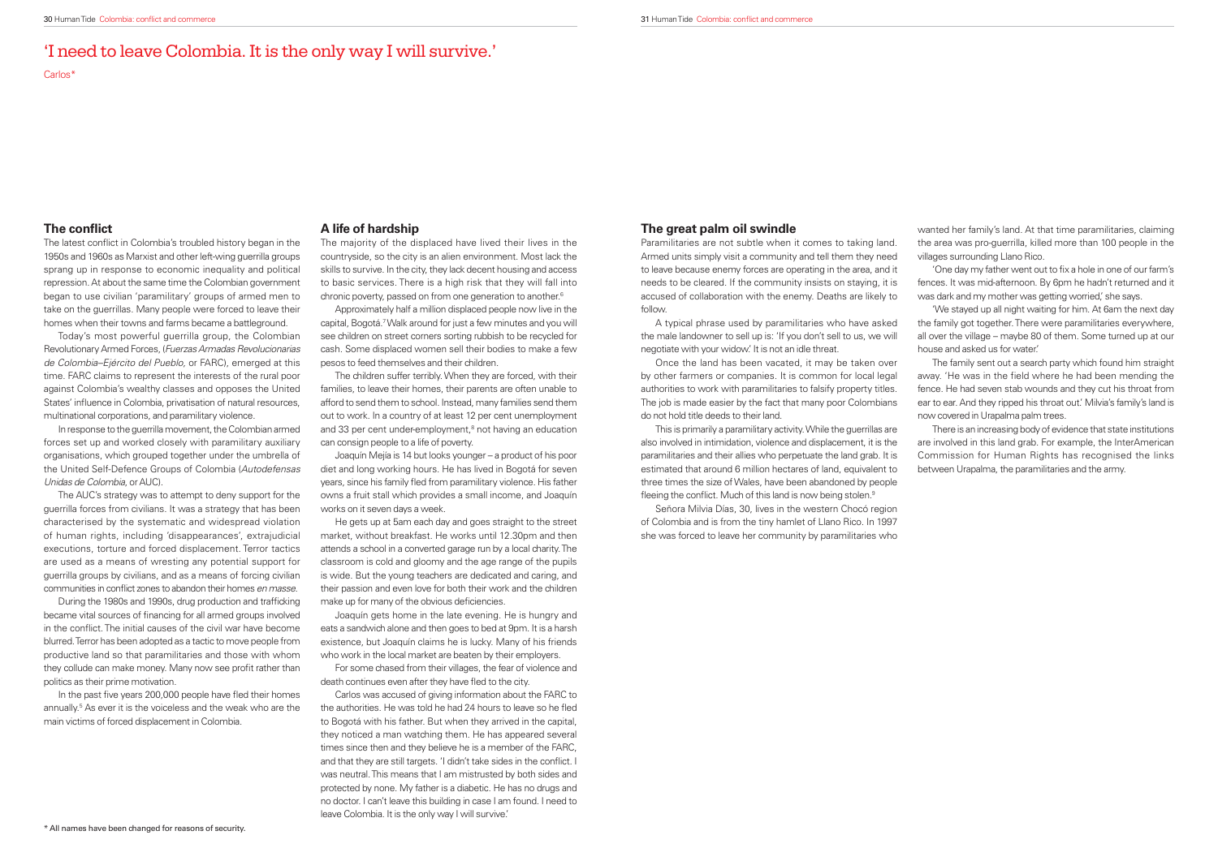# 'I need to leave Colombia. It is the only way I will survive.'

Carlos*

## The conflict

The latest conflict in Colombia's troubled history began in the 1950s and 1960s as Marxist and other left-wing guerrilla groups sprang up in response to economic inequality and political repression. At about the same time the Colombian government began to use civilian 'paramilitary' groups of armed men to take on the guerrillas. Many people were forced to leave their homes when their towns and farms became a battleground.

Today's most powerful guerrilla group, the Colombian Revolutionary Armed Forces, (*Fuerzas Armadas Revolucionarias de Colombia–Ejército del Pueblo*, or FARC), emerged at this time. FARC claims to represent the interests of the rural poor against Colombia's wealthy classes and opposes the United States' influence in Colombia, privatisation of natural resources, multinational corporations, and paramilitary violence.

In response to the guerrilla movement, the Colombian armed forces set up and worked closely with paramilitary auxiliary organisations, which grouped together under the umbrella of the United Self-Defence Groups of Colombia (*Autodefensas Unidas de Colombia*, or AUC).

The AUC's strategy was to attempt to deny support for the guerrilla forces from civilians. It was a strategy that has been characterised by the systematic and widespread violation of human rights, including 'disappearances', extrajudicial executions, torture and forced displacement. Terror tactics are used as a means of wresting any potential support for guerrilla groups by civilians, and as a means of forcing civilian communities in conflict zones to abandon their homes *en masse*.

During the 1980s and 1990s, drug production and trafficking became vital sources of financing for all armed groups involved in the conflict. The initial causes of the civil war have become blurred. Terror has been adopted as a tactic to move people from productive land so that paramilitaries and those with whom they collude can make money. Many now see profit rather than politics as their prime motivation.

In the past five years 200,000 people have fled their homes annually.[5] As ever it is the voiceless and the weak who are the main victims of forced displacement in Colombia.

## A life of hardship

The majority of the displaced have lived their lives in the countryside, so the city is an alien environment. Most lack the skills to survive. In the city, they lack decent housing and access to basic services. There is a high risk that they will fall into chronic poverty, passed on from one generation to another.[6]

Approximately half a million displaced people now live in the capital, Bogotá.[7] Walk around for just a few minutes and you will see children on street corners sorting rubbish to be recycled for cash. Some displaced women sell their bodies to make a few pesos to feed themselves and their children.

The children suffer terribly. When they are forced, with their families, to leave their homes, their parents are often unable to afford to send them to school. Instead, many families send them out to work. In a country of at least 12 per cent unemployment and 33 per cent under-employment,[8] not having an education can consign people to a life of poverty.

Joaquín Mejía is 14 but looks younger – a product of his poor diet and long working hours. He has lived in Bogotá for seven years, since his family fled from paramilitary violence. His father owns a fruit stall which provides a small income, and Joaquín works on it seven days a week.

He gets up at 5am each day and goes straight to the street market, without breakfast. He works until 12.30pm and then attends a school in a converted garage run by a local charity. The classroom is cold and gloomy and the age range of the pupils is wide. But the young teachers are dedicated and caring, and their passion and even love for both their work and the children make up for many of the obvious deficiencies.

Joaquín gets home in the late evening. He is hungry and eats a sandwich alone and then goes to bed at 9pm. It is a harsh existence, but Joaquín claims he is lucky. Many of his friends who work in the local market are beaten by their employers.

For some chased from their villages, the fear of violence and death continues even after they have fled to the city.

Carlos was accused of giving information about the FARC to the authorities. He was told he had 24 hours to leave so he fled to Bogotá with his father. But when they arrived in the capital, they noticed a man watching them. He has appeared several times since then and they believe he is a member of the FARC, and that they are still targets. 'I didn't take sides in the conflict. I was neutral. This means that I am mistrusted by both sides and protected by none. My father is a diabetic. He has no drugs and no doctor. I can't leave this building in case I am found. I need to leave Colombia. It is the only way I will survive.'

## The great palm oil swindle

Paramilitaries are not subtle when it comes to taking land. Armed units simply visit a community and tell them they need to leave because enemy forces are operating in the area, and it needs to be cleared. If the community insists on staying, it is accused of collaboration with the enemy. Deaths are likely to follow.

A typical phrase used by paramilitaries who have asked the male landowner to sell up is: 'If you don't sell to us, we will negotiate with your widow.' It is not an idle threat.

Once the land has been vacated, it may be taken over by other farmers or companies. It is common for local legal authorities to work with paramilitaries to falsify property titles. The job is made easier by the fact that many poor Colombians do not hold title deeds to their land.

This is primarily a paramilitary activity. While the guerrillas are also involved in intimidation, violence and displacement, it is the paramilitaries and their allies who perpetuate the land grab. It is estimated that around 6 million hectares of land, equivalent to three times the size of Wales, have been abandoned by people fleeing the conflict. Much of this land is now being stolen.[9]

Señora Milvia Días, 30, lives in the western Chocó region of Colombia and is from the tiny hamlet of Llano Rico. In 1997 she was forced to leave her community by paramilitaries who wanted her family's land. At that time paramilitaries, claiming the area was pro-guerrilla, killed more than 100 people in the villages surrounding Llano Rico.

'One day my father went out to fix a hole in one of our farm's fences. It was mid-afternoon. By 6pm he hadn't returned and it was dark and my mother was getting worried,' she says.

'We stayed up all night waiting for him. At 6am the next day the family got together. There were paramilitaries everywhere, all over the village – maybe 80 of them. Some turned up at our house and asked us for water.'

The family sent out a search party which found him straight away. 'He was in the field where he had been mending the fence. He had seven stab wounds and they cut his throat from ear to ear. And they ripped his throat out.' Milvia's family's land is now covered in Urapalma palm trees.

There is an increasing body of evidence that state institutions are involved in this land grab. For example, the InterAmerican Commission for Human Rights has recognised the links between Urapalma, the paramilitaries and the army.

\* All names have been changed for reasons of security.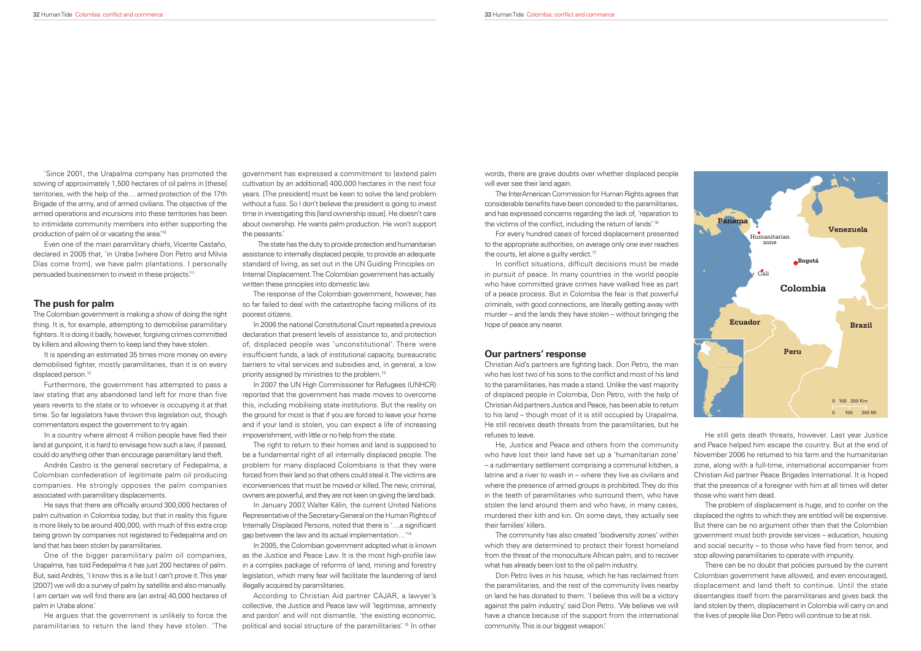'Since 2001, the Urapalma company has promoted the sowing of approximately 1,500 hectares of oil palms in [these] territories, with the help of the… armed protection of the 17th Brigade of the army, and of armed civilians. The objective of the armed operations and incursions into these territories has been to intimidate community members into either supporting the production of palm oil or vacating the area.'[10]

Even one of the main paramilitary chiefs, Vicente Castaño, declared in 2005 that, 'in Uraba [where Don Petro and Milvia Días come from], we have palm plantations. I personally persuaded businessmen to invest in these projects.'[11]

## The push for palm

The Colombian government is making a show of doing the right thing. It is, for example, attempting to demobilise paramilitary fighters. It is doing it badly, however, forgiving crimes committed by killers and allowing them to keep land they have stolen.

It is spending an estimated 35 times more money on every demobilised fighter, mostly paramilitaries, than it is on every displaced person.[12]

Furthermore, the government has attempted to pass a law stating that any abandoned land left for more than five years reverts to the state or to whoever is occupying it at that time. So far legislators have thrown this legislation out, though commentators expect the government to try again.

In a country where almost 4 million people have fled their land at gunpoint, it is hard to envisage how such a law, if passed, could do anything other than encourage paramilitary land theft.

Andrés Castro is the general secretary of Fedepalma, a Colombian confederation of legitimate palm oil producing companies. He strongly opposes the palm companies associated with paramilitary displacements.

He says that there are officially around 300,000 hectares of palm cultivation in Colombia today, but that in reality this figure is more likely to be around 400,000, with much of this extra crop being grown by companies not registered to Fedepalma and on land that has been stolen by paramilitaries.

One of the bigger paramilitary palm oil companies, Urapalma, has told Fedepalma it has just 200 hectares of palm. But, said Andrés, 'I know this is a lie but I can't prove it. This year [2007] we will do a survey of palm by satellite and also manually. I am certain we will find there are [an extra] 40,000 hectares of palm in Uraba alone.'

He argues that the government is unlikely to force the paramilitaries to return the land they have stolen. 'The government has expressed a commitment to [extend palm cultivation by an additional] 400,000 hectares in the next four years. [The president] must be keen to solve the land problem without a fuss. So I don't believe the president is going to invest time in investigating this [land ownership issue]. He doesn't care about ownership. He wants palm production. He won't support the peasants.'

The state has the duty to provide protection and humanitarian assistance to internally displaced people, to provide an adequate standard of living, as set out in the UN Guiding Principles on Internal Displacement. The Colombian government has actually written these principles into domestic law.

The response of the Colombian government, however, has so far failed to deal with the catastrophe facing millions of its poorest citizens.

In 2006 the national Constitutional Court repeated a previous declaration that present levels of assistance to, and protection of, displaced people was 'unconstitutional'. There were insufficient funds, a lack of institutional capacity, bureaucratic barriers to vital services and subsidies and, in general, a low priority assigned by ministries to the problem.[13]

In 2007 the UN High Commissioner for Refugees (UNHCR) reported that the government has made moves to overcome this, including mobilising state institutions. But the reality on the ground for most is that if you are forced to leave your home and if your land is stolen, you can expect a life of increasing impoverishment, with little or no help from the state.

The right to return to their homes and land is supposed to be a fundamental right of all internally displaced people. The problem for many displaced Colombians is that they were forced from their land so that others could steal it. The victims are inconveniences that must be moved or killed. The new, criminal, owners are powerful, and they are not keen on giving the land back.

In January 2007, Walter Kälin, the current United Nations Representative of the Secretary-General on the Human Rights of Internally Displaced Persons, noted that there is '…a significant gap between the law and its actual implementation…'[14]

In 2005, the Colombian government adopted what is known as the Justice and Peace Law. It is the most high-profile law in a complex package of reforms of land, mining and forestry legislation, which many fear will facilitate the laundering of land illegally acquired by paramilitaries.

According to Christian Aid partner CAJAR, a lawyer's collective, the Justice and Peace law will 'legitimise, amnesty and pardon' and will not dismantle, 'the existing economic, political and social structure of the paramilitaries'.[15] In other words, there are grave doubts over whether displaced people will ever see their land again.

The InterAmerican Commission for Human Rights agrees that considerable benefits have been conceded to the paramilitaries, and has expressed concerns regarding the lack of, 'reparation to the victims of the conflict, including the return of lands'.[16]

For every hundred cases of forced displacement presented to the appropriate authorities, on average only one ever reaches the courts, let alone a guilty verdict.[17]

In conflict situations, difficult decisions must be made in pursuit of peace. In many countries in the world people who have committed grave crimes have walked free as part of a peace process. But in Colombia the fear is that powerful criminals, with good connections, are literally getting away with murder – and the lands they have stolen – without bringing the hope of peace any nearer.

## Our partners' response

Christian Aid's partners are fighting back. Don Petro, the man who has lost two of his sons to the conflict and most of his land to the paramilitaries, has made a stand. Unlike the vast majority of displaced people in Colombia, Don Petro, with the help of Christian Aid partners Justice and Peace, has been able to return to his land – though most of it is still occupied by Urapalma. He still receives death threats from the paramilitaries, but he refuses to leave.

He, Justice and Peace and others from the community who have lost their land have set up a 'humanitarian zone' – a rudimentary settlement comprising a communal kitchen, a latrine and a river to wash in – where they live as civilians and where the presence of armed groups is prohibited. They do this in the teeth of paramilitaries who surround them, who have stolen the land around them and who have, in many cases, murdered their kith and kin. On some days, they actually see their families' killers.

The community has also created 'biodiversity zones' within which they are determined to protect their forest homeland from the threat of the monoculture African palm, and to recover what has already been lost to the oil palm industry.

Don Petro lives in his house, which he has reclaimed from the paramilitaries, and the rest of the community lives nearby on land he has donated to them. 'I believe this will be a victory against the palm industry,' said Don Petro. 'We believe we will have a chance because of the support from the international community. This is our biggest weapon.'

He still gets death threats, however. Last year Justice and Peace helped him escape the country. But at the end of November 2006 he returned to his farm and the humanitarian zone, along with a full-time, international accompanier from Christian Aid partner Peace Brigades International. It is hoped that the presence of a foreigner with him at all times will deter those who want him dead.

The problem of displacement is huge, and to confer on the displaced the rights to which they are entitled will be expensive. But there can be no argument other than that the Colombian government must both provide services – education, housing and social security – to those who have fled from terror, and stop allowing paramilitaries to operate with impunity.

There can be no doubt that policies pursued by the current Colombian government have allowed, and even encouraged, displacement and land theft to continue. Until the state disentangles itself from the paramilitaries and gives back the land stolen by them, displacement in Colombia will carry on and the lives of people like Don Petro will continue to be at risk.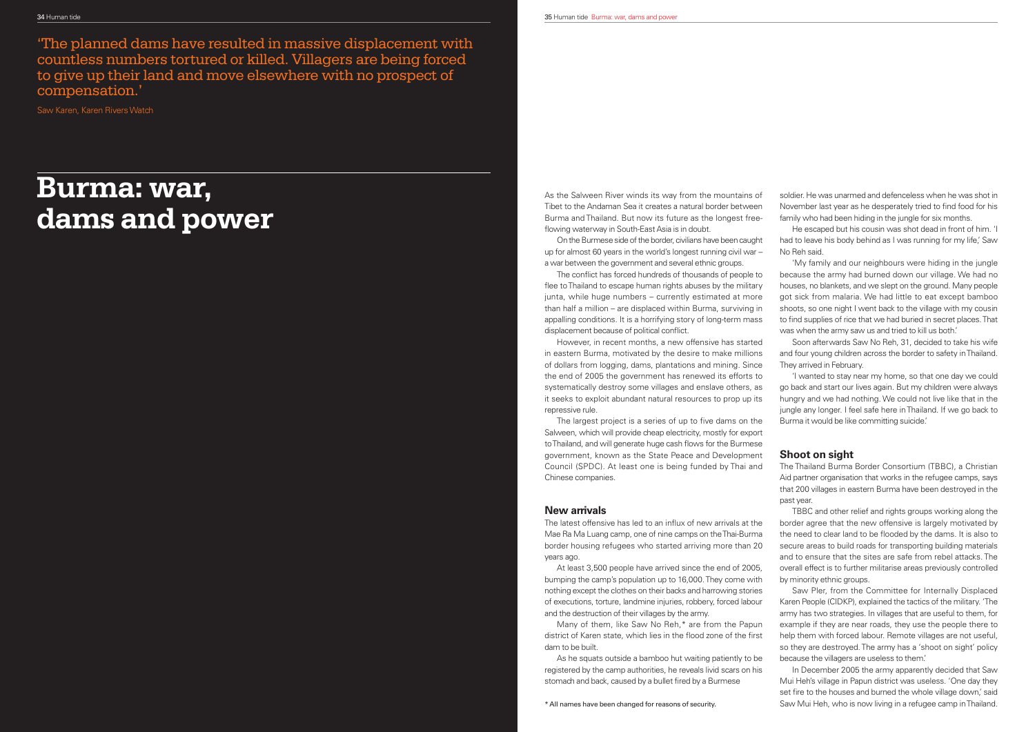'The planned dams have resulted in massive displacement with countless numbers tortured or killed. Villagers are being forced to give up their land and move elsewhere with no prospect of compensation.'

Saw Karen, Karen Rivers Watch

# Burma: war, dams and power

As the Salween River winds its way from the mountains of Tibet to the Andaman Sea it creates a natural border between Burma and Thailand. But now its future as the longest free-flowing waterway in South-East Asia is in doubt.

On the Burmese side of the border, civilians have been caught up for almost 60 years in the world's longest running civil war – a war between the government and several ethnic groups.

The conflict has forced hundreds of thousands of people to flee to Thailand to escape human rights abuses by the military junta, while huge numbers – currently estimated at more than half a million – are displaced within Burma, surviving in appalling conditions. It is a horrifying story of long-term mass displacement because of political conflict.

However, in recent months, a new offensive has started in eastern Burma, motivated by the desire to make millions of dollars from logging, dams, plantations and mining. Since the end of 2005 the government has renewed its efforts to systematically destroy some villages and enslave others, as it seeks to exploit abundant natural resources to prop up its repressive rule.

The largest project is a series of up to five dams on the Salween, which will provide cheap electricity, mostly for export to Thailand, and will generate huge cash flows for the Burmese government, known as the State Peace and Development Council (SPDC). At least one is being funded by Thai and Chinese companies.

## New arrivals

The latest offensive has led to an influx of new arrivals at the Mae Ra Ma Luang camp, one of nine camps on the Thai-Burma border housing refugees who started arriving more than 20 years ago.

At least 3,500 people have arrived since the end of 2005, bumping the camp's population up to 16,000. They come with nothing except the clothes on their backs and harrowing stories of executions, torture, landmine injuries, robbery, forced labour and the destruction of their villages by the army.

Many of them, like Saw No Reh,* are from the Papun district of Karen state, which lies in the flood zone of the first dam to be built.

As he squats outside a bamboo hut waiting patiently to be registered by the camp authorities, he reveals livid scars on his stomach and back, caused by a bullet fired by a Burmese soldier. He was unarmed and defenceless when he was shot in November last year as he desperately tried to find food for his family who had been hiding in the jungle for six months.

He escaped but his cousin was shot dead in front of him. 'I had to leave his body behind as I was running for my life,' Saw No Reh said.

'My family and our neighbours were hiding in the jungle because the army had burned down our village. We had no houses, no blankets, and we slept on the ground. Many people got sick from malaria. We had little to eat except bamboo shoots, so one night I went back to the village with my cousin to find supplies of rice that we had buried in secret places. That was when the army saw us and tried to kill us both.'

Soon afterwards Saw No Reh, 31, decided to take his wife and four young children across the border to safety in Thailand. They arrived in February.

'I wanted to stay near my home, so that one day we could go back and start our lives again. But my children were always hungry and we had nothing. We could not live like that in the jungle any longer. I feel safe here in Thailand. If we go back to Burma it would be like committing suicide.'

## Shoot on sight

The Thailand Burma Border Consortium (TBBC), a Christian Aid partner organisation that works in the refugee camps, says that 200 villages in eastern Burma have been destroyed in the past year.

TBBC and other relief and rights groups working along the border agree that the new offensive is largely motivated by the need to clear land to be flooded by the dams. It is also to secure areas to build roads for transporting building materials and to ensure that the sites are safe from rebel attacks. The overall effect is to further militarise areas previously controlled by minority ethnic groups.

Saw Pler, from the Committee for Internally Displaced Karen People (CIDKP), explained the tactics of the military. 'The army has two strategies. In villages that are useful to them, for example if they are near roads, they use the people there to help them with forced labour. Remote villages are not useful, so they are destroyed. The army has a 'shoot on sight' policy because the villagers are useless to them.'

In December 2005 the army apparently decided that Saw Mui Heh's village in Papun district was useless. 'One day they set fire to the houses and burned the whole village down,' said Saw Mui Heh, who is now living in a refugee camp in Thailand.

* All names have been changed for reasons of security.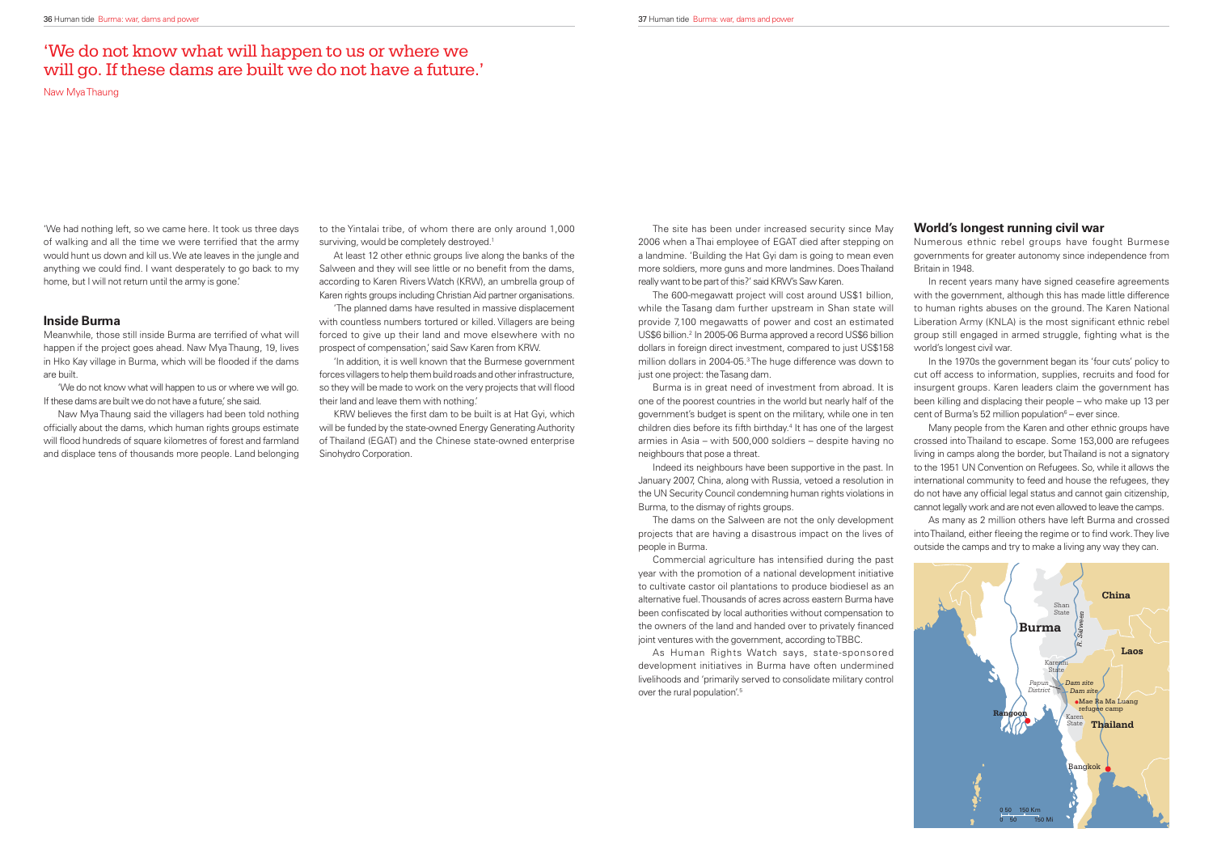# 'We do not know what will happen to us or where we will go. If these dams are built we do not have a future.'

Naw Mya Thaung

'We had nothing left, so we came here. It took us three days of walking and all the time we were terrified that the army would hunt us down and kill us. We ate leaves in the jungle and anything we could find. I want desperately to go back to my home, but I will not return until the army is gone.'

## Inside Burma

Meanwhile, those still inside Burma are terrified of what will happen if the project goes ahead. Naw Mya Thaung, 19, lives in Hko Kay village in Burma, which will be flooded if the dams are built.

'We do not know what will happen to us or where we will go. If these dams are built we do not have a future,' she said.

Naw Mya Thaung said the villagers had been told nothing officially about the dams, which human rights groups estimate will flood hundreds of square kilometres of forest and farmland and displace tens of thousands more people. Land belonging to the Yintalai tribe, of whom there are only around 1,000 surviving, would be completely destroyed.[1]

At least 12 other ethnic groups live along the banks of the Salween and they will see little or no benefit from the dams, according to Karen Rivers Watch (KRW), an umbrella group of Karen rights groups including Christian Aid partner organisations.

'The planned dams have resulted in massive displacement with countless numbers tortured or killed. Villagers are being forced to give up their land and move elsewhere with no prospect of compensation,' said Saw Karen from KRW.

'In addition, it is well known that the Burmese government forces villagers to help them build roads and other infrastructure, so they will be made to work on the very projects that will flood their land and leave them with nothing.'

KRW believes the first dam to be built is at Hat Gyi, which will be funded by the state-owned Energy Generating Authority of Thailand (EGAT) and the Chinese state-owned enterprise Sinohydro Corporation.

The site has been under increased security since May 2006 when a Thai employee of EGAT died after stepping on a landmine. 'Building the Hat Gyi dam is going to mean even more soldiers, more guns and more landmines. Does Thailand really want to be part of this?' said KRW's Saw Karen.

The 600-megawatt project will cost around US$1 billion, while the Tasang dam further upstream in Shan state will provide 7,100 megawatts of power and cost an estimated US$6 billion.[2] In 2005-06 Burma approved a record US$6 billion dollars in foreign direct investment, compared to just US$158 million dollars in 2004-05.[3] The huge difference was down to just one project: the Tasang dam.

Burma is in great need of investment from abroad. It is one of the poorest countries in the world but nearly half of the government's budget is spent on the military, while one in ten children dies before its fifth birthday.[4] It has one of the largest armies in Asia – with 500,000 soldiers – despite having no neighbours that pose a threat.

Indeed its neighbours have been supportive in the past. In January 2007, China, along with Russia, vetoed a resolution in the UN Security Council condemning human rights violations in Burma, to the dismay of rights groups.

The dams on the Salween are not the only development projects that are having a disastrous impact on the lives of people in Burma.

Commercial agriculture has intensified during the past year with the promotion of a national development initiative to cultivate castor oil plantations to produce biodiesel as an alternative fuel. Thousands of acres across eastern Burma have been confiscated by local authorities without compensation to the owners of the land and handed over to privately financed joint ventures with the government, according to TBBC.

As Human Rights Watch says, state-sponsored development initiatives in Burma have often undermined livelihoods and 'primarily served to consolidate military control over the rural population'.[5]

## World's longest running civil war

Numerous ethnic rebel groups have fought Burmese governments for greater autonomy since independence from Britain in 1948.

In recent years many have signed ceasefire agreements with the government, although this has made little difference to human rights abuses on the ground. The Karen National Liberation Army (KNLA) is the most significant ethnic rebel group still engaged in armed struggle, fighting what is the world's longest civil war.

In the 1970s the government began its 'four cuts' policy to cut off access to information, supplies, recruits and food for insurgent groups. Karen leaders claim the government has been killing and displacing their people – who make up 13 per cent of Burma's 52 million population[6] – ever since.

Many people from the Karen and other ethnic groups have crossed into Thailand to escape. Some 153,000 are refugees living in camps along the border, but Thailand is not a signatory to the 1951 UN Convention on Refugees. So, while it allows the international community to feed and house the refugees, they do not have any official legal status and cannot gain citizenship, cannot legally work and are not even allowed to leave the camps.

As many as 2 million others have left Burma and crossed into Thailand, either fleeing the regime or to find work. They live outside the camps and try to make a living any way they can.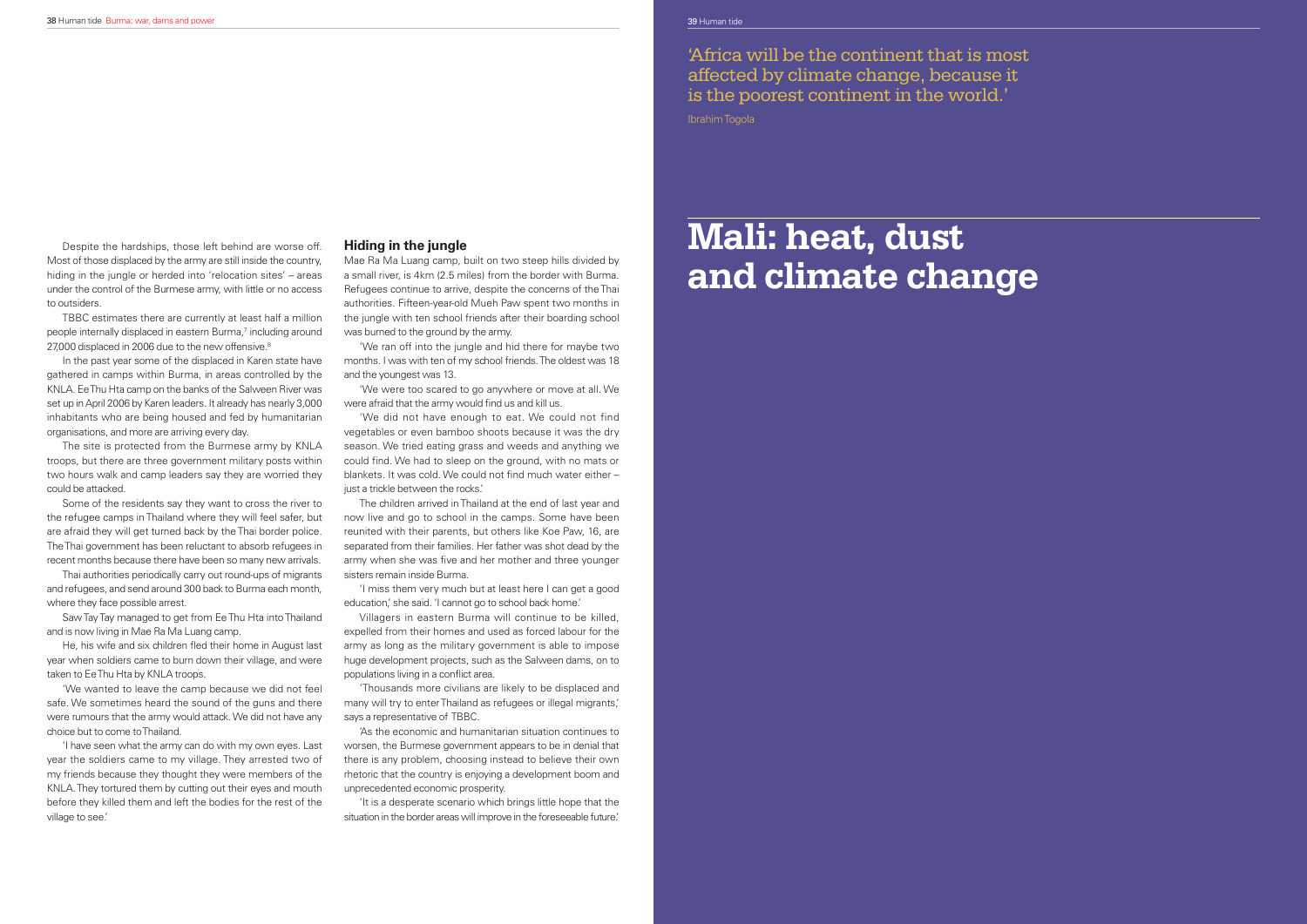Despite the hardships, those left behind are worse off. Most of those displaced by the army are still inside the country, hiding in the jungle or herded into 'relocation sites' – areas under the control of the Burmese army, with little or no access to outsiders.

TBBC estimates there are currently at least half a million people internally displaced in eastern Burma,[7] including around 27,000 displaced in 2006 due to the new offensive.[8]

In the past year some of the displaced in Karen state have gathered in camps within Burma, in areas controlled by the KNLA. Ee Thu Hta camp on the banks of the Salween River was set up in April 2006 by Karen leaders. It already has nearly 3,000 inhabitants who are being housed and fed by humanitarian organisations, and more are arriving every day.

The site is protected from the Burmese army by KNLA troops, but there are three government military posts within two hours walk and camp leaders say they are worried they could be attacked.

Some of the residents say they want to cross the river to the refugee camps in Thailand where they will feel safer, but are afraid they will get turned back by the Thai border police. The Thai government has been reluctant to absorb refugees in recent months because there have been so many new arrivals.

Thai authorities periodically carry out round-ups of migrants and refugees, and send around 300 back to Burma each month, where they face possible arrest.

Saw Tay Tay managed to get from Ee Thu Hta into Thailand and is now living in Mae Ra Ma Luang camp.

He, his wife and six children fled their home in August last year when soldiers came to burn down their village, and were taken to Ee Thu Hta by KNLA troops.

'We wanted to leave the camp because we did not feel safe. We sometimes heard the sound of the guns and there were rumours that the army would attack. We did not have any choice but to come to Thailand.

'I have seen what the army can do with my own eyes. Last year the soldiers came to my village. They arrested two of my friends because they thought they were members of the KNLA. They tortured them by cutting out their eyes and mouth before they killed them and left the bodies for the rest of the village to see.'

### Hiding in the jungle

Mae Ra Ma Luang camp, built on two steep hills divided by a small river, is 4km (2.5 miles) from the border with Burma. Refugees continue to arrive, despite the concerns of the Thai authorities. Fifteen-year-old Mueh Paw spent two months in the jungle with ten school friends after their boarding school was burned to the ground by the army.

'We ran off into the jungle and hid there for maybe two months. I was with ten of my school friends. The oldest was 18 and the youngest was 13.

'We were too scared to go anywhere or move at all. We were afraid that the army would find us and kill us.

'We did not have enough to eat. We could not find vegetables or even bamboo shoots because it was the dry season. We tried eating grass and weeds and anything we could find. We had to sleep on the ground, with no mats or blankets. It was cold. We could not find much water either – just a trickle between the rocks.'

The children arrived in Thailand at the end of last year and now live and go to school in the camps. Some have been reunited with their parents, but others like Koe Paw, 16, are separated from their families. Her father was shot dead by the army when she was five and her mother and three younger sisters remain inside Burma.

'I miss them very much but at least here I can get a good education,' she said. 'I cannot go to school back home.'

Villagers in eastern Burma will continue to be killed, expelled from their homes and used as forced labour for the army as long as the military government is able to impose huge development projects, such as the Salween dams, on to populations living in a conflict area.

'Thousands more civilians are likely to be displaced and many will try to enter Thailand as refugees or illegal migrants,' says a representative of TBBC.

'As the economic and humanitarian situation continues to worsen, the Burmese government appears to be in denial that there is any problem, choosing instead to believe their own rhetoric that the country is enjoying a development boom and unprecedented economic prosperity.

'It is a desperate scenario which brings little hope that the situation in the border areas will improve in the foreseeable future.'

'Africa will be the continent that is most affected by climate change, because it is the poorest continent in the world.'

Ibrahim Togola

# Mali: heat, dust and climate change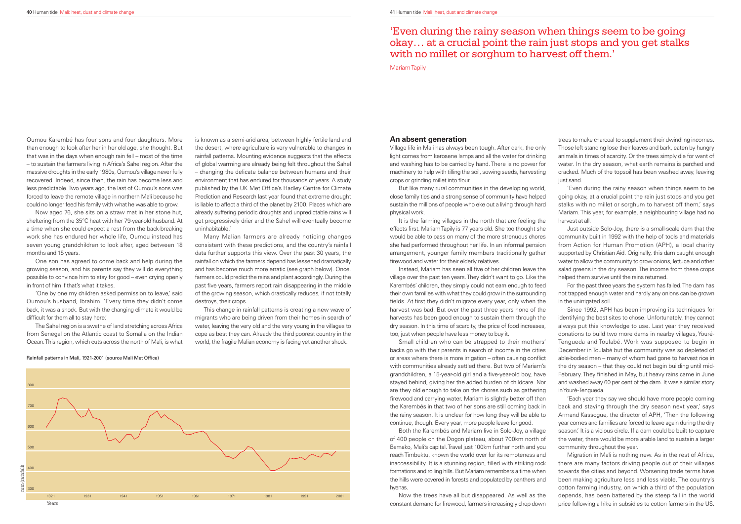Oumou Karembé has four sons and four daughters. More than enough to look after her in her old age, she thought. But that was in the days when enough rain fell – most of the time – to sustain the farmers living in Africa's Sahel region. After the massive droughts in the early 1980s, Oumou's village never fully recovered. Indeed, since then, the rain has become less and less predictable. Two years ago, the last of Oumou's sons was forced to leave the remote village in northern Mali because he could no longer feed his family with what he was able to grow.

Now aged 76, she sits on a straw mat in her stone hut, sheltering from the 35°C heat with her 79-year-old husband. At a time when she could expect a rest from the back-breaking work she has endured her whole life, Oumou instead has seven young grandchildren to look after, aged between 18 months and 15 years.

One son has agreed to come back and help during the growing season, and his parents say they will do everything possible to convince him to stay for good – even crying openly in front of him if that's what it takes.

'One by one my children asked permission to leave,' said Oumou's husband, Ibrahim. 'Every time they didn't come back, it was a shock. But with the changing climate it would be difficult for them all to stay here.'

The Sahel region is a swathe of land stretching across Africa from Senegal on the Atlantic coast to Somalia on the Indian Ocean. This region, which cuts across the north of Mali, is what is known as a semi-arid area, between highly fertile land and the desert, where agriculture is very vulnerable to changes in rainfall patterns. Mounting evidence suggests that the effects of global warming are already being felt throughout the Sahel – changing the delicate balance between humans and their environment that has endured for thousands of years. A study published by the UK Met Office's Hadley Centre for Climate Prediction and Research last year found that extreme drought is liable to affect a third of the planet by 2100. Places which are already suffering periodic droughts and unpredictable rains will get progressively drier and the Sahel will eventually become uninhabitable.[1]

Many Malian farmers are already noticing changes consistent with these predictions, and the country's rainfall data further supports this view. Over the past 30 years, the rainfall on which the farmers depend has lessened dramatically and has become much more erratic (see graph below). Once, farmers could predict the rains and plant accordingly. During the past five years, farmers report rain disappearing in the middle of the growing season, which drastically reduces, if not totally destroys, their crops.

This change in rainfall patterns is creating a new wave of migrants who are being driven from their homes in search of water, leaving the very old and the very young in the villages to cope as best they can. Already the third poorest country in the world, the fragile Malian economy is facing yet another shock.

Rainfall patterns in Mali, 1921-2001 (source Mali Met Office)

> 'Even during the rainy season when things seem to be going okay… at a crucial point the rain just stops and you get stalks with no millet or sorghum to harvest off them.'
>
> Mariam Tapily

## An absent generation

Village life in Mali has always been tough. After dark, the only light comes from kerosene lamps and all the water for drinking and washing has to be carried by hand. There is no power for machinery to help with tilling the soil, sowing seeds, harvesting crops or grinding millet into flour.

But like many rural communities in the developing world, close family ties and a strong sense of community have helped sustain the millions of people who eke out a living through hard physical work.

It is the farming villages in the north that are feeling the effects first. Mariam Tapily is 77 years old. She too thought she would be able to pass on many of the more strenuous chores she had performed throughout her life. In an informal pension arrangement, younger family members traditionally gather firewood and water for their elderly relatives.

Instead, Mariam has seen all five of her children leave the village over the past ten years. They didn't want to go. Like the Karembés' children, they simply could not earn enough to feed their own families with what they could grow in the surrounding fields. At first they didn't migrate every year, only when the harvest was bad. But over the past three years none of the harvests has been good enough to sustain them through the dry season. In this time of scarcity, the price of food increases, too, just when people have less money to buy it.

Small children who can be strapped to their mothers' backs go with their parents in search of income in the cities or areas where there is more irrigation – often causing conflict with communities already settled there. But two of Mariam's grandchildren, a 15-year-old girl and a five-year-old boy, have stayed behind, giving her the added burden of childcare. Nor are they old enough to take on the chores such as gathering firewood and carrying water. Mariam is slightly better off than the Karembés in that two of her sons are still coming back in the rainy season. It is unclear for how long they will be able to continue, though. Every year, more people leave for good.

Both the Karembés and Mariam live in Solo-Joy, a village of 400 people on the Dogon plateau, about 700km north of Bamako, Mali's capital. Travel just 100km further north and you reach Timbuktu, known the world over for its remoteness and inaccessibility. It is a stunning region, filled with striking rock formations and rolling hills. But Mariam remembers a time when the hills were covered in forests and populated by panthers and hyenas.

Now the trees have all but disappeared. As well as the constant demand for firewood, farmers increasingly chop down trees to make charcoal to supplement their dwindling incomes. Those left standing lose their leaves and bark, eaten by hungry animals in times of scarcity. Or the trees simply die for want of water. In the dry season, what earth remains is parched and cracked. Much of the topsoil has been washed away, leaving just sand.

'Even during the rainy season when things seem to be going okay, at a crucial point the rain just stops and you get stalks with no millet or sorghum to harvest off them,' says Mariam. This year, for example, a neighbouring village had no harvest at all.

Just outside Solo-Joy, there is a small-scale dam that the community built in 1992 with the help of tools and materials from Action for Human Promotion (APH), a local charity supported by Christian Aid. Originally, this dam caught enough water to allow the community to grow onions, lettuce and other salad greens in the dry season. The income from these crops helped them survive until the rains returned.

For the past three years the system has failed. The dam has not trapped enough water and hardly any onions can be grown in the unirrigated soil.

Since 1992, APH has been improving its techniques for identifying the best sites to chose. Unfortunately, they cannot always put this knowledge to use. Last year they received donations to build two more dams in nearby villages, Youré-Tengueda and Toulabé. Work was supposed to begin in December in Toulabé but the community was so depleted of able-bodied men – many of whom had gone to harvest rice in the dry season – that they could not begin building until mid-February. They finished in May, but heavy rains came in June and washed away 60 per cent of the dam. It was a similar story in Youré-Tengueda.

'Each year they say we should have more people coming back and staying through the dry season next year,' says Armand Kassogue, the director of APH, 'Then the following year comes and families are forced to leave again during the dry season.' It is a vicious circle. If a dam could be built to capture the water, there would be more arable land to sustain a larger community throughout the year.

Migration in Mali is nothing new. As in the rest of Africa, there are many factors driving people out of their villages towards the cities and beyond. Worsening trade terms have been making agriculture less and less viable. The country's cotton farming industry, on which a third of the population depends, has been battered by the steep fall in the world price following a hike in subsidies to cotton farmers in the US.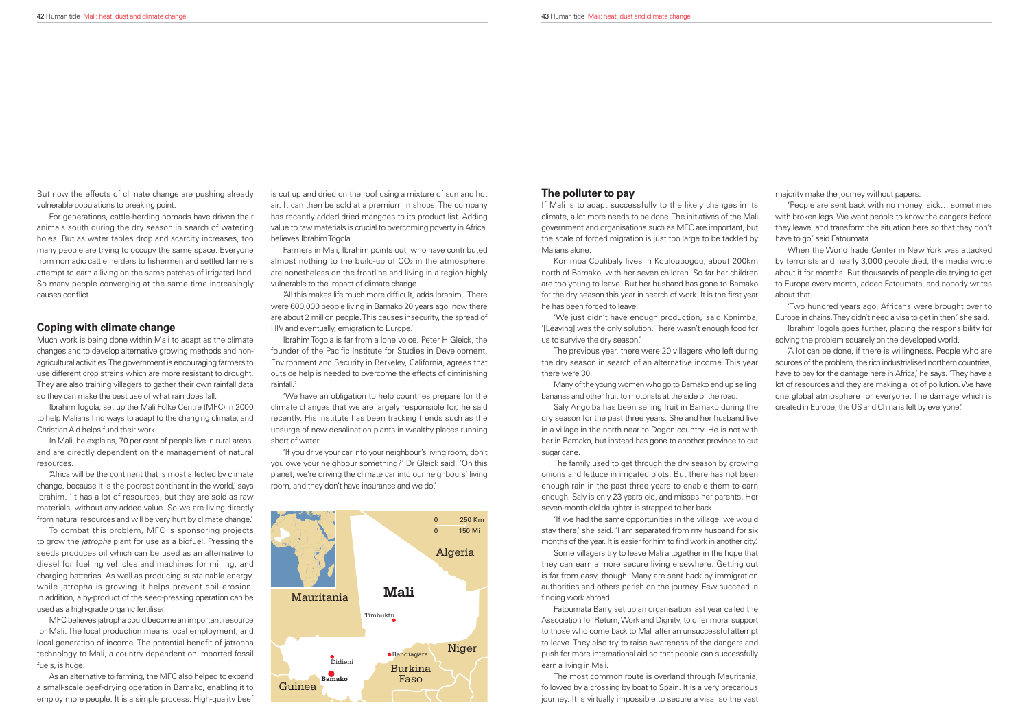But now the effects of climate change are pushing already vulnerable populations to breaking point.

For generations, cattle-herding nomads have driven their animals south during the dry season in search of watering holes. But as water tables drop and scarcity increases, too many people are trying to occupy the same space. Everyone from nomadic cattle herders to fishermen and settled farmers attempt to earn a living on the same patches of irrigated land. So many people converging at the same time increasingly causes conflict.

## Coping with climate change

Much work is being done within Mali to adapt as the climate changes and to develop alternative growing methods and non-agricultural activities. The government is encouraging farmers to use different crop strains which are more resistant to drought. They are also training villagers to gather their own rainfall data so they can make the best use of what rain does fall.

Ibrahim Togola, set up the Mali Folke Centre (MFC) in 2000 to help Malians find ways to adapt to the changing climate, and Christian Aid helps fund their work.

In Mali, he explains, 70 per cent of people live in rural areas, and are directly dependent on the management of natural resources.

'Africa will be the continent that is most affected by climate change, because it is the poorest continent in the world,' says Ibrahim. 'It has a lot of resources, but they are sold as raw materials, without any added value. So we are living directly from natural resources and will be very hurt by climate change.'

To combat this problem, MFC is sponsoring projects to grow the *jatropha* plant for use as a biofuel. Pressing the seeds produces oil which can be used as an alternative to diesel for fuelling vehicles and machines for milling, and charging batteries. As well as producing sustainable energy, while jatropha is growing it helps prevent soil erosion. In addition, a by-product of the seed-pressing operation can be used as a high-grade organic fertiliser.

MFC believes jatropha could become an important resource for Mali. The local production means local employment, and local generation of income. The potential benefit of jatropha technology to Mali, a country dependent on imported fossil fuels, is huge.

As an alternative to farming, the MFC also helped to expand a small-scale beef-drying operation in Bamako, enabling it to employ more people. It is a simple process. High-quality beef is cut up and dried on the roof using a mixture of sun and hot air. It can then be sold at a premium in shops. The company has recently added dried mangoes to its product list. Adding value to raw materials is crucial to overcoming poverty in Africa, believes Ibrahim Togola.

Farmers in Mali, Ibrahim points out, who have contributed almost nothing to the build-up of $CO_2$ in the atmosphere, are nonetheless on the frontline and living in a region highly vulnerable to the impact of climate change.

'All this makes life much more difficult,' adds Ibrahim, 'There were 600,000 people living in Bamako 20 years ago, now there are about 2 million people. This causes insecurity, the spread of HIV and eventually, emigration to Europe.'

Ibrahim Togola is far from a lone voice. Peter H Gleick, the founder of the Pacific Institute for Studies in Development, Environment and Security in Berkeley, California, agrees that outside help is needed to overcome the effects of diminishing rainfall.[2]

'We have an obligation to help countries prepare for the climate changes that we are largely responsible for,' he said recently. His institute has been tracking trends such as the upsurge of new desalination plants in wealthy places running short of water.

'If you drive your car into your neighbour's living room, don't you owe your neighbour something?' Dr Gleick said. 'On this planet, we're driving the climate car into our neighbours' living room, and they don't have insurance and we do.'

0 250 Km
0 150 Mi

Algeria
Mauritania
Mali
Timbuktu
Niger
Bandiagara
Didieni
Burkina Faso
Bamako
Guinea

## The polluter to pay

If Mali is to adapt successfully to the likely changes in its climate, a lot more needs to be done. The initiatives of the Mali government and organisations such as MFC are important, but the scale of forced migration is just too large to be tackled by Malians alone.

Konimba Coulibaly lives in Kouloubogou, about 200km north of Bamako, with her seven children. So far her children are too young to leave. But her husband has gone to Bamako for the dry season this year in search of work. It is the first year he has been forced to leave.

'We just didn't have enough production,' said Konimba, '[Leaving] was the only solution. There wasn't enough food for us to survive the dry season.'

The previous year, there were 20 villagers who left during the dry season in search of an alternative income. This year there were 30.

Many of the young women who go to Bamako end up selling bananas and other fruit to motorists at the side of the road.

Saly Angoiba has been selling fruit in Bamako during the dry season for the past three years. She and her husband live in a village in the north near to Dogon country. He is not with her in Bamako, but instead has gone to another province to cut sugar cane.

The family used to get through the dry season by growing onions and lettuce in irrigated plots. But there has not been enough rain in the past three years to enable them to earn enough. Saly is only 23 years old, and misses her parents. Her seven-month-old daughter is strapped to her back.

'If we had the same opportunities in the village, we would stay there,' she said. 'I am separated from my husband for six months of the year. It is easier for him to find work in another city.'

Some villagers try to leave Mali altogether in the hope that they can earn a more secure living elsewhere. Getting out is far from easy, though. Many are sent back by immigration authorities and others perish on the journey. Few succeed in finding work abroad.

Fatoumata Barry set up an organisation last year called the Association for Return, Work and Dignity, to offer moral support to those who come back to Mali after an unsuccessful attempt to leave. They also try to raise awareness of the dangers and push for more international aid so that people can successfully earn a living in Mali.

The most common route is overland through Mauritania, followed by a crossing by boat to Spain. It is a very precarious journey. It is virtually impossible to secure a visa, so the vast majority make the journey without papers.

'People are sent back with no money, sick… sometimes with broken legs. We want people to know the dangers before they leave, and transform the situation here so that they don't have to go,' said Fatoumata.

When the World Trade Center in New York was attacked by terrorists and nearly 3,000 people died, the media wrote about it for months. But thousands of people die trying to get to Europe every month, added Fatoumata, and nobody writes about that.

'Two hundred years ago, Africans were brought over to Europe in chains. They didn't need a visa to get in then,' she said.

Ibrahim Togola goes further, placing the responsibility for solving the problem squarely on the developed world.

'A lot can be done, if there is willingness. People who are sources of the problem, the rich industrialised northern countries, have to pay for the damage here in Africa,' he says. 'They have a lot of resources and they are making a lot of pollution. We have one global atmosphere for everyone. The damage which is created in Europe, the US and China is felt by everyone.'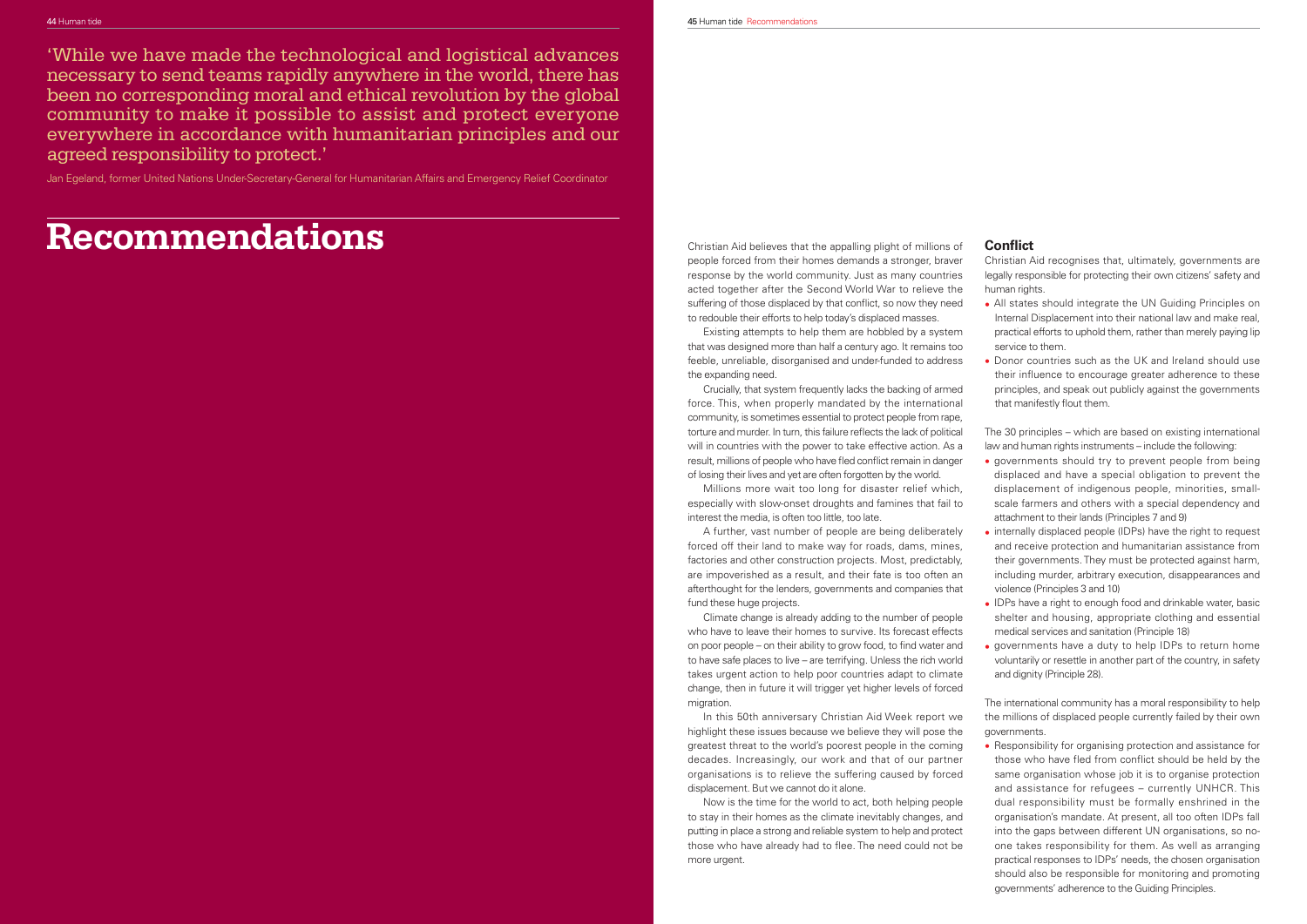'While we have made the technological and logistical advances necessary to send teams rapidly anywhere in the world, there has been no corresponding moral and ethical revolution by the global community to make it possible to assist and protect everyone everywhere in accordance with humanitarian principles and our agreed responsibility to protect.'

Jan Egeland, former United Nations Under-Secretary-General for Humanitarian Affairs and Emergency Relief Coordinator

# Recommendations

Christian Aid believes that the appalling plight of millions of people forced from their homes demands a stronger, braver response by the world community. Just as many countries acted together after the Second World War to relieve the suffering of those displaced by that conflict, so now they need to redouble their efforts to help today's displaced masses.

Existing attempts to help them are hobbled by a system that was designed more than half a century ago. It remains too feeble, unreliable, disorganised and under-funded to address the expanding need.

Crucially, that system frequently lacks the backing of armed force. This, when properly mandated by the international community, is sometimes essential to protect people from rape, torture and murder. In turn, this failure reflects the lack of political will in countries with the power to take effective action. As a result, millions of people who have fled conflict remain in danger of losing their lives and yet are often forgotten by the world.

Millions more wait too long for disaster relief which, especially with slow-onset droughts and famines that fail to interest the media, is often too little, too late.

A further, vast number of people are being deliberately forced off their land to make way for roads, dams, mines, factories and other construction projects. Most, predictably, are impoverished as a result, and their fate is too often an afterthought for the lenders, governments and companies that fund these huge projects.

Climate change is already adding to the number of people who have to leave their homes to survive. Its forecast effects on poor people – on their ability to grow food, to find water and to have safe places to live – are terrifying. Unless the rich world takes urgent action to help poor countries adapt to climate change, then in future it will trigger yet higher levels of forced migration.

In this 50th anniversary Christian Aid Week report we highlight these issues because we believe they will pose the greatest threat to the world's poorest people in the coming decades. Increasingly, our work and that of our partner organisations is to relieve the suffering caused by forced displacement. But we cannot do it alone.

Now is the time for the world to act, both helping people to stay in their homes as the climate inevitably changes, and putting in place a strong and reliable system to help and protect those who have already had to flee. The need could not be more urgent.

## Conflict

Christian Aid recognises that, ultimately, governments are legally responsible for protecting their own citizens' safety and human rights.

- All states should integrate the UN Guiding Principles on Internal Displacement into their national law and make real, practical efforts to uphold them, rather than merely paying lip service to them.
- Donor countries such as the UK and Ireland should use their influence to encourage greater adherence to these principles, and speak out publicly against the governments that manifestly flout them.

The 30 principles – which are based on existing international law and human rights instruments – include the following:

- governments should try to prevent people from being displaced and have a special obligation to prevent the displacement of indigenous people, minorities, small-scale farmers and others with a special dependency and attachment to their lands (Principles 7 and 9)
- internally displaced people (IDPs) have the right to request and receive protection and humanitarian assistance from their governments. They must be protected against harm, including murder, arbitrary execution, disappearances and violence (Principles 3 and 10)
- IDPs have a right to enough food and drinkable water, basic shelter and housing, appropriate clothing and essential medical services and sanitation (Principle 18)
- governments have a duty to help IDPs to return home voluntarily or resettle in another part of the country, in safety and dignity (Principle 28).

The international community has a moral responsibility to help the millions of displaced people currently failed by their own governments.

- Responsibility for organising protection and assistance for those who have fled from conflict should be held by the same organisation whose job it is to organise protection and assistance for refugees – currently UNHCR. This dual responsibility must be formally enshrined in the organisation's mandate. At present, all too often IDPs fall into the gaps between different UN organisations, so no-one takes responsibility for them. As well as arranging practical responses to IDPs' needs, the chosen organisation should also be responsible for monitoring and promoting governments' adherence to the Guiding Principles.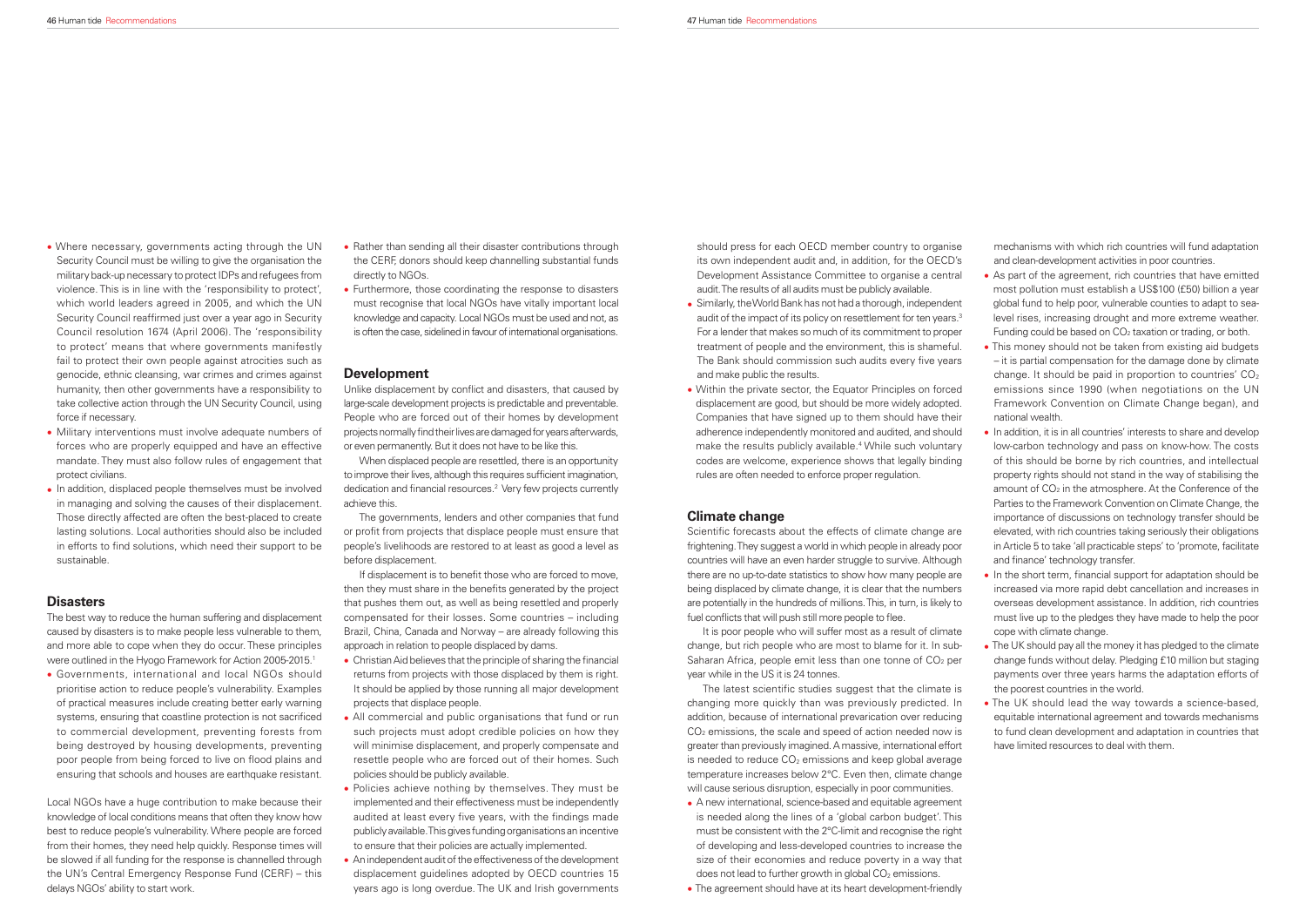- Where necessary, governments acting through the UN Security Council must be willing to give the organisation the military back-up necessary to protect IDPs and refugees from violence. This is in line with the 'responsibility to protect', which world leaders agreed in 2005, and which the UN Security Council reaffirmed just over a year ago in Security Council resolution 1674 (April 2006). The 'responsibility to protect' means that where governments manifestly fail to protect their own people against atrocities such as genocide, ethnic cleansing, war crimes and crimes against humanity, then other governments have a responsibility to take collective action through the UN Security Council, using force if necessary.
- Military interventions must involve adequate numbers of forces who are properly equipped and have an effective mandate. They must also follow rules of engagement that protect civilians.
- In addition, displaced people themselves must be involved in managing and solving the causes of their displacement. Those directly affected are often the best-placed to create lasting solutions. Local authorities should also be included in efforts to find solutions, which need their support to be sustainable.

## Disasters

The best way to reduce the human suffering and displacement caused by disasters is to make people less vulnerable to them, and more able to cope when they do occur. These principles were outlined in the Hyogo Framework for Action 2005-2015.[1]

- Governments, international and local NGOs should prioritise action to reduce people's vulnerability. Examples of practical measures include creating better early warning systems, ensuring that coastline protection is not sacrificed to commercial development, preventing forests from being destroyed by housing developments, preventing poor people from being forced to live on flood plains and ensuring that schools and houses are earthquake resistant.

Local NGOs have a huge contribution to make because their knowledge of local conditions means that often they know how best to reduce people's vulnerability. Where people are forced from their homes, they need help quickly. Response times will be slowed if all funding for the response is channelled through the UN's Central Emergency Response Fund (CERF) – this delays NGOs' ability to start work.

- Rather than sending all their disaster contributions through the CERF, donors should keep channelling substantial funds directly to NGOs.
- Furthermore, those coordinating the response to disasters must recognise that local NGOs have vitally important local knowledge and capacity. Local NGOs must be used and not, as is often the case, sidelined in favour of international organisations.

## Development

Unlike displacement by conflict and disasters, that caused by large-scale development projects is predictable and preventable. People who are forced out of their homes by development projects normally find their lives are damaged for years afterwards, or even permanently. But it does not have to be like this.

When displaced people are resettled, there is an opportunity to improve their lives, although this requires sufficient imagination, dedication and financial resources.[2] Very few projects currently achieve this.

The governments, lenders and other companies that fund or profit from projects that displace people must ensure that people's livelihoods are restored to at least as good a level as before displacement.

If displacement is to benefit those who are forced to move, then they must share in the benefits generated by the project that pushes them out, as well as being resettled and properly compensated for their losses. Some countries – including Brazil, China, Canada and Norway – are already following this approach in relation to people displaced by dams.

- Christian Aid believes that the principle of sharing the financial returns from projects with those displaced by them is right. It should be applied by those running all major development projects that displace people.
- All commercial and public organisations that fund or run such projects must adopt credible policies on how they will minimise displacement, and properly compensate and resettle people who are forced out of their homes. Such policies should be publicly available.
- Policies achieve nothing by themselves. They must be implemented and their effectiveness must be independently audited at least every five years, with the findings made publicly available. This gives funding organisations an incentive to ensure that their policies are actually implemented.
- An independent audit of the effectiveness of the development displacement guidelines adopted by OECD countries 15 years ago is long overdue. The UK and Irish governments should press for each OECD member country to organise its own independent audit and, in addition, for the OECD's Development Assistance Committee to organise a central audit. The results of all audits must be publicly available.
- Similarly, the World Bank has not had a thorough, independent audit of the impact of its policy on resettlement for ten years.[3] For a lender that makes so much of its commitment to proper treatment of people and the environment, this is shameful. The Bank should commission such audits every five years and make public the results.
- Within the private sector, the Equator Principles on forced displacement are good, but should be more widely adopted. Companies that have signed up to them should have their adherence independently monitored and audited, and should make the results publicly available.[4] While such voluntary codes are welcome, experience shows that legally binding rules are often needed to enforce proper regulation.

## Climate change

Scientific forecasts about the effects of climate change are frightening. They suggest a world in which people in already poor countries will have an even harder struggle to survive. Although there are no up-to-date statistics to show how many people are being displaced by climate change, it is clear that the numbers are potentially in the hundreds of millions. This, in turn, is likely to fuel conflicts that will push still more people to flee.

It is poor people who will suffer most as a result of climate change, but rich people who are most to blame for it. In sub-Saharan Africa, people emit less than one tonne of $CO_2$ per year while in the US it is 24 tonnes.

The latest scientific studies suggest that the climate is changing more quickly than was previously predicted. In addition, because of international prevarication over reducing $CO_2$ emissions, the scale and speed of action needed now is greater than previously imagined. A massive, international effort is needed to reduce $CO_2$ emissions and keep global average temperature increases below 2°C. Even then, climate change will cause serious disruption, especially in poor communities.

- A new international, science-based and equitable agreement is needed along the lines of a 'global carbon budget'. This must be consistent with the 2°C-limit and recognise the right of developing and less-developed countries to increase the size of their economies and reduce poverty in a way that does not lead to further growth in global $CO_2$ emissions.
- The agreement should have at its heart development-friendly mechanisms with which rich countries will fund adaptation and clean-development activities in poor countries.
- As part of the agreement, rich countries that have emitted most pollution must establish a US\$100 (£50) billion a year global fund to help poor, vulnerable counties to adapt to sea-level rises, increasing drought and more extreme weather. Funding could be based on $CO_2$ taxation or trading, or both.
- This money should not be taken from existing aid budgets – it is partial compensation for the damage done by climate change. It should be paid in proportion to countries' $CO_2$ emissions since 1990 (when negotiations on the UN Framework Convention on Climate Change began), and national wealth.
- In addition, it is in all countries' interests to share and develop low-carbon technology and pass on know-how. The costs of this should be borne by rich countries, and intellectual property rights should not stand in the way of stabilising the amount of $CO_2$ in the atmosphere. At the Conference of the Parties to the Framework Convention on Climate Change, the importance of discussions on technology transfer should be elevated, with rich countries taking seriously their obligations in Article 5 to take 'all practicable steps' to 'promote, facilitate and finance' technology transfer.
- In the short term, financial support for adaptation should be increased via more rapid debt cancellation and increases in overseas development assistance. In addition, rich countries must live up to the pledges they have made to help the poor cope with climate change.
- The UK should pay all the money it has pledged to the climate change funds without delay. Pledging £10 million but staging payments over three years harms the adaptation efforts of the poorest countries in the world.
- The UK should lead the way towards a science-based, equitable international agreement and towards mechanisms to fund clean development and adaptation in countries that have limited resources to deal with them.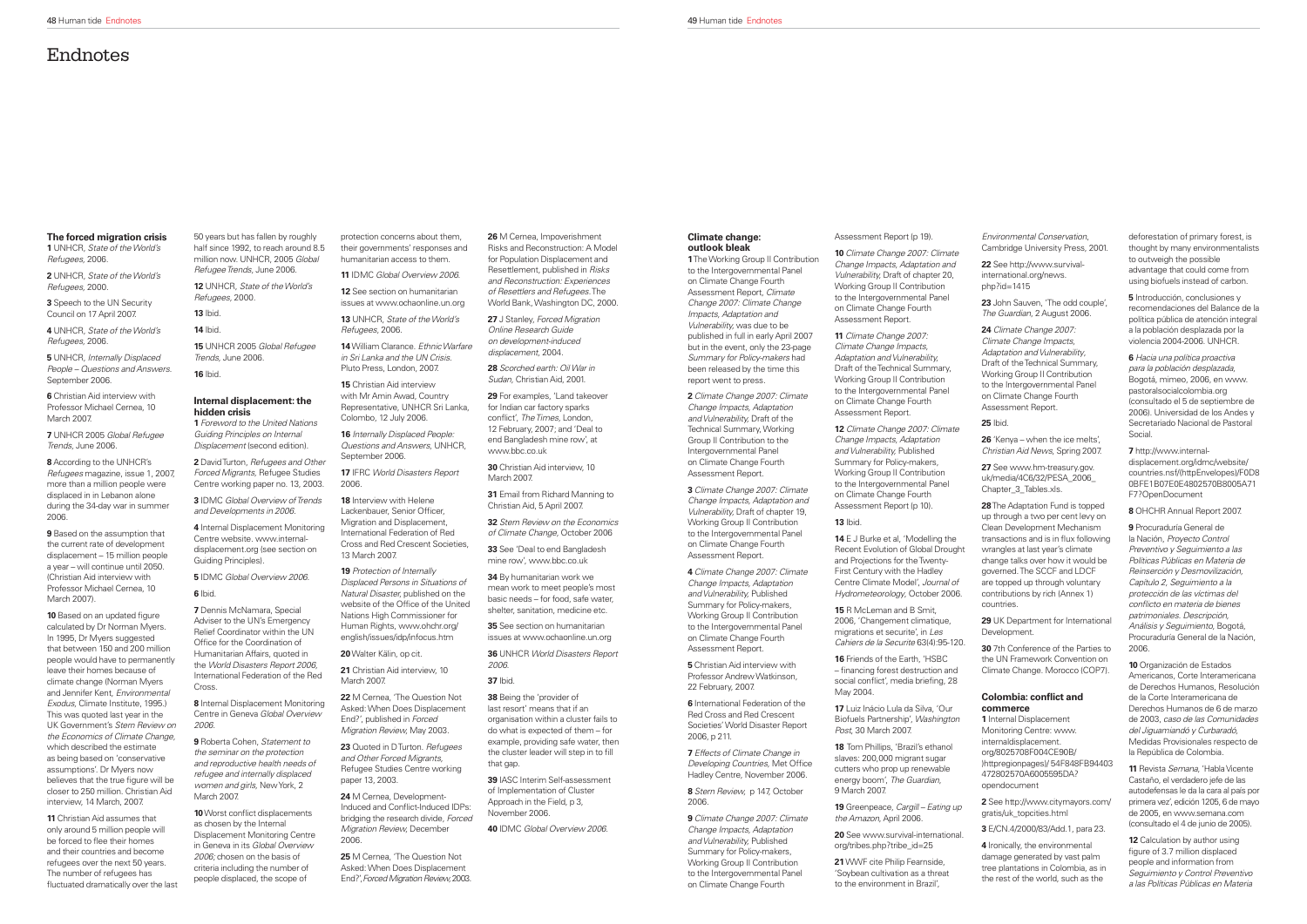# Endnotes

### The forced migration crisis

**1** UNHCR, *State of the World's Refugees*, 2006.

**2** UNHCR, *State of the World's Refugees*, 2000.

**3** Speech to the UN Security Council on 17 April 2007.

**4** UNHCR, *State of the World's Refugees*, 2006.

**5** UNHCR, *Internally Displaced People – Questions and Answers*. September 2006.

**6** Christian Aid interview with Professor Michael Cernea, 10 March 2007.

**7** UNHCR 2005 *Global Refugee Trends*, June 2006.

**8** According to the UNHCR's *Refugees* magazine, issue 1, 2007, more than a million people were displaced in in Lebanon alone during the 34-day war in summer 2006.

**9** Based on the assumption that the current rate of development displacement – 15 million people a year – will continue until 2050. (Christian Aid interview with Professor Michael Cernea, 10 March 2007).

**10** Based on an updated figure calculated by Dr Norman Myers. In 1995, Dr Myers suggested that between 150 and 200 million people would have to permanently leave their homes because of climate change (Norman Myers and Jennifer Kent, *Environmental Exodus*, Climate Institute, 1995.) This was quoted last year in the UK Government's *Stern Review on the Economics of Climate Change*, which described the estimate as being based on 'conservative assumptions'. Dr Myers now believes that the true figure will be closer to 250 million. Christian Aid interview, 14 March, 2007.

**11** Christian Aid assumes that only around 5 million people will be forced to flee their homes and their countries and become refugees over the next 50 years. The number of refugees has fluctuated dramatically over the last 50 years but has fallen by roughly half since 1992, to reach around 8.5 million now. UNHCR, 2005 *Global Refugee Trends*, June 2006.

**12** UNHCR, *State of the World's Refugees*, 2000.

**13** Ibid.

**14** Ibid.

**15** UNHCR 2005 *Global Refugee Trends*, June 2006.

**16** Ibid.

### Internal displacement: the hidden crisis

**1** *Foreword to the United Nations Guiding Principles on Internal Displacement* (second edition).

**2** David Turton, *Refugees and Other Forced Migrants*, Refugee Studies Centre working paper no. 13, 2003.

**3** IDMC *Global Overview of Trends and Developments in 2006*.

**4** Internal Displacement Monitoring Centre website. www.internal-displacement.org (see section on Guiding Principles).

**5** IDMC *Global Overview 2006*.

**6** Ibid.

**7** Dennis McNamara, Special Adviser to the UN's Emergency Relief Coordinator within the UN Office for the Coordination of Humanitarian Affairs, quoted in the *World Disasters Report 2006*, International Federation of the Red Cross.

**8** Internal Displacement Monitoring Centre in Geneva *Global Overview 2006*.

**9** Roberta Cohen, *Statement to the seminar on the protection and reproductive health needs of refugee and internally displaced women and girls*, New York, 2 March 2007.

**10** Worst conflict displacements as chosen by the Internal Displacement Monitoring Centre in Geneva in its *Global Overview 2006*; chosen on the basis of criteria including the number of people displaced, the scope of protection concerns about them, their governments' responses and humanitarian access to them.

**11** IDMC *Global Overview 2006*.

**12** See section on humanitarian issues at www.ochaonline.un.org

**13** UNHCR, *State of the World's Refugees*, 2006.

**14** William Clarance. *Ethnic Warfare in Sri Lanka and the UN Crisis*. Pluto Press, London, 2007.

**15** Christian Aid interview with Mr Amin Awad, Country Representative, UNHCR Sri Lanka, Colombo, 12 July 2006.

**16** *Internally Displaced People: Questions and Answers*, UNHCR, September 2006.

**17** IFRC *World Disasters Report* 2006.

**18** Interview with Helene Lackenbauer, Senior Officer, Migration and Displacement, International Federation of Red Cross and Red Crescent Societies, 13 March 2007.

**19** *Protection of Internally Displaced Persons in Situations of Natural Disaster*, published on the website of the Office of the United Nations High Commissioner for Human Rights, www.ohchr.org/english/issues/idp/infocus.htm

**20** Walter Kälin, op cit.

**21** Christian Aid interview, 10 March 2007.

**22** M Cernea, 'The Question Not Asked: When Does Displacement End?', published in *Forced Migration Review*, May 2003.

**23** Quoted in D Turton. *Refugees and Other Forced Migrants*, Refugee Studies Centre working paper 13, 2003.

**24** M Cernea, Development-Induced and Conflict-Induced IDPs: bridging the research divide, *Forced Migration Review*, December 2006.

**25** M Cernea, 'The Question Not Asked: When Does Displacement End?', *Forced Migration Review*, 2003.

**26** M Cernea, Impoverishment Risks and Reconstruction: A Model for Population Displacement and Resettlement, published in *Risks and Reconstruction: Experiences of Resettlers and Refugees*. The World Bank, Washington DC, 2000.

**27** J Stanley, *Forced Migration Online Research Guide on development-induced displacement*, 2004.

**28** *Scorched earth: Oil War in Sudan*, Christian Aid, 2001.

**29** For examples, 'Land takeover for Indian car factory sparks conflict', *The Times*, London, 12 February, 2007; and 'Deal to end Bangladesh mine row', at www.bbc.co.uk

**30** Christian Aid interview, 10 March 2007.

**31** Email from Richard Manning to Christian Aid, 5 April 2007.

**32** *Stern Review on the Economics of Climate Change*, October 2006

**33** See 'Deal to end Bangladesh mine row', www.bbc.co.uk

**34** By humanitarian work we mean work to meet people's most basic needs – for food, safe water, shelter, sanitation, medicine etc.

**35** See section on humanitarian issues at www.ochaonline.un.org

**36** UNHCR *World Disasters Report 2006*.

**37** Ibid.

**38** Being the 'provider of last resort' means that if an organisation within a cluster fails to do what is expected of them – for example, providing safe water, then the cluster leader will step in to fill that gap.

**39** IASC Interim Self-assessment of Implementation of Cluster Approach in the Field, p 3, November 2006.

**40** IDMC *Global Overview 2006*.

### Climate change: outlook bleak

**1** The Working Group II Contribution to the Intergovernmental Panel on Climate Change Fourth Assessment Report, *Climate Change 2007: Climate Change Impacts, Adaptation and Vulnerability*, was due to be published in full in early April 2007 but in the event, only the 23-page *Summary for Policy-makers* had been released by the time this report went to press.

**2** *Climate Change 2007: Climate Change Impacts, Adaptation and Vulnerability*, Draft of the Technical Summary, Working Group II Contribution to the Intergovernmental Panel on Climate Change Fourth Assessment Report.

**3** *Climate Change 2007: Climate Change Impacts, Adaptation and Vulnerability*, Draft of chapter 19, Working Group II Contribution to the Intergovernmental Panel on Climate Change Fourth Assessment Report.

**4** *Climate Change 2007: Climate Change Impacts, Adaptation and Vulnerability*, Published Summary for Policy-makers, Working Group II Contribution to the Intergovernmental Panel on Climate Change Fourth Assessment Report.

**5** Christian Aid interview with Professor Andrew Watkinson, 22 February, 2007.

**6** International Federation of the Red Cross and Red Crescent Societies' World Disaster Report 2006, p 211.

**7** *Effects of Climate Change in Developing Countries*, Met Office Hadley Centre, November 2006.

**8** *Stern Review*, p 147, October 2006.

**9** *Climate Change 2007: Climate Change Impacts, Adaptation and Vulnerability*, Published Summary for Policy-makers, Working Group II Contribution to the Intergovernmental Panel on Climate Change Fourth Assessment Report (p 19).

**10** *Climate Change 2007: Climate Change Impacts, Adaptation and Vulnerability*, Draft of chapter 20, Working Group II Contribution to the Intergovernmental Panel on Climate Change Fourth Assessment Report.

**11** *Climate Change 2007: Climate Change Impacts, Adaptation and Vulnerability*, Draft of the Technical Summary, Working Group II Contribution to the Intergovernmental Panel on Climate Change Fourth Assessment Report.

**12** *Climate Change 2007: Climate Change Impacts, Adaptation and Vulnerability*, Published Summary for Policy-makers, Working Group II Contribution to the Intergovernmental Panel on Climate Change Fourth Assessment Report (p 10).

**13** Ibid.

**14** E J Burke et al, 'Modelling the Recent Evolution of Global Drought and Projections for the Twenty-First Century with the Hadley Centre Climate Model', *Journal of Hydrometeorology*, October 2006.

**15** R McLeman and B Smit, 2006, 'Changement climatique, migrations et securite', in *Les Cahiers de la Securite* 63(4):95-120.

**16** Friends of the Earth, 'HSBC – financing forest destruction and social conflict', media briefing, 28 May 2004.

**17** Luiz Inácio Lula da Silva, 'Our Biofuels Partnership', *Washington Post*, 30 March 2007.

**18** Tom Phillips, 'Brazil's ethanol slaves: 200,000 migrant sugar cutters who prop up renewable energy boom', *The Guardian*, 9 March 2007.

**19** Greenpeace, *Cargill – Eating up the Amazon*, April 2006.

**20** See www.survival-international.org/tribes.php?tribe_id=25

**21** WWF cite Philip Fearnside, 'Soybean cultivation as a threat to the environment in Brazil', *Environmental Conservation*, Cambridge University Press, 2001.

**22** See http://www.survival-international.org/news.php?id=1415

**23** John Sauven, 'The odd couple', *The Guardian*, 2 August 2006.

**24** *Climate Change 2007: Climate Change Impacts, Adaptation and Vulnerability*, Draft of the Technical Summary, Working Group II Contribution to the Intergovernmental Panel on Climate Change Fourth Assessment Report.

**25** Ibid.

**26** 'Kenya – when the ice melts', *Christian Aid News*, Spring 2007.

**27** See www.hm-treasury.gov.uk/media/4C6/32/PESA_2006_Chapter_3_Tables.xls.

**28** The Adaptation Fund is topped up through a two per cent levy on Clean Development Mechanism transactions and is in flux following wrangles at last year's climate change talks over how it would be governed. The SCCF and LDCF are topped up through voluntary contributions by rich (Annex 1) countries.

**29** UK Department for International Development.

**30** 7th Conference of the Parties to the UN Framework Convention on Climate Change. Morocco (COP7).

### Colombia: conflict and commerce

**1** Internal Displacement Monitoring Centre: www.internaldisplacement.org/8025708F004CE90B/(httpregionpages)/54F848FB94403472802570A6005595DA?opendocument

**2** See http://www.citymayors.com/gratis/uk_topcities.html

**3** E/CN.4/2000/83/Add.1, para 23.

**4** Ironically, the environmental damage generated by vast palm tree plantations in Colombia, as in the rest of the world, such as the deforestation of primary forest, is thought by many environmentalists to outweigh the possible advantage that could come from using biofuels instead of carbon.

**5** Introducción, conclusiones y recomendaciones del Balance de la política pública de atención integral a la población desplazada por la violencia 2004-2006. UNHCR.

**6** *Hacia una política proactiva para la población desplazada*, Bogotá, mimeo, 2006, en www.pastoralsocialcolombia.org (consultado el 5 de septiembre de 2006). Universidad de los Andes y Secretariado Nacional de Pastoral Social.

**7** http://www.internal-displacement.org/idmc/website/countries.nsf/(httpEnvelopes)/F0D80BFE1B07E0E4802570B8005A71F7?OpenDocument

**8** OHCHR Annual Report 2007.

**9** Procuraduría General de la Nación, *Proyecto Control Preventivo y Seguimiento a las Políticas Públicas en Materia de Reinserción y Desmovilización, Capítulo 2, Seguimiento a la protección de las víctimas del conflicto en materia de bienes patrimoniales. Descripción, Análisis y Seguimiento*, Bogotá, Procuraduría General de la Nación, 2006.

**10** Organización de Estados Americanos, Corte Interamericana de Derechos Humanos, Resolución de la Corte Interamericana de Derechos Humanos de 6 de marzo de 2003, *caso de las Comunidades del Jiguamiandó y Curbaradó*, Medidas Provisionales respecto de la República de Colombia.

**11** Revista *Semana*, 'Habla Vicente Castaño, el verdadero jefe de las autodefensas le da la cara al país por primera vez', edición 1205, 6 de mayo de 2005, en www.semana.com (consultado el 4 de junio de 2005).

**12** Calculation by author using figure of 3.7 million displaced people and information from *Seguimiento y Control Preventivo a las Políticas Públicas en Materia*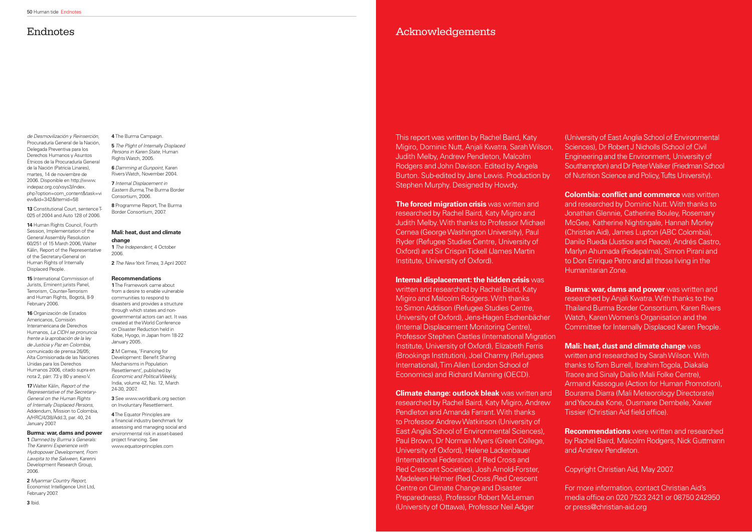# Endnotes

*de Desmovilización y Reinserción*, Procuraduría General de la Nación, Delegada Preventiva para los Derechos Humanos y Asuntos Étnicos de la Procuraduría General de la Nación (Patricia Linares), martes, 14 de noviembre de 2006. Disponible en http://www.indepaz.org.co/xsys3/index.php?option=com_content&task=view&id=342&Itemid=58

**13** Constitutional Court, sentence T-025 of 2004 and Auto 128 of 2006.

**14** Human Rights Council, Fourth Session, Implementation of the General Assembly Resolution 60/251 of 15 March 2006, Walter Kälin, Report of the Representative of the Secretary-General on Human Rights of Internally Displaced People.

**15** International Commission of Jurists, Eminent jurists Panel, Terrorism, Counter-Terrorism and Human Rights, Bogotá, 8-9 February 2006.

**16** Organización de Estados Americanos, Comisión Interamericana de Derechos Humanos, *La CIDH se pronuncia frente a la aprobación de la ley de Justicia y Paz en Colombia*, comunicado de prensa 26/05; Alta Comisionada de las Naciones Unidas para los Derechos Humanos 2006, citado supra en nota 2, párr. 73 y 80 y anexo V.

**17** Walter Kälin, *Report of the Representative of the Secretary-General on the Human Rights of Internally Displaced Persons*, Addendum, Mission to Colombia, A/HRC/4/38/Add.3, par. 40, 24 January 2007.

### Burma: war, dams and power

**1** *Damned by Burma's Generals: The Karenni Experience with Hydropower Development, From Lawpita to the Salween*, Karenni Development Research Group, 2006.

**2** *Myanmar Country Report*, Economist Intelligence Unit Ltd, February 2007.

**3** Ibid.

**4** The Burma Campaign.

**5** *The Plight of Internally Displaced Persons in Karen State*, Human Rights Watch, 2005.

**6** *Damming at Gunpoint*, Karen Rivers Watch, November 2004.

**7** *Internal Displacement in Eastern Burma*, The Burma Border Consortium, 2006.

**8** Programme Report, The Burma Border Consortium, 2007.

### Mali: heat, dust and climate change

**1** *The Independent*, 4 October 2006.

**2** *The New York Times*, 3 April 2007.

### Recommendations

**1** The Framework came about from a desire to enable vulnerable communities to respond to disasters and provides a structure through which states and non-governmental actors can act. It was created at the World Conference on Disaster Reduction held in Kobe, Hyogo, in Japan from 18-22 January 2005.

**2** M Cernea, 'Financing for Development: Benefit Sharing Mechanisms in Population Resettlement', published by *Economic and Political Weekly*, India, volume 42, No. 12, March 24-30, 2007.

**3** See www.worldbank.org section on Involuntary Resettlement.

**4** The Equator Principles are a financial industry benchmark for assessing and managing social and environmental risk in asset-based project financing. See www.equator-principles.com

# Acknowledgements

This report was written by Rachel Baird, Katy Migiro, Dominic Nutt, Anjali Kwatra, Sarah Wilson, Judith Melby, Andrew Pendleton, Malcolm Rodgers and John Davison. Edited by Angela Burton. Sub-edited by Jane Lewis. Production by Stephen Murphy. Designed by Howdy.

**The forced migration crisis** was written and researched by Rachel Baird, Katy Migiro and Judith Melby. With thanks to Professor Michael Cernea (George Washington University), Paul Ryder (Refugee Studies Centre, University of Oxford) and Sir Crispin Tickell (James Martin Institute, University of Oxford).

**Internal displacement: the hidden crisis** was written and researched by Rachel Baird, Katy Migiro and Malcolm Rodgers. With thanks to Simon Addison (Refugee Studies Centre, University of Oxford), Jens-Hagen Eschenbächer (Internal Displacement Monitoring Centre), Professor Stephen Castles (International Migration Institute, University of Oxford), Elizabeth Ferris (Brookings Institution), Joel Charmy (Refugees International), Tim Allen (London School of Economics) and Richard Manning (OECD).

**Climate change: outlook bleak** was written and researched by Rachel Baird, Katy Migiro, Andrew Pendleton and Amanda Farrant. With thanks to Professor Andrew Watkinson (University of East Anglia School of Environmental Sciences), Paul Brown, Dr Norman Myers (Green College, University of Oxford), Helene Lackenbauer (International Federation of Red Cross and Red Crescent Societies), Josh Arnold-Forster, Madeleen Helmer (Red Cross /Red Crescent Centre on Climate Change and Disaster Preparedness), Professor Robert McLeman (University of Ottawa), Professor Neil Adger (University of East Anglia School of Environmental Sciences), Dr Robert J Nicholls (School of Civil Engineering and the Environment, University of Southampton) and Dr Peter Walker (Friedman School of Nutrition Science and Policy, Tufts University).

**Colombia: conflict and commerce** was written and researched by Dominic Nutt. With thanks to Jonathan Glennie, Catherine Bouley, Rosemary McGee, Katherine Nightingale, Hannah Morley (Christian Aid), James Lupton (ABC Colombia), Danilo Rueda (Justice and Peace), Andrés Castro, Marlyn Ahumada (Fedepalma), Simon Pirani and to Don Enrique Petro and all those living in the Humanitarian Zone.

**Burma: war, dams and power** was written and researched by Anjali Kwatra. With thanks to the Thailand Burma Border Consortium, Karen Rivers Watch, Karen Women's Organisation and the Committee for Internally Displaced Karen People.

**Mali: heat, dust and climate change** was written and researched by Sarah Wilson. With thanks to Tom Burrell, Ibrahim Togola, Diakalia Traore and Sinaly Diallo (Mali Folke Centre), Armand Kassogue (Action for Human Promotion), Bourama Diarra (Mali Meteorology Directorate) and Yacouba Kone, Ousmane Dembele, Xavier Tissier (Christian Aid field office).

**Recommendations** were written and researched by Rachel Baird, Malcolm Rodgers, Nick Guttmann and Andrew Pendleton.

Copyright Christian Aid, May 2007.

For more information, contact Christian Aid's media office on 020 7523 2421 or 08750 242950 or press@christian-aid.org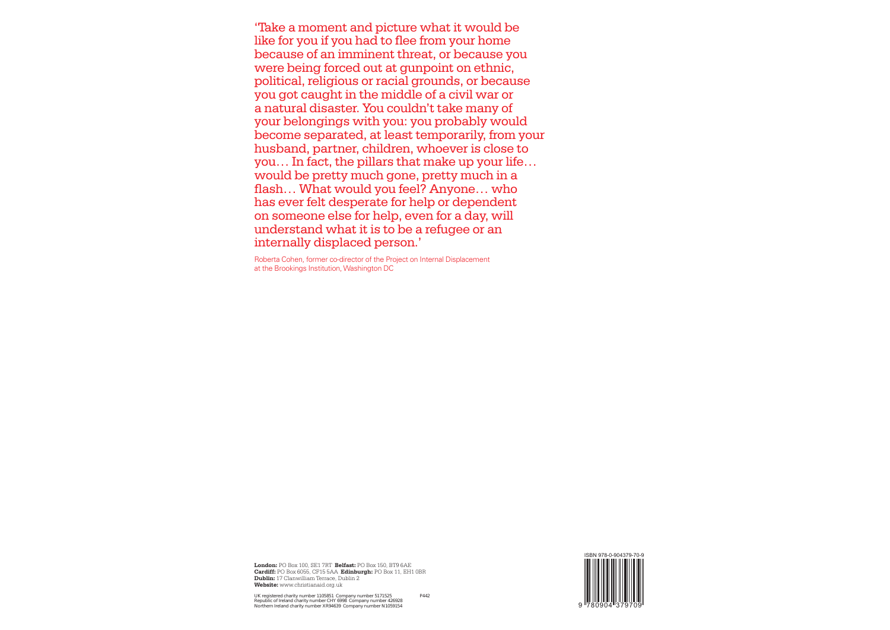'Take a moment and picture what it would be like for you if you had to flee from your home because of an imminent threat, or because you were being forced out at gunpoint on ethnic, political, religious or racial grounds, or because you got caught in the middle of a civil war or a natural disaster. You couldn't take many of your belongings with you: you probably would become separated, at least temporarily, from your husband, partner, children, whoever is close to you… In fact, the pillars that make up your life… would be pretty much gone, pretty much in a flash… What would you feel? Anyone… who has ever felt desperate for help or dependent on someone else for help, even for a day, will understand what it is to be a refugee or an internally displaced person.'

Roberta Cohen, former co-director of the Project on Internal Displacement at the Brookings Institution, Washington DC

**London:** PO Box 100, SE1 7RT **Belfast:** PO Box 150, BT9 6AE
**Cardiff:** PO Box 6055, CF15 5AA **Edinburgh:** PO Box 11, EH1 0BR
**Dublin:** 17 Clanwilliam Terrace, Dublin 2
**Website:** www.christianaid.org.uk

UK registered charity number 1105851 Company number 5171525 P442
Republic of Ireland charity number CHY 6998 Company number 426928
Northern Ireland charity number XR94639 Company number NI059154

ISBN 978-0-904379-70-9